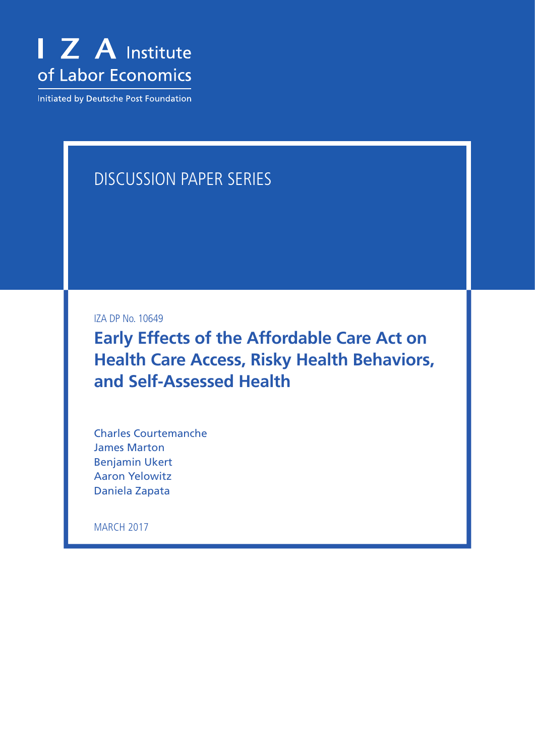IZA Institute of Labor Economics

Initiated by Deutsche Post Foundation

DISCUSSION PAPER SERIES

IZA DP No. 10649

# Early Effects of the Affordable Care Act on Health Care Access, Risky Health Behaviors, and Self-Assessed Health

Charles Courtemanche
James Marton
Benjamin Ukert
Aaron Yelowitz
Daniela Zapata

MARCH 2017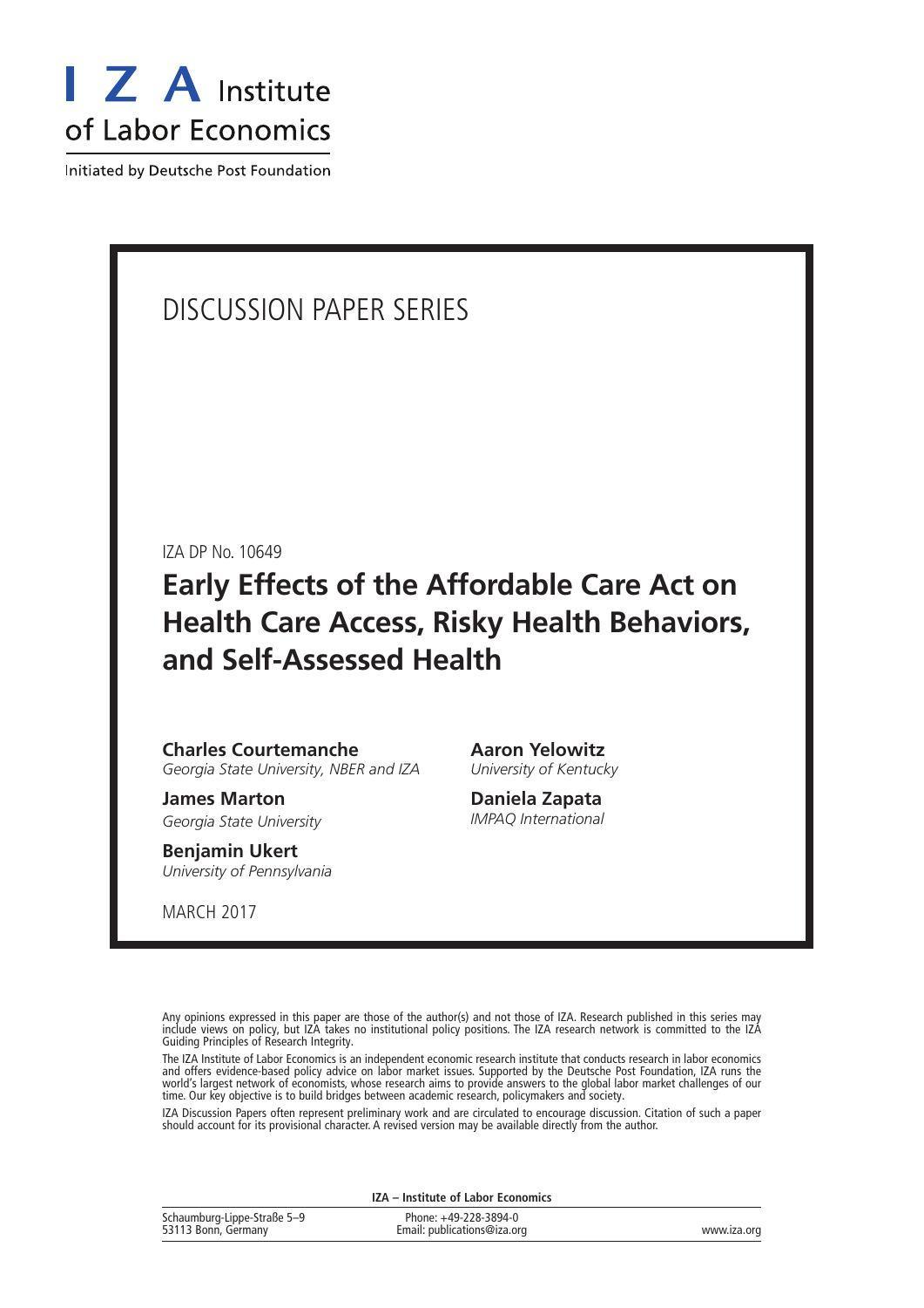# I Z A Institute of Labor Economics

Initiated by Deutsche Post Foundation

## DISCUSSION PAPER SERIES

IZA DP No. 10649

# Early Effects of the Affordable Care Act on Health Care Access, Risky Health Behaviors, and Self-Assessed Health

**Charles Courtemanche**
*Georgia State University, NBER and IZA*

**James Marton**
*Georgia State University*

**Benjamin Ukert**
*University of Pennsylvania*

**Aaron Yelowitz**
*University of Kentucky*

**Daniela Zapata**
*IMPAQ International*

MARCH 2017

Any opinions expressed in this paper are those of the author(s) and not those of IZA. Research published in this series may include views on policy, but IZA takes no institutional policy positions. The IZA research network is committed to the IZA Guiding Principles of Research Integrity.

The IZA Institute of Labor Economics is an independent economic research institute that conducts research in labor economics and offers evidence-based policy advice on labor market issues. Supported by the Deutsche Post Foundation, IZA runs the world's largest network of economists, whose research aims to provide answers to the global labor market challenges of our time. Our key objective is to build bridges between academic research, policymakers and society.

IZA Discussion Papers often represent preliminary work and are circulated to encourage discussion. Citation of such a paper should account for its provisional character. A revised version may be available directly from the author.

**IZA – Institute of Labor Economics**

Schaumburg-Lippe-Straße 5–9
53113 Bonn, Germany

Phone: +49-228-3894-0
Email: publications@iza.org

www.iza.org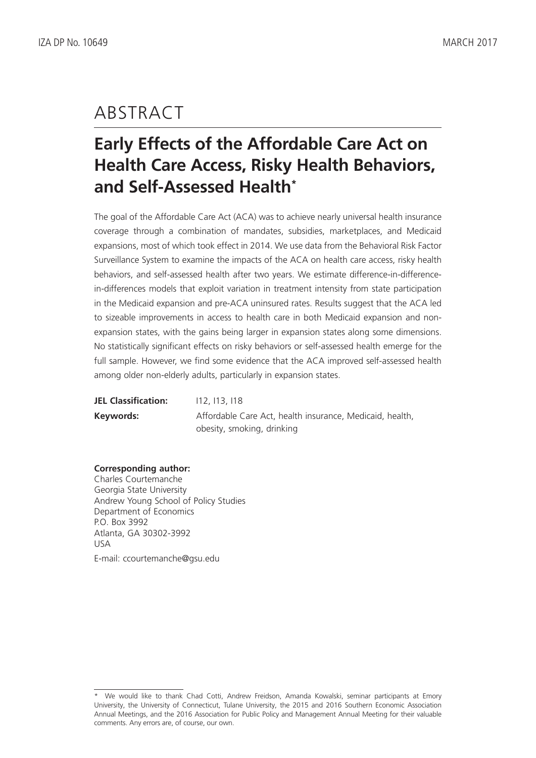# ABSTRACT

## Early Effects of the Affordable Care Act on Health Care Access, Risky Health Behaviors, and Self-Assessed Health*

The goal of the Affordable Care Act (ACA) was to achieve nearly universal health insurance coverage through a combination of mandates, subsidies, marketplaces, and Medicaid expansions, most of which took effect in 2014. We use data from the Behavioral Risk Factor Surveillance System to examine the impacts of the ACA on health care access, risky health behaviors, and self-assessed health after two years. We estimate difference-in-difference-in-differences models that exploit variation in treatment intensity from state participation in the Medicaid expansion and pre-ACA uninsured rates. Results suggest that the ACA led to sizeable improvements in access to health care in both Medicaid expansion and non-expansion states, with the gains being larger in expansion states along some dimensions. No statistically significant effects on risky behaviors or self-assessed health emerge for the full sample. However, we find some evidence that the ACA improved self-assessed health among older non-elderly adults, particularly in expansion states.

**JEL Classification:** I12, I13, I18

**Keywords:** Affordable Care Act, health insurance, Medicaid, health, obesity, smoking, drinking

**Corresponding author:**
Charles Courtemanche
Georgia State University
Andrew Young School of Policy Studies
Department of Economics
P.O. Box 3992
Atlanta, GA 30302-3992
USA

E-mail: ccourtemanche@gsu.edu

\* We would like to thank Chad Cotti, Andrew Freidson, Amanda Kowalski, seminar participants at Emory University, the University of Connecticut, Tulane University, the 2015 and 2016 Southern Economic Association Annual Meetings, and the 2016 Association for Public Policy and Management Annual Meeting for their valuable comments. Any errors are, of course, our own.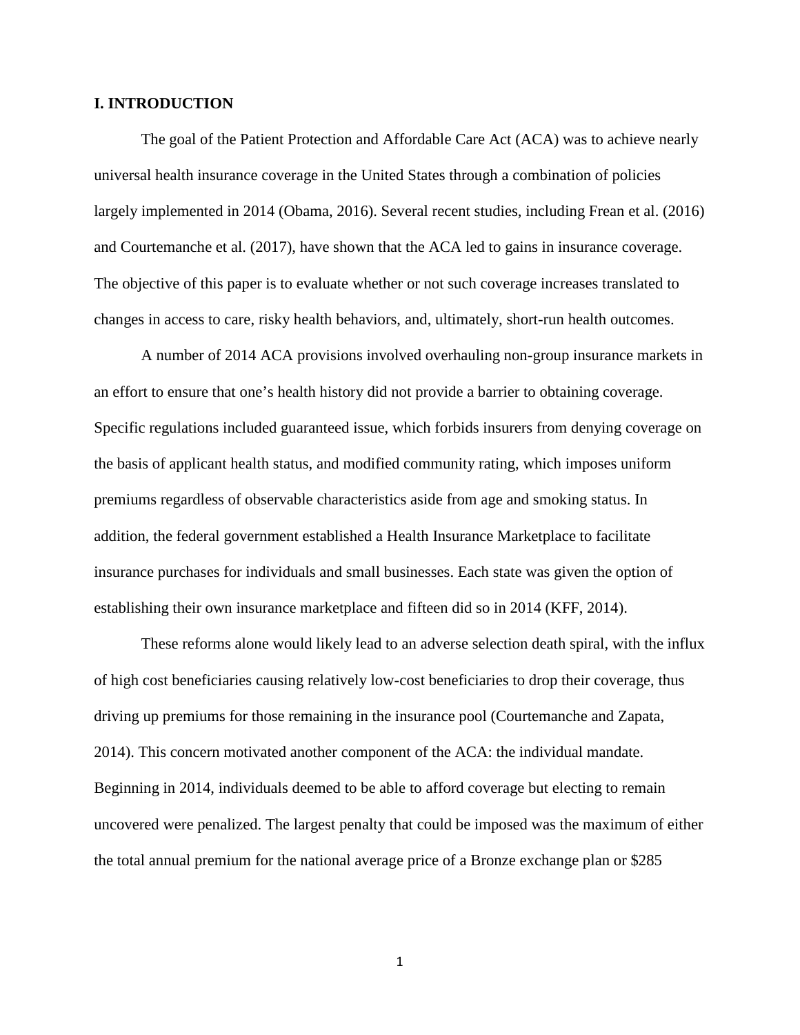# I. INTRODUCTION

The goal of the Patient Protection and Affordable Care Act (ACA) was to achieve nearly universal health insurance coverage in the United States through a combination of policies largely implemented in 2014 (Obama, 2016). Several recent studies, including Frean et al. (2016) and Courtemanche et al. (2017), have shown that the ACA led to gains in insurance coverage. The objective of this paper is to evaluate whether or not such coverage increases translated to changes in access to care, risky health behaviors, and, ultimately, short-run health outcomes.

A number of 2014 ACA provisions involved overhauling non-group insurance markets in an effort to ensure that one's health history did not provide a barrier to obtaining coverage. Specific regulations included guaranteed issue, which forbids insurers from denying coverage on the basis of applicant health status, and modified community rating, which imposes uniform premiums regardless of observable characteristics aside from age and smoking status. In addition, the federal government established a Health Insurance Marketplace to facilitate insurance purchases for individuals and small businesses. Each state was given the option of establishing their own insurance marketplace and fifteen did so in 2014 (KFF, 2014).

These reforms alone would likely lead to an adverse selection death spiral, with the influx of high cost beneficiaries causing relatively low-cost beneficiaries to drop their coverage, thus driving up premiums for those remaining in the insurance pool (Courtemanche and Zapata, 2014). This concern motivated another component of the ACA: the individual mandate. Beginning in 2014, individuals deemed to be able to afford coverage but electing to remain uncovered were penalized. The largest penalty that could be imposed was the maximum of either the total annual premium for the national average price of a Bronze exchange plan or $285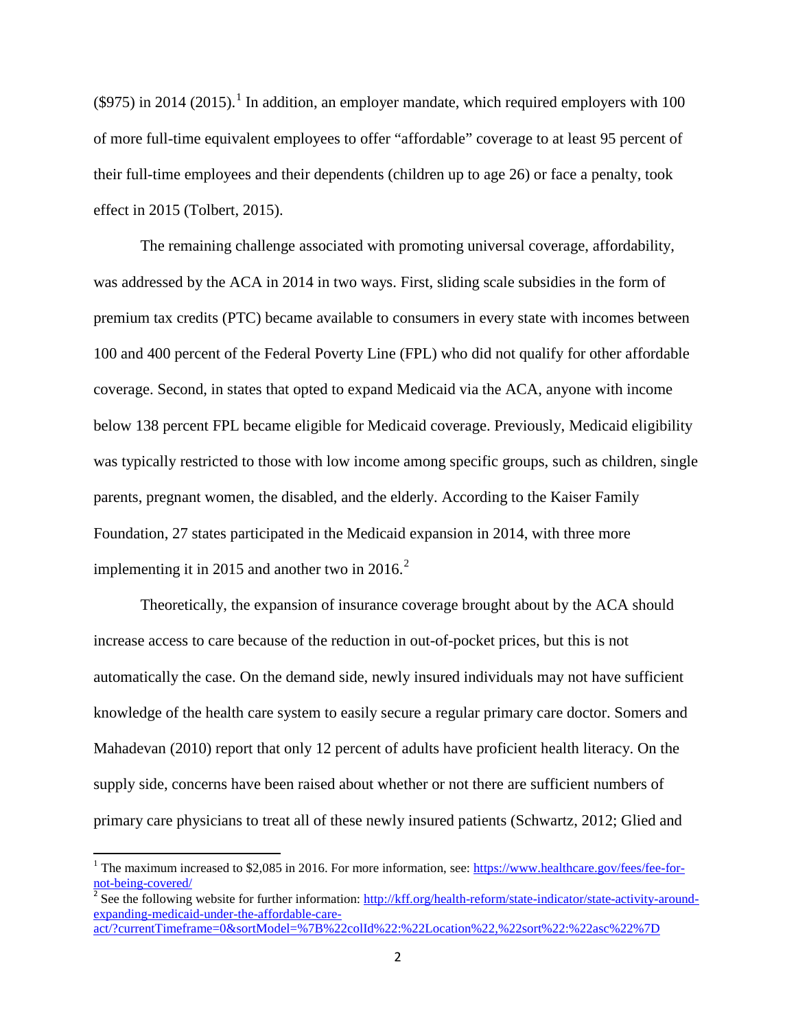($975) in 2014 (2015).[1] In addition, an employer mandate, which required employers with 100 of more full-time equivalent employees to offer "affordable" coverage to at least 95 percent of their full-time employees and their dependents (children up to age 26) or face a penalty, took effect in 2015 (Tolbert, 2015).

The remaining challenge associated with promoting universal coverage, affordability, was addressed by the ACA in 2014 in two ways. First, sliding scale subsidies in the form of premium tax credits (PTC) became available to consumers in every state with incomes between 100 and 400 percent of the Federal Poverty Line (FPL) who did not qualify for other affordable coverage. Second, in states that opted to expand Medicaid via the ACA, anyone with income below 138 percent FPL became eligible for Medicaid coverage. Previously, Medicaid eligibility was typically restricted to those with low income among specific groups, such as children, single parents, pregnant women, the disabled, and the elderly. According to the Kaiser Family Foundation, 27 states participated in the Medicaid expansion in 2014, with three more implementing it in 2015 and another two in 2016.[2]

Theoretically, the expansion of insurance coverage brought about by the ACA should increase access to care because of the reduction in out-of-pocket prices, but this is not automatically the case. On the demand side, newly insured individuals may not have sufficient knowledge of the health care system to easily secure a regular primary care doctor. Somers and Mahadevan (2010) report that only 12 percent of adults have proficient health literacy. On the supply side, concerns have been raised about whether or not there are sufficient numbers of primary care physicians to treat all of these newly insured patients (Schwartz, 2012; Glied and

---

[1] The maximum increased to $2,085 in 2016. For more information, see: https://www.healthcare.gov/fees/fee-for-not-being-covered/

[2] See the following website for further information: http://kff.org/health-reform/state-indicator/state-activity-around-expanding-medicaid-under-the-affordable-care-act/?currentTimeframe=0&sortModel=%7B%22colId%22:%22Location%22,%22sort%22:%22asc%22%7D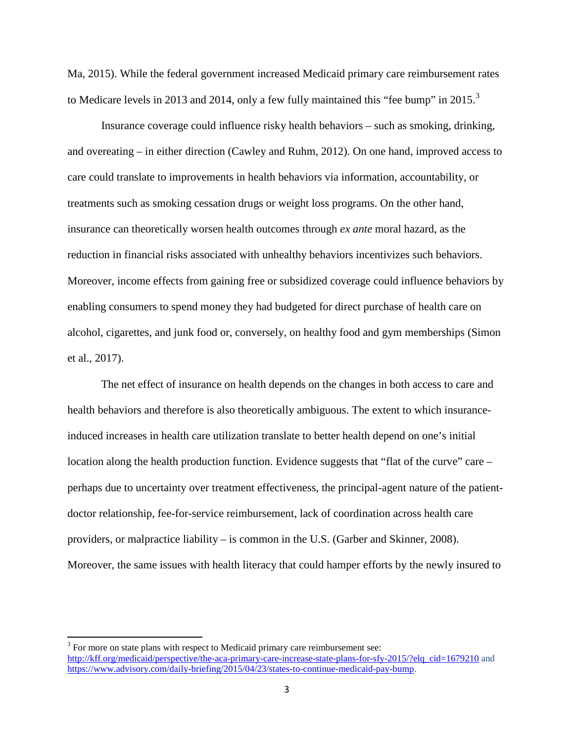Ma, 2015). While the federal government increased Medicaid primary care reimbursement rates to Medicare levels in 2013 and 2014, only a few fully maintained this "fee bump" in 2015.[3]

Insurance coverage could influence risky health behaviors – such as smoking, drinking, and overeating – in either direction (Cawley and Ruhm, 2012). On one hand, improved access to care could translate to improvements in health behaviors via information, accountability, or treatments such as smoking cessation drugs or weight loss programs. On the other hand, insurance can theoretically worsen health outcomes through *ex ante* moral hazard, as the reduction in financial risks associated with unhealthy behaviors incentivizes such behaviors. Moreover, income effects from gaining free or subsidized coverage could influence behaviors by enabling consumers to spend money they had budgeted for direct purchase of health care on alcohol, cigarettes, and junk food or, conversely, on healthy food and gym memberships (Simon et al., 2017).

The net effect of insurance on health depends on the changes in both access to care and health behaviors and therefore is also theoretically ambiguous. The extent to which insurance-induced increases in health care utilization translate to better health depend on one's initial location along the health production function. Evidence suggests that "flat of the curve" care – perhaps due to uncertainty over treatment effectiveness, the principal-agent nature of the patient-doctor relationship, fee-for-service reimbursement, lack of coordination across health care providers, or malpractice liability – is common in the U.S. (Garber and Skinner, 2008). Moreover, the same issues with health literacy that could hamper efforts by the newly insured to

[3] For more on state plans with respect to Medicaid primary care reimbursement see: http://kff.org/medicaid/perspective/the-aca-primary-care-increase-state-plans-for-sfy-2015/?elq_cid=1679210 and https://www.advisory.com/daily-briefing/2015/04/23/states-to-continue-medicaid-pay-bump.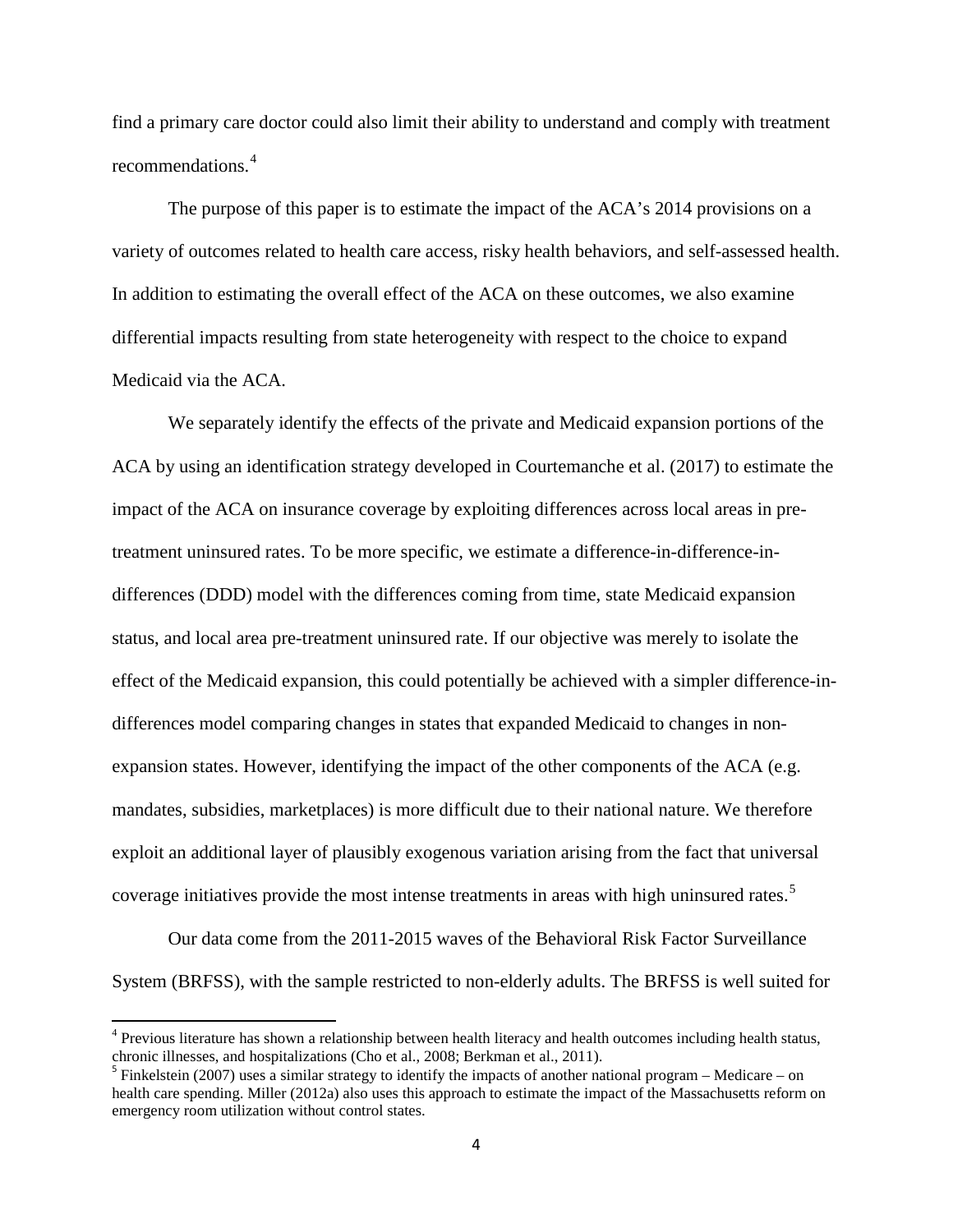find a primary care doctor could also limit their ability to understand and comply with treatment recommendations.[4]

The purpose of this paper is to estimate the impact of the ACA's 2014 provisions on a variety of outcomes related to health care access, risky health behaviors, and self-assessed health. In addition to estimating the overall effect of the ACA on these outcomes, we also examine differential impacts resulting from state heterogeneity with respect to the choice to expand Medicaid via the ACA.

We separately identify the effects of the private and Medicaid expansion portions of the ACA by using an identification strategy developed in Courtemanche et al. (2017) to estimate the impact of the ACA on insurance coverage by exploiting differences across local areas in pre-treatment uninsured rates. To be more specific, we estimate a difference-in-difference-in-differences (DDD) model with the differences coming from time, state Medicaid expansion status, and local area pre-treatment uninsured rate. If our objective was merely to isolate the effect of the Medicaid expansion, this could potentially be achieved with a simpler difference-in-differences model comparing changes in states that expanded Medicaid to changes in non-expansion states. However, identifying the impact of the other components of the ACA (e.g. mandates, subsidies, marketplaces) is more difficult due to their national nature. We therefore exploit an additional layer of plausibly exogenous variation arising from the fact that universal coverage initiatives provide the most intense treatments in areas with high uninsured rates.[5]

Our data come from the 2011-2015 waves of the Behavioral Risk Factor Surveillance System (BRFSS), with the sample restricted to non-elderly adults. The BRFSS is well suited for

---

[4] Previous literature has shown a relationship between health literacy and health outcomes including health status, chronic illnesses, and hospitalizations (Cho et al., 2008; Berkman et al., 2011).

[5] Finkelstein (2007) uses a similar strategy to identify the impacts of another national program – Medicare – on health care spending. Miller (2012a) also uses this approach to estimate the impact of the Massachusetts reform on emergency room utilization without control states.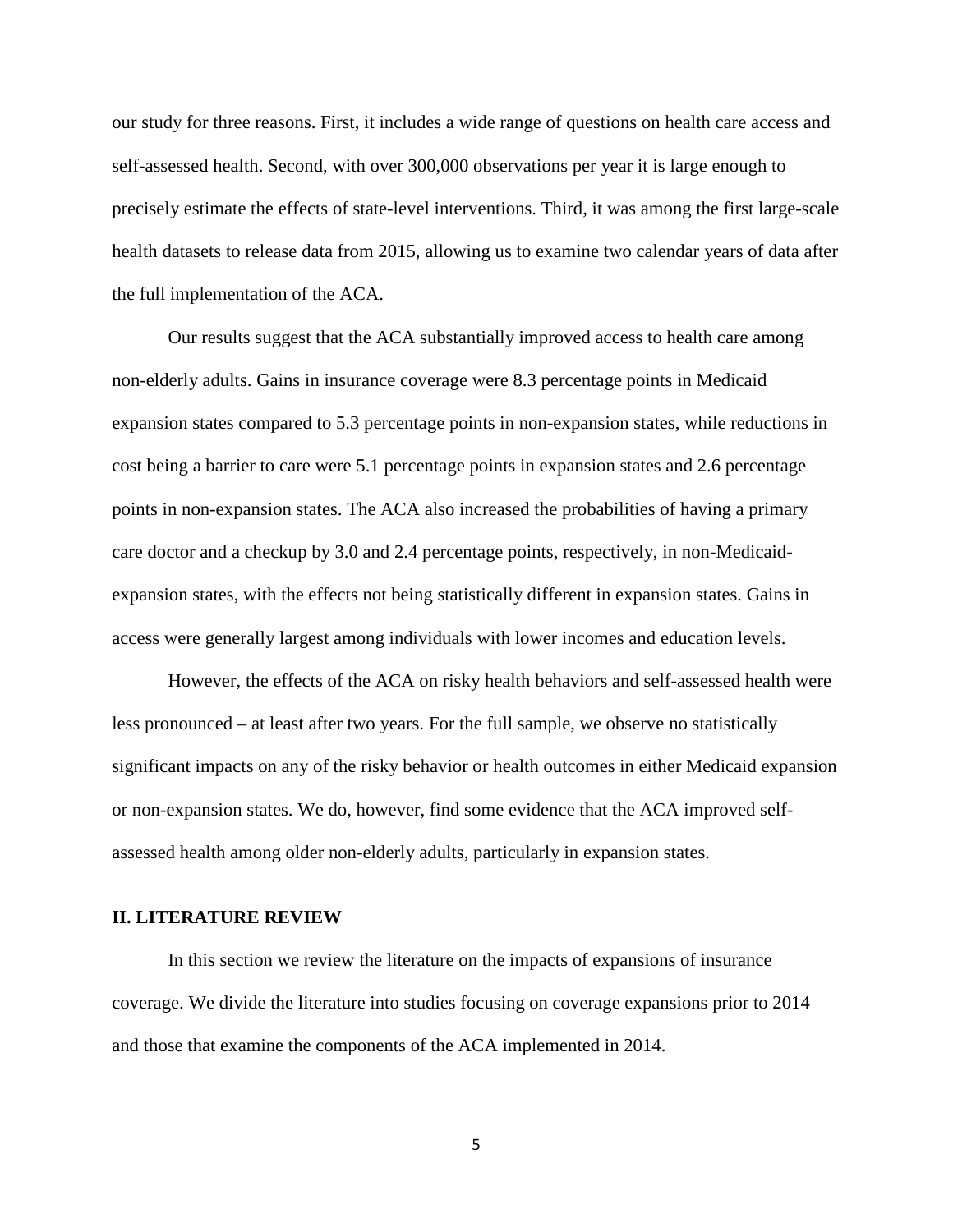our study for three reasons. First, it includes a wide range of questions on health care access and self-assessed health. Second, with over 300,000 observations per year it is large enough to precisely estimate the effects of state-level interventions. Third, it was among the first large-scale health datasets to release data from 2015, allowing us to examine two calendar years of data after the full implementation of the ACA.

Our results suggest that the ACA substantially improved access to health care among non-elderly adults. Gains in insurance coverage were 8.3 percentage points in Medicaid expansion states compared to 5.3 percentage points in non-expansion states, while reductions in cost being a barrier to care were 5.1 percentage points in expansion states and 2.6 percentage points in non-expansion states. The ACA also increased the probabilities of having a primary care doctor and a checkup by 3.0 and 2.4 percentage points, respectively, in non-Medicaid-expansion states, with the effects not being statistically different in expansion states. Gains in access were generally largest among individuals with lower incomes and education levels.

However, the effects of the ACA on risky health behaviors and self-assessed health were less pronounced – at least after two years. For the full sample, we observe no statistically significant impacts on any of the risky behavior or health outcomes in either Medicaid expansion or non-expansion states. We do, however, find some evidence that the ACA improved self-assessed health among older non-elderly adults, particularly in expansion states.

## II. LITERATURE REVIEW

In this section we review the literature on the impacts of expansions of insurance coverage. We divide the literature into studies focusing on coverage expansions prior to 2014 and those that examine the components of the ACA implemented in 2014.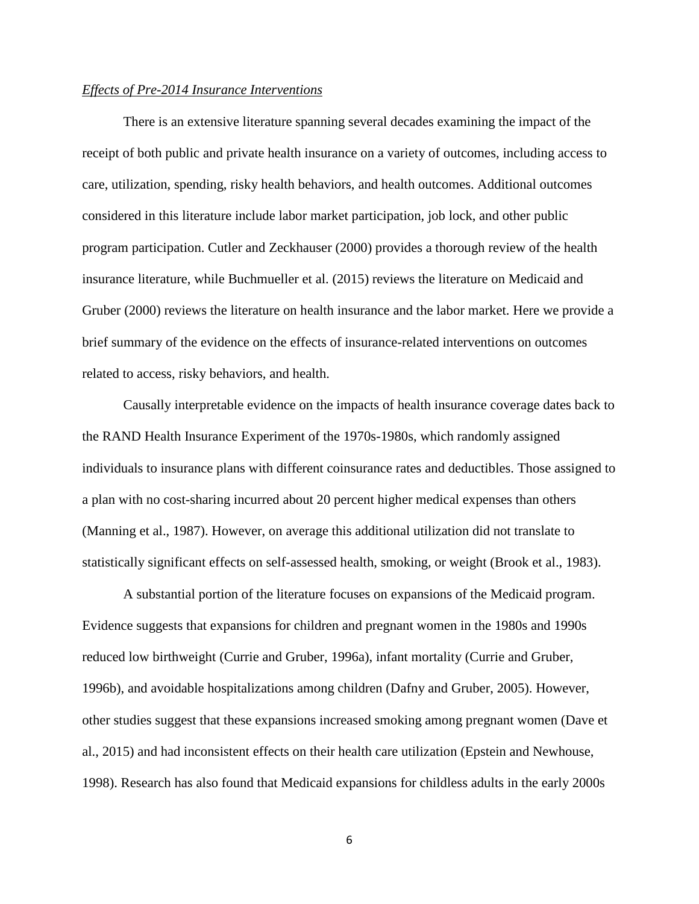*Effects of Pre-2014 Insurance Interventions*

There is an extensive literature spanning several decades examining the impact of the receipt of both public and private health insurance on a variety of outcomes, including access to care, utilization, spending, risky health behaviors, and health outcomes. Additional outcomes considered in this literature include labor market participation, job lock, and other public program participation. Cutler and Zeckhauser (2000) provides a thorough review of the health insurance literature, while Buchmueller et al. (2015) reviews the literature on Medicaid and Gruber (2000) reviews the literature on health insurance and the labor market. Here we provide a brief summary of the evidence on the effects of insurance-related interventions on outcomes related to access, risky behaviors, and health.

Causally interpretable evidence on the impacts of health insurance coverage dates back to the RAND Health Insurance Experiment of the 1970s-1980s, which randomly assigned individuals to insurance plans with different coinsurance rates and deductibles. Those assigned to a plan with no cost-sharing incurred about 20 percent higher medical expenses than others (Manning et al., 1987). However, on average this additional utilization did not translate to statistically significant effects on self-assessed health, smoking, or weight (Brook et al., 1983).

A substantial portion of the literature focuses on expansions of the Medicaid program. Evidence suggests that expansions for children and pregnant women in the 1980s and 1990s reduced low birthweight (Currie and Gruber, 1996a), infant mortality (Currie and Gruber, 1996b), and avoidable hospitalizations among children (Dafny and Gruber, 2005). However, other studies suggest that these expansions increased smoking among pregnant women (Dave et al., 2015) and had inconsistent effects on their health care utilization (Epstein and Newhouse, 1998). Research has also found that Medicaid expansions for childless adults in the early 2000s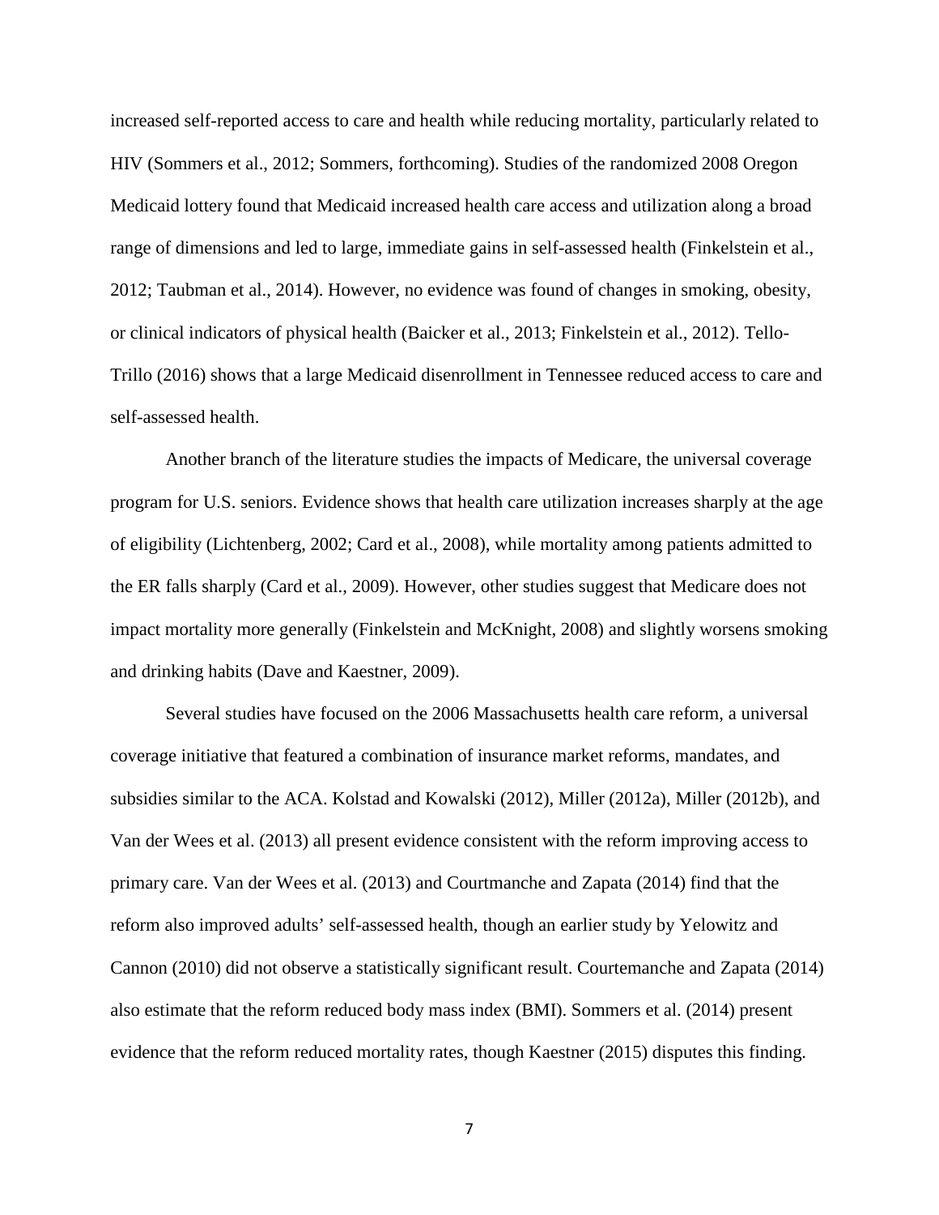increased self-reported access to care and health while reducing mortality, particularly related to HIV (Sommers et al., 2012; Sommers, forthcoming). Studies of the randomized 2008 Oregon Medicaid lottery found that Medicaid increased health care access and utilization along a broad range of dimensions and led to large, immediate gains in self-assessed health (Finkelstein et al., 2012; Taubman et al., 2014). However, no evidence was found of changes in smoking, obesity, or clinical indicators of physical health (Baicker et al., 2013; Finkelstein et al., 2012). Tello-Trillo (2016) shows that a large Medicaid disenrollment in Tennessee reduced access to care and self-assessed health.

Another branch of the literature studies the impacts of Medicare, the universal coverage program for U.S. seniors. Evidence shows that health care utilization increases sharply at the age of eligibility (Lichtenberg, 2002; Card et al., 2008), while mortality among patients admitted to the ER falls sharply (Card et al., 2009). However, other studies suggest that Medicare does not impact mortality more generally (Finkelstein and McKnight, 2008) and slightly worsens smoking and drinking habits (Dave and Kaestner, 2009).

Several studies have focused on the 2006 Massachusetts health care reform, a universal coverage initiative that featured a combination of insurance market reforms, mandates, and subsidies similar to the ACA. Kolstad and Kowalski (2012), Miller (2012a), Miller (2012b), and Van der Wees et al. (2013) all present evidence consistent with the reform improving access to primary care. Van der Wees et al. (2013) and Courtmanche and Zapata (2014) find that the reform also improved adults' self-assessed health, though an earlier study by Yelowitz and Cannon (2010) did not observe a statistically significant result. Courtemanche and Zapata (2014) also estimate that the reform reduced body mass index (BMI). Sommers et al. (2014) present evidence that the reform reduced mortality rates, though Kaestner (2015) disputes this finding.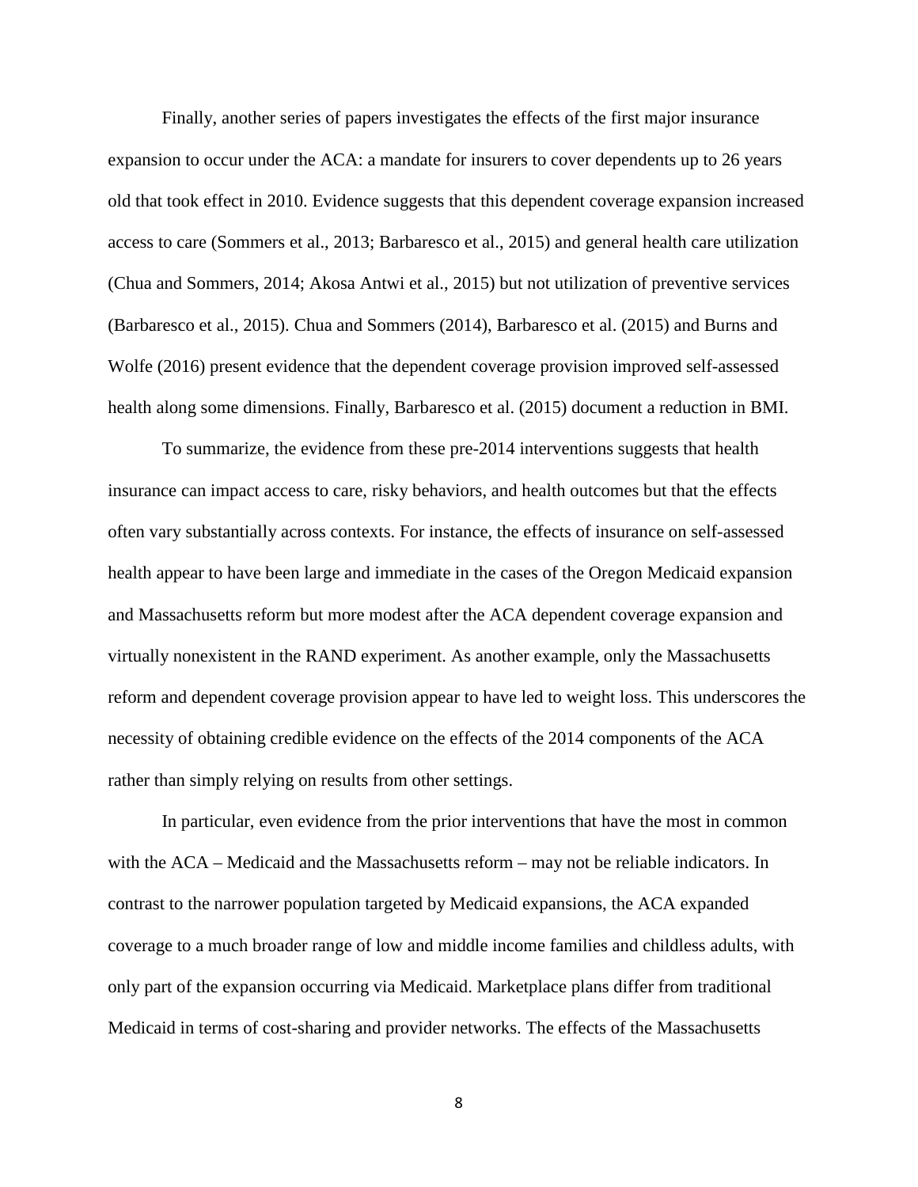Finally, another series of papers investigates the effects of the first major insurance expansion to occur under the ACA: a mandate for insurers to cover dependents up to 26 years old that took effect in 2010. Evidence suggests that this dependent coverage expansion increased access to care (Sommers et al., 2013; Barbaresco et al., 2015) and general health care utilization (Chua and Sommers, 2014; Akosa Antwi et al., 2015) but not utilization of preventive services (Barbaresco et al., 2015). Chua and Sommers (2014), Barbaresco et al. (2015) and Burns and Wolfe (2016) present evidence that the dependent coverage provision improved self-assessed health along some dimensions. Finally, Barbaresco et al. (2015) document a reduction in BMI.

To summarize, the evidence from these pre-2014 interventions suggests that health insurance can impact access to care, risky behaviors, and health outcomes but that the effects often vary substantially across contexts. For instance, the effects of insurance on self-assessed health appear to have been large and immediate in the cases of the Oregon Medicaid expansion and Massachusetts reform but more modest after the ACA dependent coverage expansion and virtually nonexistent in the RAND experiment. As another example, only the Massachusetts reform and dependent coverage provision appear to have led to weight loss. This underscores the necessity of obtaining credible evidence on the effects of the 2014 components of the ACA rather than simply relying on results from other settings.

In particular, even evidence from the prior interventions that have the most in common with the ACA – Medicaid and the Massachusetts reform – may not be reliable indicators. In contrast to the narrower population targeted by Medicaid expansions, the ACA expanded coverage to a much broader range of low and middle income families and childless adults, with only part of the expansion occurring via Medicaid. Marketplace plans differ from traditional Medicaid in terms of cost-sharing and provider networks. The effects of the Massachusetts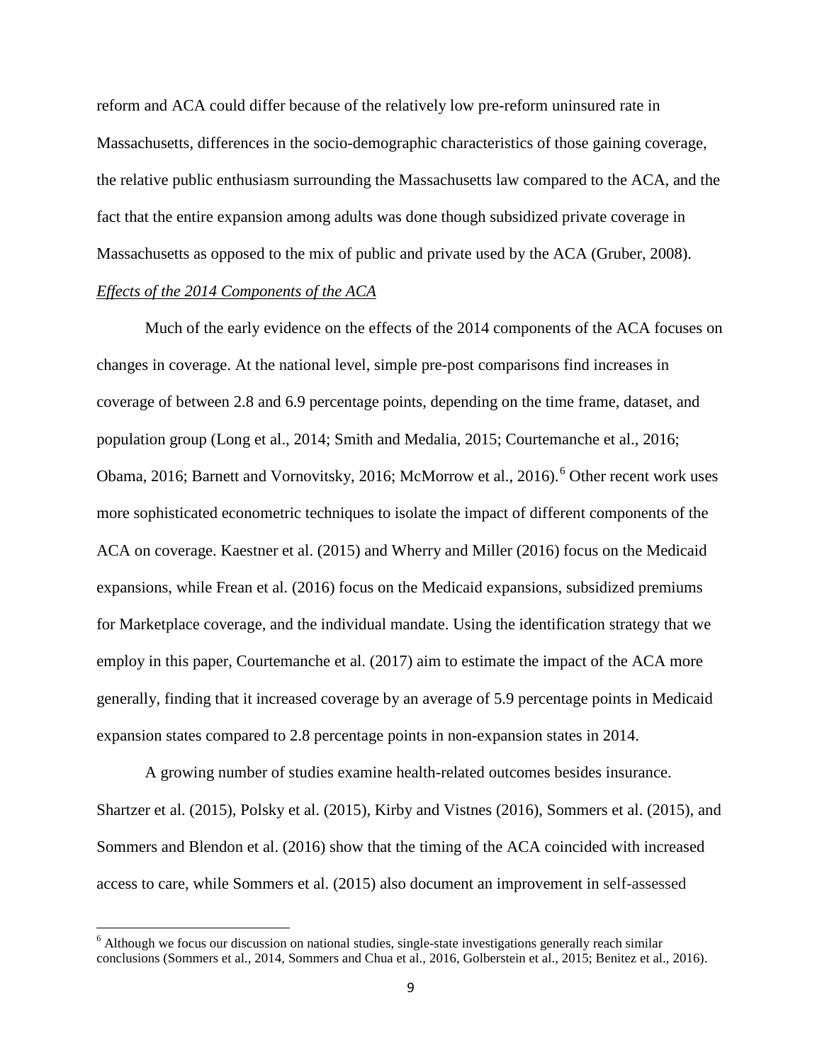reform and ACA could differ because of the relatively low pre-reform uninsured rate in Massachusetts, differences in the socio-demographic characteristics of those gaining coverage, the relative public enthusiasm surrounding the Massachusetts law compared to the ACA, and the fact that the entire expansion among adults was done though subsidized private coverage in Massachusetts as opposed to the mix of public and private used by the ACA (Gruber, 2008).

*Effects of the 2014 Components of the ACA*

Much of the early evidence on the effects of the 2014 components of the ACA focuses on changes in coverage. At the national level, simple pre-post comparisons find increases in coverage of between 2.8 and 6.9 percentage points, depending on the time frame, dataset, and population group (Long et al., 2014; Smith and Medalia, 2015; Courtemanche et al., 2016; Obama, 2016; Barnett and Vornovitsky, 2016; McMorrow et al., 2016).[6] Other recent work uses more sophisticated econometric techniques to isolate the impact of different components of the ACA on coverage. Kaestner et al. (2015) and Wherry and Miller (2016) focus on the Medicaid expansions, while Frean et al. (2016) focus on the Medicaid expansions, subsidized premiums for Marketplace coverage, and the individual mandate. Using the identification strategy that we employ in this paper, Courtemanche et al. (2017) aim to estimate the impact of the ACA more generally, finding that it increased coverage by an average of 5.9 percentage points in Medicaid expansion states compared to 2.8 percentage points in non-expansion states in 2014.

A growing number of studies examine health-related outcomes besides insurance. Shartzer et al. (2015), Polsky et al. (2015), Kirby and Vistnes (2016), Sommers et al. (2015), and Sommers and Blendon et al. (2016) show that the timing of the ACA coincided with increased access to care, while Sommers et al. (2015) also document an improvement in self-assessed

[6] Although we focus our discussion on national studies, single-state investigations generally reach similar conclusions (Sommers et al., 2014, Sommers and Chua et al., 2016, Golberstein et al., 2015; Benitez et al., 2016).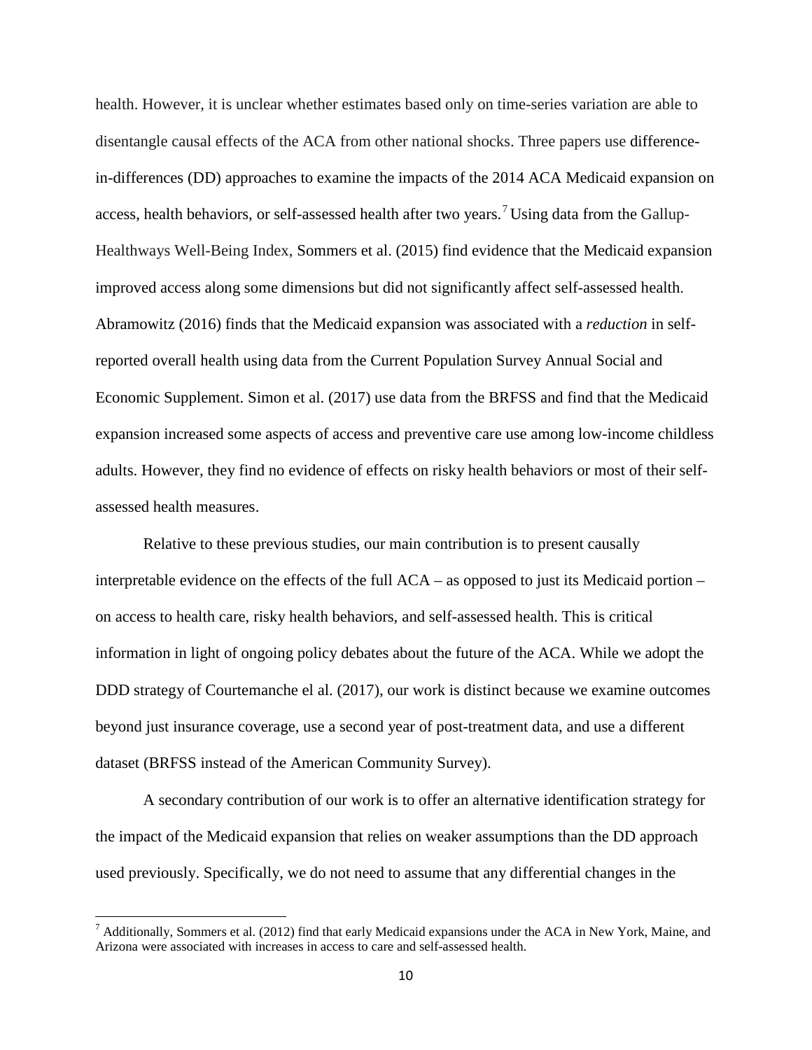health. However, it is unclear whether estimates based only on time-series variation are able to disentangle causal effects of the ACA from other national shocks. Three papers use difference-in-differences (DD) approaches to examine the impacts of the 2014 ACA Medicaid expansion on access, health behaviors, or self-assessed health after two years.[7] Using data from the Gallup-Healthways Well-Being Index, Sommers et al. (2015) find evidence that the Medicaid expansion improved access along some dimensions but did not significantly affect self-assessed health. Abramowitz (2016) finds that the Medicaid expansion was associated with a *reduction* in self-reported overall health using data from the Current Population Survey Annual Social and Economic Supplement. Simon et al. (2017) use data from the BRFSS and find that the Medicaid expansion increased some aspects of access and preventive care use among low-income childless adults. However, they find no evidence of effects on risky health behaviors or most of their self-assessed health measures.

Relative to these previous studies, our main contribution is to present causally interpretable evidence on the effects of the full ACA – as opposed to just its Medicaid portion – on access to health care, risky health behaviors, and self-assessed health. This is critical information in light of ongoing policy debates about the future of the ACA. While we adopt the DDD strategy of Courtemanche el al. (2017), our work is distinct because we examine outcomes beyond just insurance coverage, use a second year of post-treatment data, and use a different dataset (BRFSS instead of the American Community Survey).

A secondary contribution of our work is to offer an alternative identification strategy for the impact of the Medicaid expansion that relies on weaker assumptions than the DD approach used previously. Specifically, we do not need to assume that any differential changes in the

[7] Additionally, Sommers et al. (2012) find that early Medicaid expansions under the ACA in New York, Maine, and Arizona were associated with increases in access to care and self-assessed health.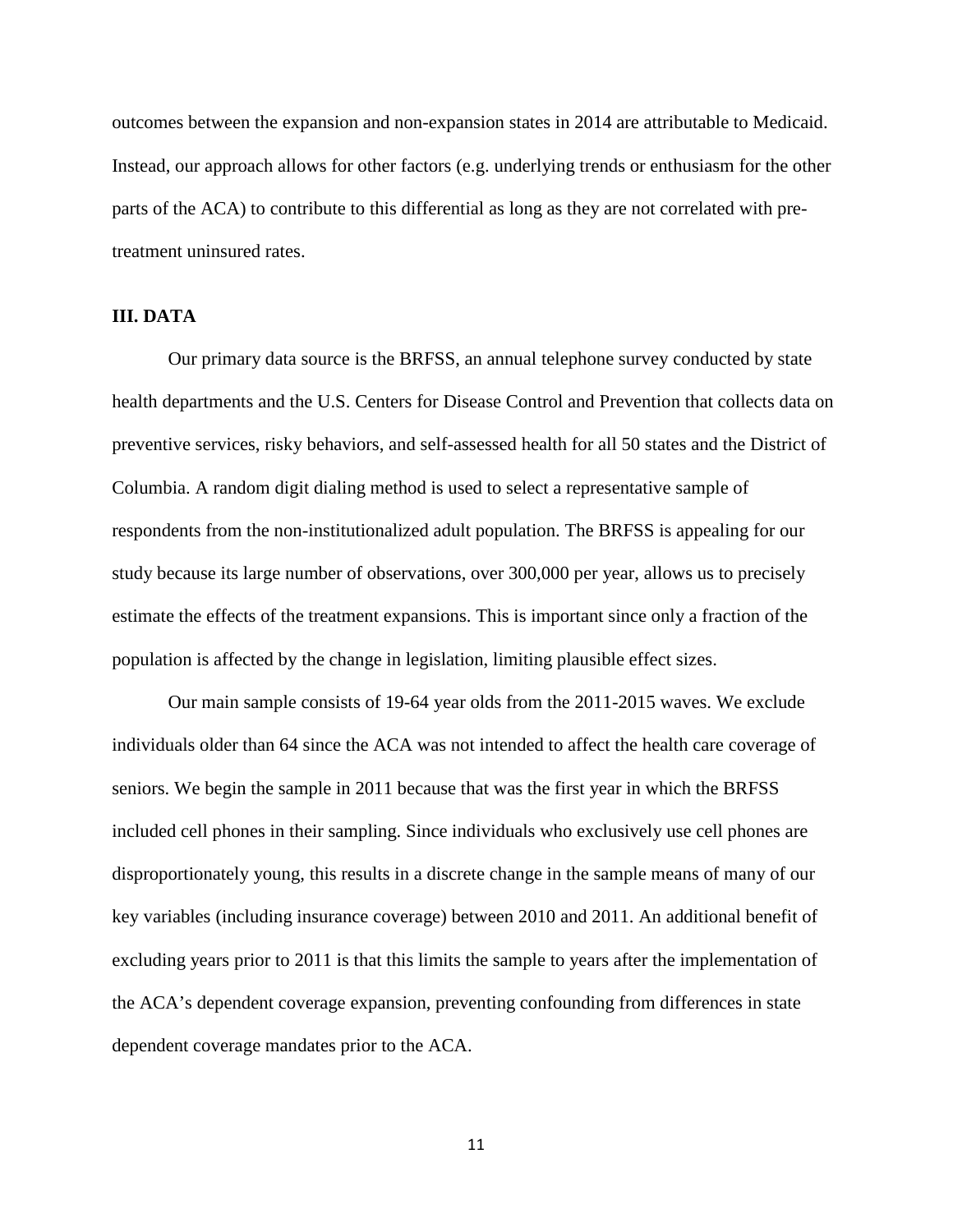outcomes between the expansion and non-expansion states in 2014 are attributable to Medicaid. Instead, our approach allows for other factors (e.g. underlying trends or enthusiasm for the other parts of the ACA) to contribute to this differential as long as they are not correlated with pre-treatment uninsured rates.

## III. DATA

Our primary data source is the BRFSS, an annual telephone survey conducted by state health departments and the U.S. Centers for Disease Control and Prevention that collects data on preventive services, risky behaviors, and self-assessed health for all 50 states and the District of Columbia. A random digit dialing method is used to select a representative sample of respondents from the non-institutionalized adult population. The BRFSS is appealing for our study because its large number of observations, over 300,000 per year, allows us to precisely estimate the effects of the treatment expansions. This is important since only a fraction of the population is affected by the change in legislation, limiting plausible effect sizes.

Our main sample consists of 19-64 year olds from the 2011-2015 waves. We exclude individuals older than 64 since the ACA was not intended to affect the health care coverage of seniors. We begin the sample in 2011 because that was the first year in which the BRFSS included cell phones in their sampling. Since individuals who exclusively use cell phones are disproportionately young, this results in a discrete change in the sample means of many of our key variables (including insurance coverage) between 2010 and 2011. An additional benefit of excluding years prior to 2011 is that this limits the sample to years after the implementation of the ACA's dependent coverage expansion, preventing confounding from differences in state dependent coverage mandates prior to the ACA.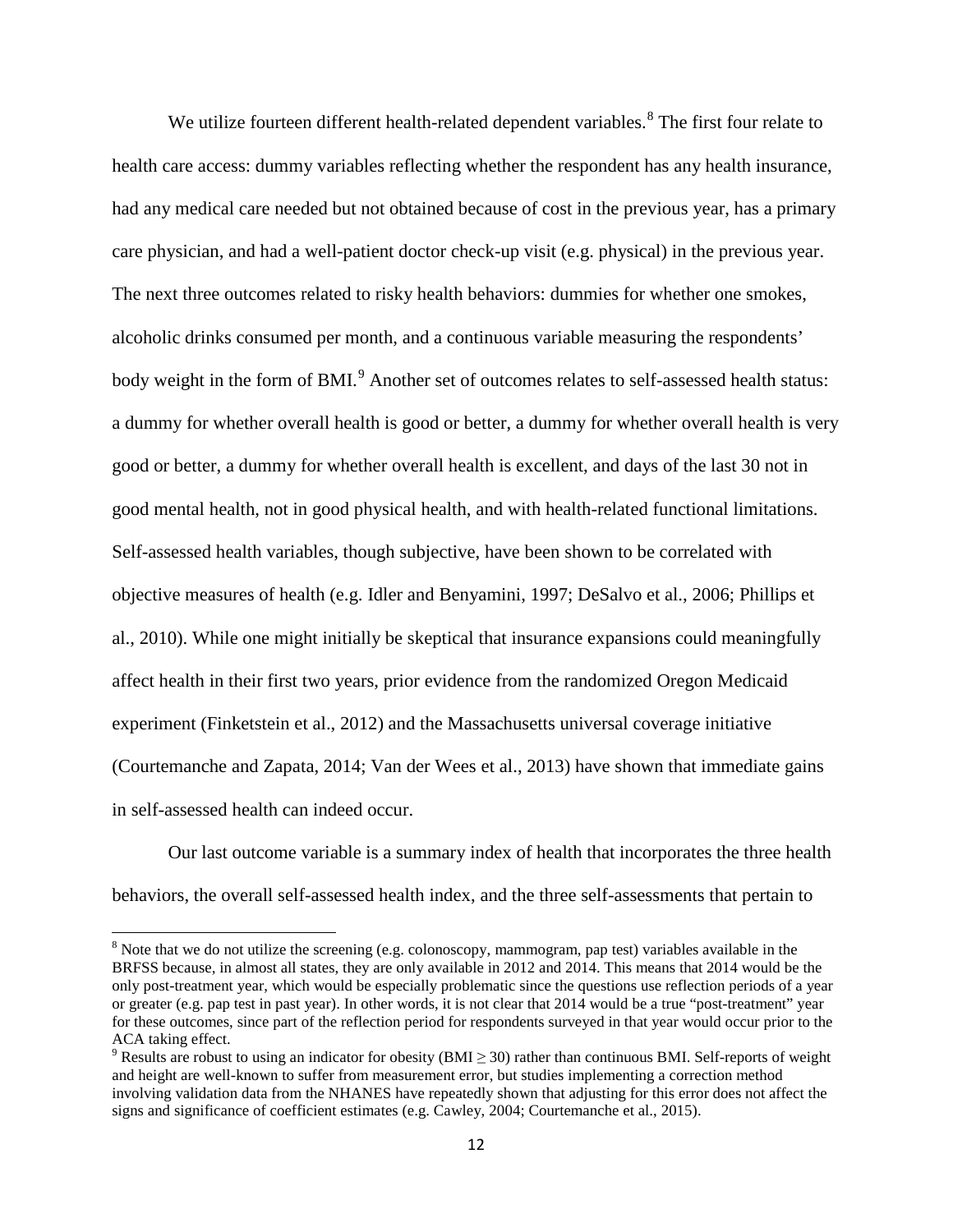We utilize fourteen different health-related dependent variables.[8] The first four relate to health care access: dummy variables reflecting whether the respondent has any health insurance, had any medical care needed but not obtained because of cost in the previous year, has a primary care physician, and had a well-patient doctor check-up visit (e.g. physical) in the previous year. The next three outcomes related to risky health behaviors: dummies for whether one smokes, alcoholic drinks consumed per month, and a continuous variable measuring the respondents' body weight in the form of BMI.[9] Another set of outcomes relates to self-assessed health status: a dummy for whether overall health is good or better, a dummy for whether overall health is very good or better, a dummy for whether overall health is excellent, and days of the last 30 not in good mental health, not in good physical health, and with health-related functional limitations. Self-assessed health variables, though subjective, have been shown to be correlated with objective measures of health (e.g. Idler and Benyamini, 1997; DeSalvo et al., 2006; Phillips et al., 2010). While one might initially be skeptical that insurance expansions could meaningfully affect health in their first two years, prior evidence from the randomized Oregon Medicaid experiment (Finketstein et al., 2012) and the Massachusetts universal coverage initiative (Courtemanche and Zapata, 2014; Van der Wees et al., 2013) have shown that immediate gains in self-assessed health can indeed occur.

Our last outcome variable is a summary index of health that incorporates the three health behaviors, the overall self-assessed health index, and the three self-assessments that pertain to

---

[8] Note that we do not utilize the screening (e.g. colonoscopy, mammogram, pap test) variables available in the BRFSS because, in almost all states, they are only available in 2012 and 2014. This means that 2014 would be the only post-treatment year, which would be especially problematic since the questions use reflection periods of a year or greater (e.g. pap test in past year). In other words, it is not clear that 2014 would be a true "post-treatment" year for these outcomes, since part of the reflection period for respondents surveyed in that year would occur prior to the ACA taking effect.

[9] Results are robust to using an indicator for obesity (BMI $\geq$ 30) rather than continuous BMI. Self-reports of weight and height are well-known to suffer from measurement error, but studies implementing a correction method involving validation data from the NHANES have repeatedly shown that adjusting for this error does not affect the signs and significance of coefficient estimates (e.g. Cawley, 2004; Courtemanche et al., 2015).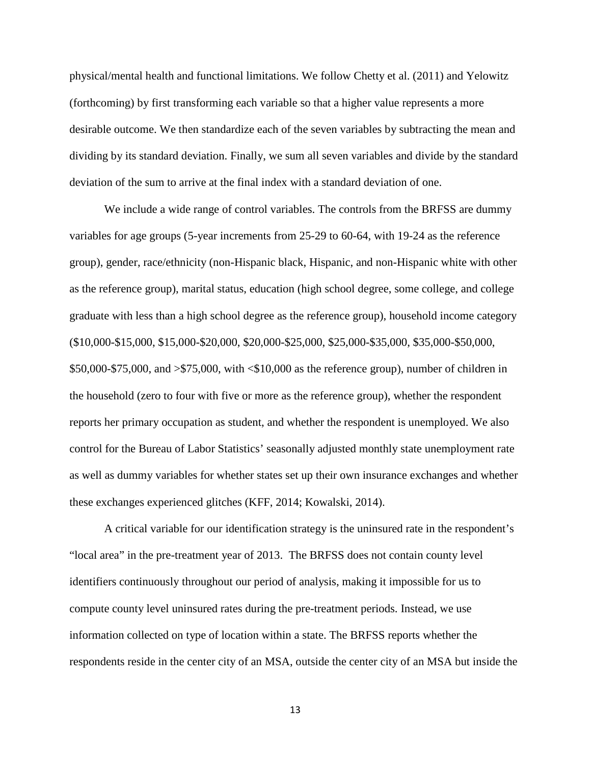physical/mental health and functional limitations. We follow Chetty et al. (2011) and Yelowitz (forthcoming) by first transforming each variable so that a higher value represents a more desirable outcome. We then standardize each of the seven variables by subtracting the mean and dividing by its standard deviation. Finally, we sum all seven variables and divide by the standard deviation of the sum to arrive at the final index with a standard deviation of one.

We include a wide range of control variables. The controls from the BRFSS are dummy variables for age groups (5-year increments from 25-29 to 60-64, with 19-24 as the reference group), gender, race/ethnicity (non-Hispanic black, Hispanic, and non-Hispanic white with other as the reference group), marital status, education (high school degree, some college, and college graduate with less than a high school degree as the reference group), household income category ($10,000-$15,000, $15,000-$20,000, $20,000-$25,000, $25,000-$35,000, $35,000-$50,000, $50,000-$75,000, and >$75,000, with <$10,000 as the reference group), number of children in the household (zero to four with five or more as the reference group), whether the respondent reports her primary occupation as student, and whether the respondent is unemployed. We also control for the Bureau of Labor Statistics' seasonally adjusted monthly state unemployment rate as well as dummy variables for whether states set up their own insurance exchanges and whether these exchanges experienced glitches (KFF, 2014; Kowalski, 2014).

A critical variable for our identification strategy is the uninsured rate in the respondent's "local area" in the pre-treatment year of 2013. The BRFSS does not contain county level identifiers continuously throughout our period of analysis, making it impossible for us to compute county level uninsured rates during the pre-treatment periods. Instead, we use information collected on type of location within a state. The BRFSS reports whether the respondents reside in the center city of an MSA, outside the center city of an MSA but inside the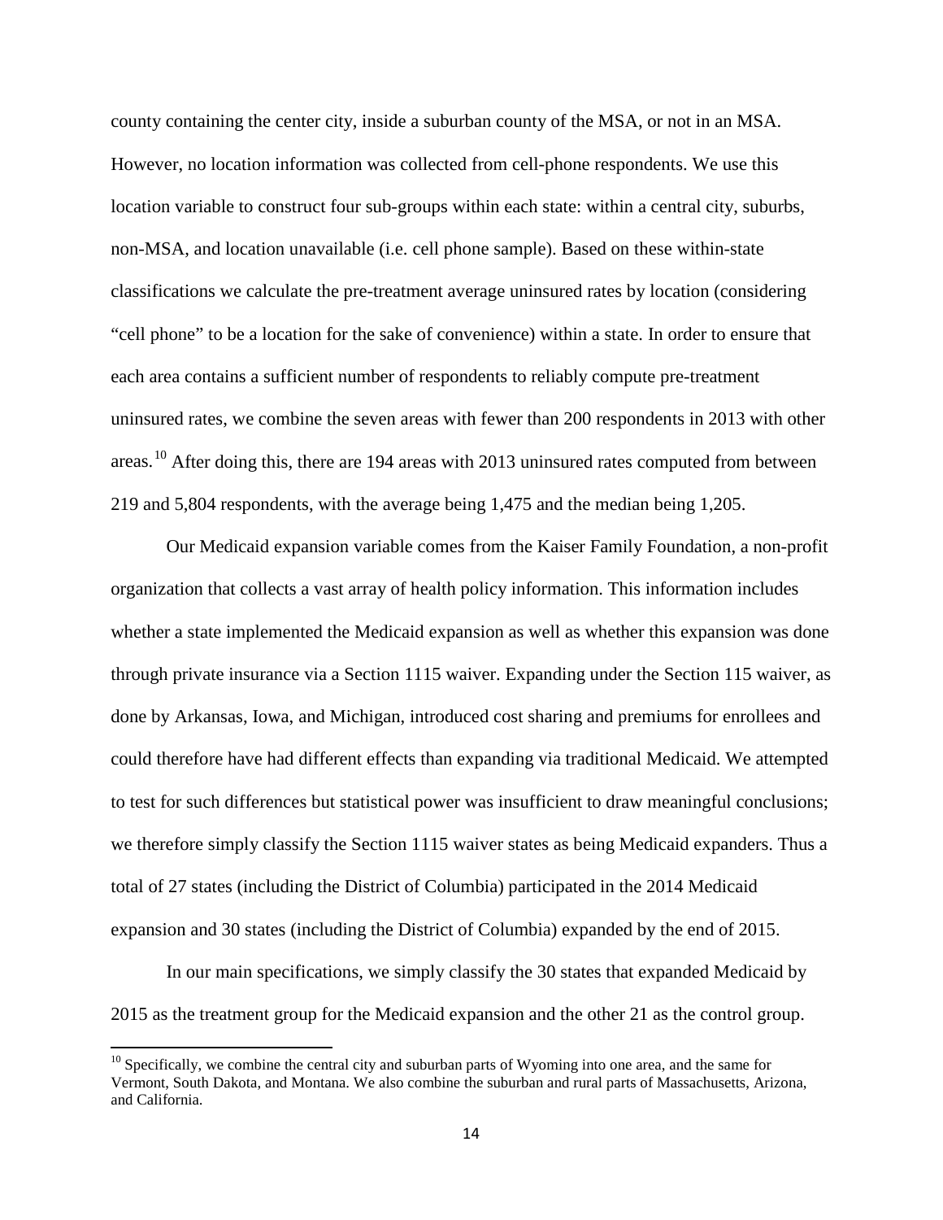county containing the center city, inside a suburban county of the MSA, or not in an MSA. However, no location information was collected from cell-phone respondents. We use this location variable to construct four sub-groups within each state: within a central city, suburbs, non-MSA, and location unavailable (i.e. cell phone sample). Based on these within-state classifications we calculate the pre-treatment average uninsured rates by location (considering "cell phone" to be a location for the sake of convenience) within a state. In order to ensure that each area contains a sufficient number of respondents to reliably compute pre-treatment uninsured rates, we combine the seven areas with fewer than 200 respondents in 2013 with other areas.[10] After doing this, there are 194 areas with 2013 uninsured rates computed from between 219 and 5,804 respondents, with the average being 1,475 and the median being 1,205.

Our Medicaid expansion variable comes from the Kaiser Family Foundation, a non-profit organization that collects a vast array of health policy information. This information includes whether a state implemented the Medicaid expansion as well as whether this expansion was done through private insurance via a Section 1115 waiver. Expanding under the Section 115 waiver, as done by Arkansas, Iowa, and Michigan, introduced cost sharing and premiums for enrollees and could therefore have had different effects than expanding via traditional Medicaid. We attempted to test for such differences but statistical power was insufficient to draw meaningful conclusions; we therefore simply classify the Section 1115 waiver states as being Medicaid expanders. Thus a total of 27 states (including the District of Columbia) participated in the 2014 Medicaid expansion and 30 states (including the District of Columbia) expanded by the end of 2015.

In our main specifications, we simply classify the 30 states that expanded Medicaid by 2015 as the treatment group for the Medicaid expansion and the other 21 as the control group.

[10] Specifically, we combine the central city and suburban parts of Wyoming into one area, and the same for Vermont, South Dakota, and Montana. We also combine the suburban and rural parts of Massachusetts, Arizona, and California.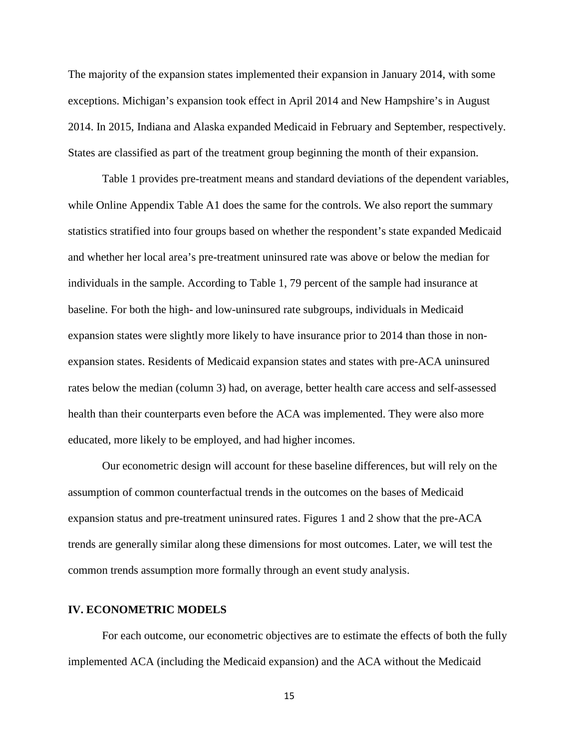The majority of the expansion states implemented their expansion in January 2014, with some exceptions. Michigan's expansion took effect in April 2014 and New Hampshire's in August 2014. In 2015, Indiana and Alaska expanded Medicaid in February and September, respectively. States are classified as part of the treatment group beginning the month of their expansion.

Table 1 provides pre-treatment means and standard deviations of the dependent variables, while Online Appendix Table A1 does the same for the controls. We also report the summary statistics stratified into four groups based on whether the respondent's state expanded Medicaid and whether her local area's pre-treatment uninsured rate was above or below the median for individuals in the sample. According to Table 1, 79 percent of the sample had insurance at baseline. For both the high- and low-uninsured rate subgroups, individuals in Medicaid expansion states were slightly more likely to have insurance prior to 2014 than those in non-expansion states. Residents of Medicaid expansion states and states with pre-ACA uninsured rates below the median (column 3) had, on average, better health care access and self-assessed health than their counterparts even before the ACA was implemented. They were also more educated, more likely to be employed, and had higher incomes.

Our econometric design will account for these baseline differences, but will rely on the assumption of common counterfactual trends in the outcomes on the bases of Medicaid expansion status and pre-treatment uninsured rates. Figures 1 and 2 show that the pre-ACA trends are generally similar along these dimensions for most outcomes. Later, we will test the common trends assumption more formally through an event study analysis.

## IV. ECONOMETRIC MODELS

For each outcome, our econometric objectives are to estimate the effects of both the fully implemented ACA (including the Medicaid expansion) and the ACA without the Medicaid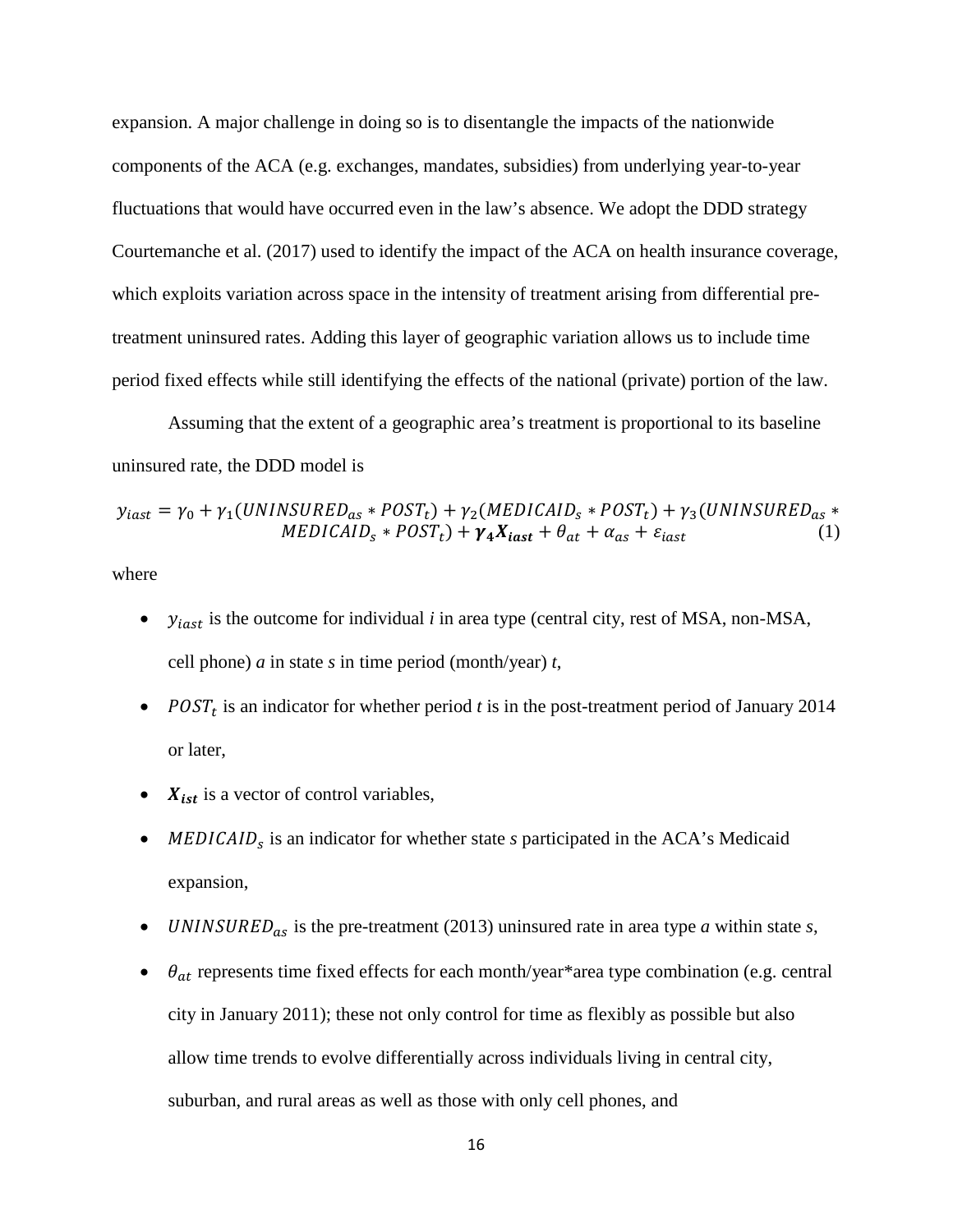expansion. A major challenge in doing so is to disentangle the impacts of the nationwide components of the ACA (e.g. exchanges, mandates, subsidies) from underlying year-to-year fluctuations that would have occurred even in the law's absence. We adopt the DDD strategy Courtemanche et al. (2017) used to identify the impact of the ACA on health insurance coverage, which exploits variation across space in the intensity of treatment arising from differential pre-treatment uninsured rates. Adding this layer of geographic variation allows us to include time period fixed effects while still identifying the effects of the national (private) portion of the law.

Assuming that the extent of a geographic area's treatment is proportional to its baseline uninsured rate, the DDD model is

$$y_{iast} = \gamma_0 + \gamma_1(UNINSURED_{as} * POST_t) + \gamma_2(MEDICAID_s * POST_t) + \gamma_3(UNINSURED_{as} * MEDICAID_s * POST_t) + \boldsymbol{\gamma_4 X_{iast}} + \theta_{at} + \alpha_{as} + \varepsilon_{iast} \tag{1}$$

where

- $y_{iast}$ is the outcome for individual *i* in area type (central city, rest of MSA, non-MSA, cell phone) *a* in state *s* in time period (month/year) *t*,
- $POST_t$ is an indicator for whether period *t* is in the post-treatment period of January 2014 or later,
- $\boldsymbol{X_{ist}}$ is a vector of control variables,
- $MEDICAID_s$ is an indicator for whether state *s* participated in the ACA's Medicaid expansion,
- $UNINSURED_{as}$ is the pre-treatment (2013) uninsured rate in area type *a* within state *s*,
- $\theta_{at}$ represents time fixed effects for each month/year*area type combination (e.g. central city in January 2011); these not only control for time as flexibly as possible but also allow time trends to evolve differentially across individuals living in central city, suburban, and rural areas as well as those with only cell phones, and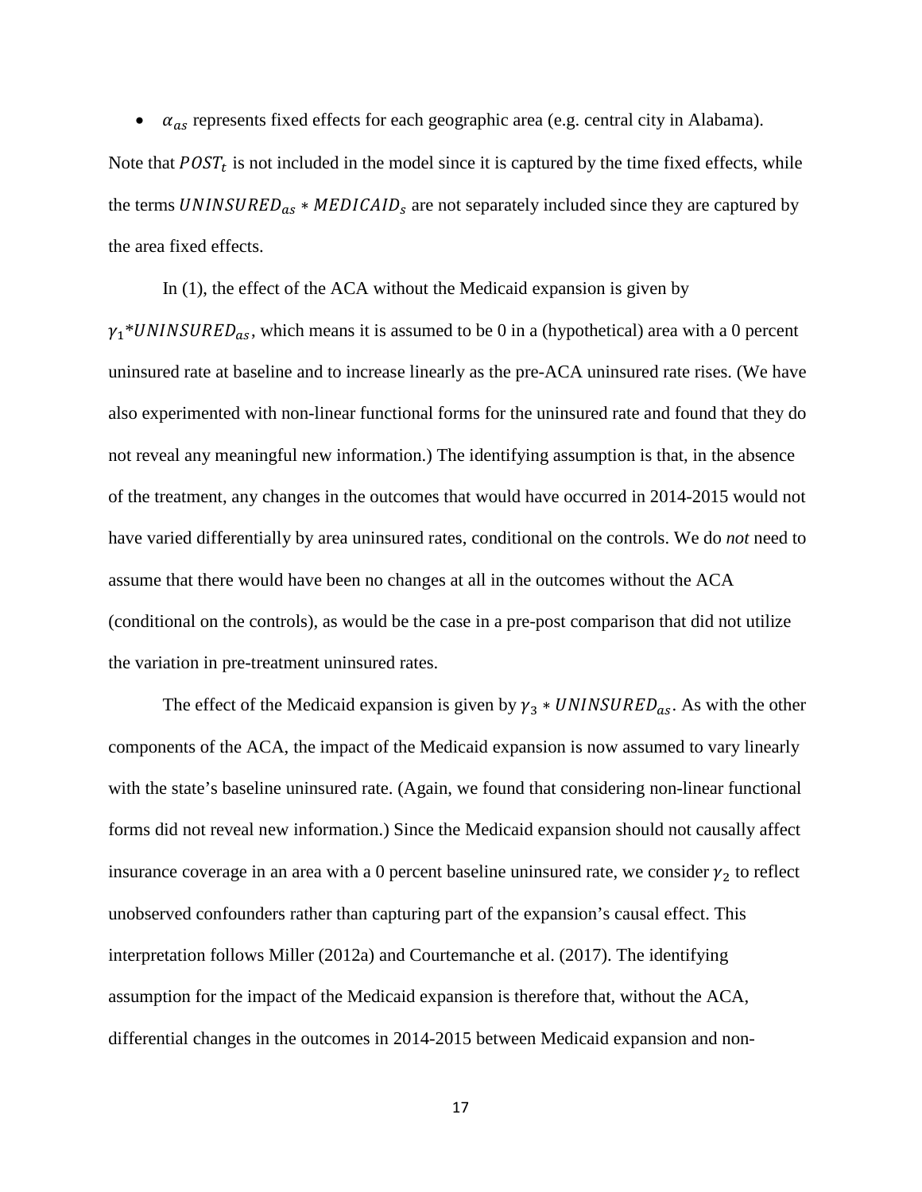- $\alpha_{as}$ represents fixed effects for each geographic area (e.g. central city in Alabama).

Note that $POST_t$ is not included in the model since it is captured by the time fixed effects, while the terms $UNINSURED_{as} * MEDICAID_s$ are not separately included since they are captured by the area fixed effects.

In (1), the effect of the ACA without the Medicaid expansion is given by $\gamma_1 * UNINSURED_{as}$, which means it is assumed to be 0 in a (hypothetical) area with a 0 percent uninsured rate at baseline and to increase linearly as the pre-ACA uninsured rate rises. (We have also experimented with non-linear functional forms for the uninsured rate and found that they do not reveal any meaningful new information.) The identifying assumption is that, in the absence of the treatment, any changes in the outcomes that would have occurred in 2014-2015 would not have varied differentially by area uninsured rates, conditional on the controls. We do *not* need to assume that there would have been no changes at all in the outcomes without the ACA (conditional on the controls), as would be the case in a pre-post comparison that did not utilize the variation in pre-treatment uninsured rates.

The effect of the Medicaid expansion is given by $\gamma_3 * UNINSURED_{as}$. As with the other components of the ACA, the impact of the Medicaid expansion is now assumed to vary linearly with the state's baseline uninsured rate. (Again, we found that considering non-linear functional forms did not reveal new information.) Since the Medicaid expansion should not causally affect insurance coverage in an area with a 0 percent baseline uninsured rate, we consider $\gamma_2$ to reflect unobserved confounders rather than capturing part of the expansion's causal effect. This interpretation follows Miller (2012a) and Courtemanche et al. (2017). The identifying assumption for the impact of the Medicaid expansion is therefore that, without the ACA, differential changes in the outcomes in 2014-2015 between Medicaid expansion and non-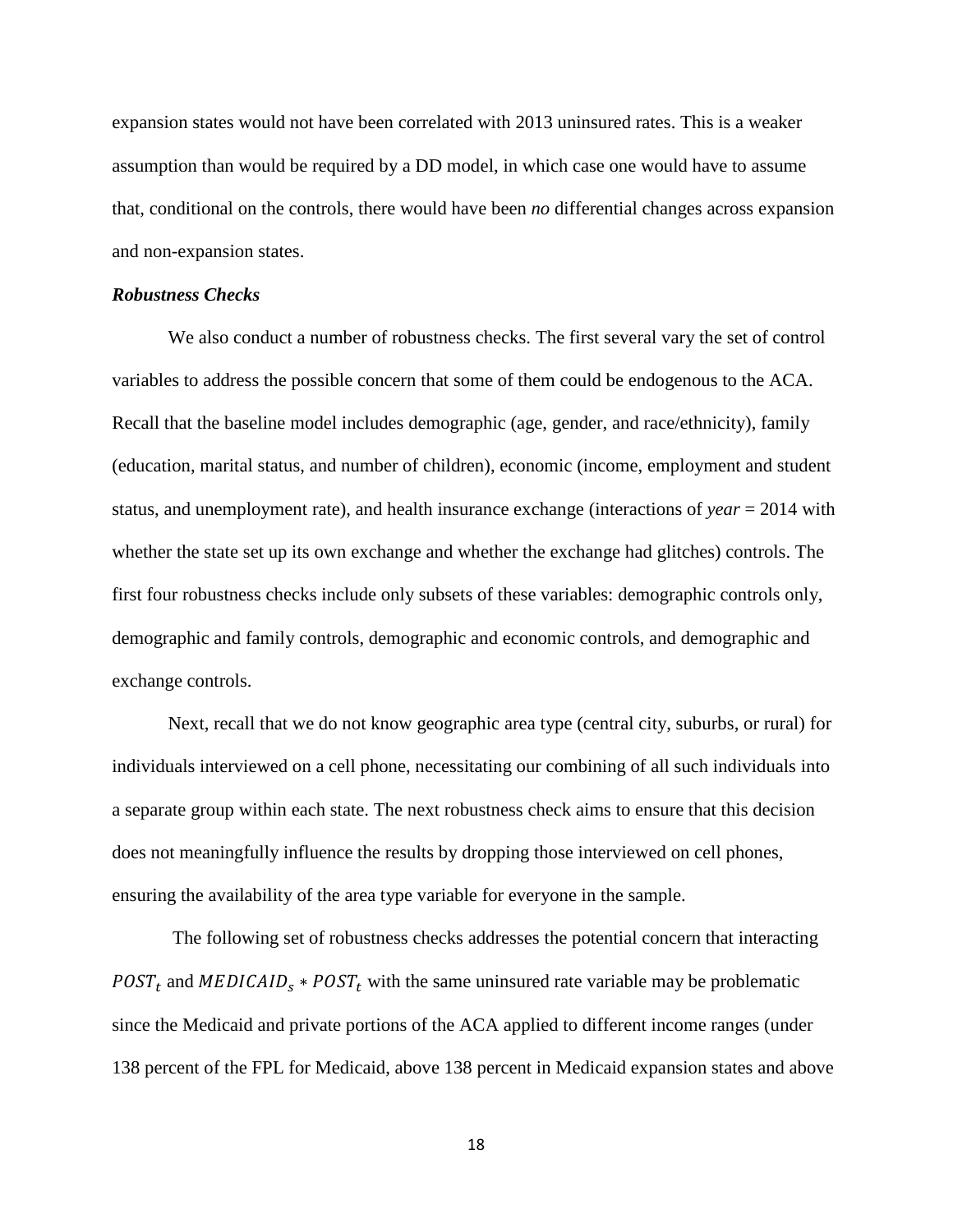expansion states would not have been correlated with 2013 uninsured rates. This is a weaker assumption than would be required by a DD model, in which case one would have to assume that, conditional on the controls, there would have been *no* differential changes across expansion and non-expansion states.

***Robustness Checks***

We also conduct a number of robustness checks. The first several vary the set of control variables to address the possible concern that some of them could be endogenous to the ACA. Recall that the baseline model includes demographic (age, gender, and race/ethnicity), family (education, marital status, and number of children), economic (income, employment and student status, and unemployment rate), and health insurance exchange (interactions of *year* = 2014 with whether the state set up its own exchange and whether the exchange had glitches) controls. The first four robustness checks include only subsets of these variables: demographic controls only, demographic and family controls, demographic and economic controls, and demographic and exchange controls.

Next, recall that we do not know geographic area type (central city, suburbs, or rural) for individuals interviewed on a cell phone, necessitating our combining of all such individuals into a separate group within each state. The next robustness check aims to ensure that this decision does not meaningfully influence the results by dropping those interviewed on cell phones, ensuring the availability of the area type variable for everyone in the sample.

The following set of robustness checks addresses the potential concern that interacting $POST_t$ and $MEDICAID_s * POST_t$ with the same uninsured rate variable may be problematic since the Medicaid and private portions of the ACA applied to different income ranges (under 138 percent of the FPL for Medicaid, above 138 percent in Medicaid expansion states and above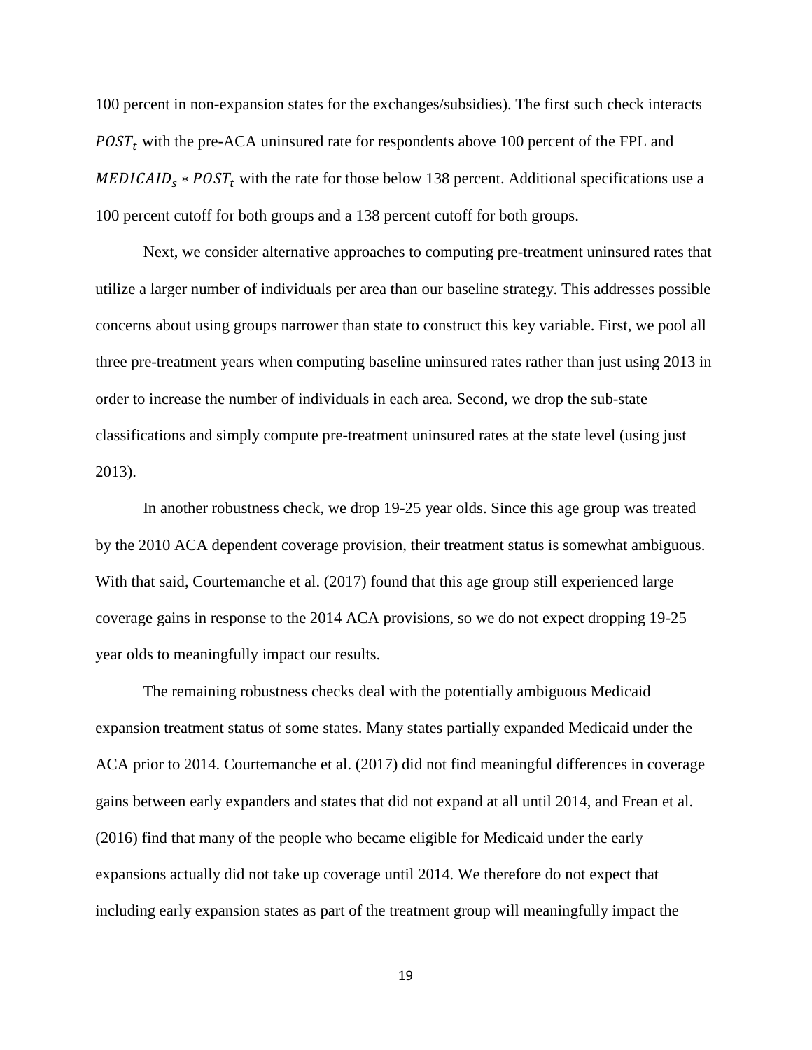100 percent in non-expansion states for the exchanges/subsidies). The first such check interacts $POST_t$ with the pre-ACA uninsured rate for respondents above 100 percent of the FPL and $MEDICAID_s * POST_t$ with the rate for those below 138 percent. Additional specifications use a 100 percent cutoff for both groups and a 138 percent cutoff for both groups.

Next, we consider alternative approaches to computing pre-treatment uninsured rates that utilize a larger number of individuals per area than our baseline strategy. This addresses possible concerns about using groups narrower than state to construct this key variable. First, we pool all three pre-treatment years when computing baseline uninsured rates rather than just using 2013 in order to increase the number of individuals in each area. Second, we drop the sub-state classifications and simply compute pre-treatment uninsured rates at the state level (using just 2013).

In another robustness check, we drop 19-25 year olds. Since this age group was treated by the 2010 ACA dependent coverage provision, their treatment status is somewhat ambiguous. With that said, Courtemanche et al. (2017) found that this age group still experienced large coverage gains in response to the 2014 ACA provisions, so we do not expect dropping 19-25 year olds to meaningfully impact our results.

The remaining robustness checks deal with the potentially ambiguous Medicaid expansion treatment status of some states. Many states partially expanded Medicaid under the ACA prior to 2014. Courtemanche et al. (2017) did not find meaningful differences in coverage gains between early expanders and states that did not expand at all until 2014, and Frean et al. (2016) find that many of the people who became eligible for Medicaid under the early expansions actually did not take up coverage until 2014. We therefore do not expect that including early expansion states as part of the treatment group will meaningfully impact the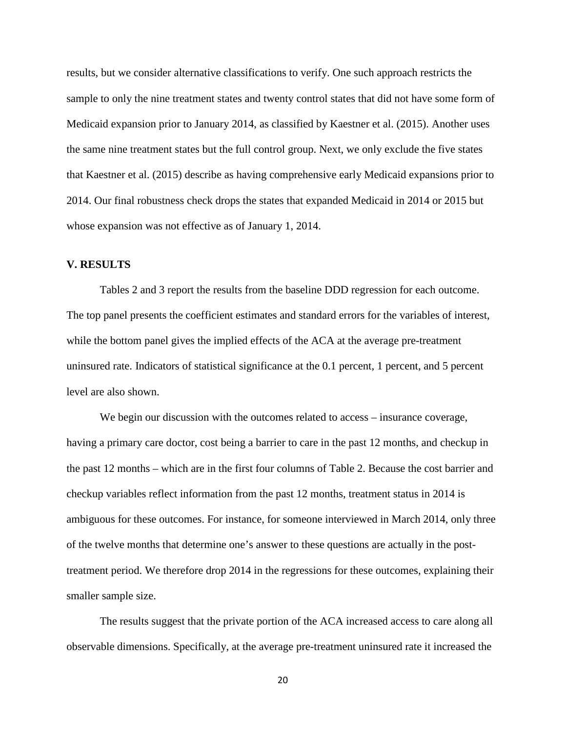results, but we consider alternative classifications to verify. One such approach restricts the sample to only the nine treatment states and twenty control states that did not have some form of Medicaid expansion prior to January 2014, as classified by Kaestner et al. (2015). Another uses the same nine treatment states but the full control group. Next, we only exclude the five states that Kaestner et al. (2015) describe as having comprehensive early Medicaid expansions prior to 2014. Our final robustness check drops the states that expanded Medicaid in 2014 or 2015 but whose expansion was not effective as of January 1, 2014.

## V. RESULTS

Tables 2 and 3 report the results from the baseline DDD regression for each outcome. The top panel presents the coefficient estimates and standard errors for the variables of interest, while the bottom panel gives the implied effects of the ACA at the average pre-treatment uninsured rate. Indicators of statistical significance at the 0.1 percent, 1 percent, and 5 percent level are also shown.

We begin our discussion with the outcomes related to access – insurance coverage, having a primary care doctor, cost being a barrier to care in the past 12 months, and checkup in the past 12 months – which are in the first four columns of Table 2. Because the cost barrier and checkup variables reflect information from the past 12 months, treatment status in 2014 is ambiguous for these outcomes. For instance, for someone interviewed in March 2014, only three of the twelve months that determine one's answer to these questions are actually in the post-treatment period. We therefore drop 2014 in the regressions for these outcomes, explaining their smaller sample size.

The results suggest that the private portion of the ACA increased access to care along all observable dimensions. Specifically, at the average pre-treatment uninsured rate it increased the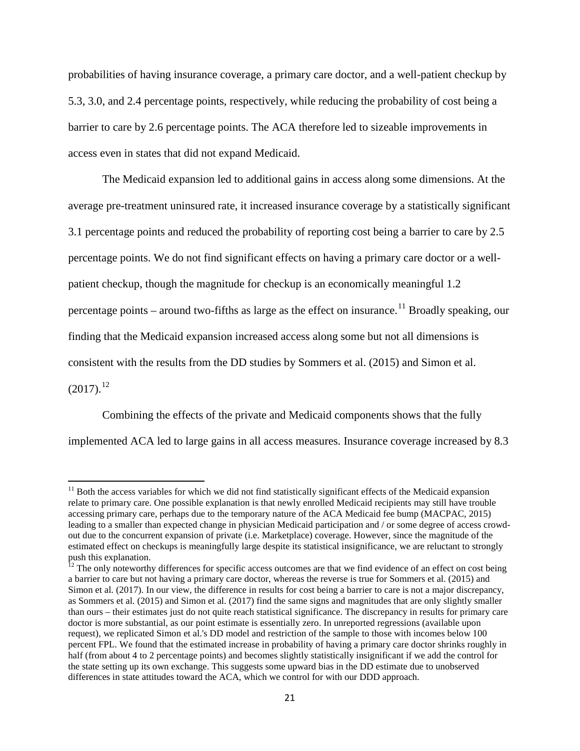probabilities of having insurance coverage, a primary care doctor, and a well-patient checkup by 5.3, 3.0, and 2.4 percentage points, respectively, while reducing the probability of cost being a barrier to care by 2.6 percentage points. The ACA therefore led to sizeable improvements in access even in states that did not expand Medicaid.

The Medicaid expansion led to additional gains in access along some dimensions. At the average pre-treatment uninsured rate, it increased insurance coverage by a statistically significant 3.1 percentage points and reduced the probability of reporting cost being a barrier to care by 2.5 percentage points. We do not find significant effects on having a primary care doctor or a well-patient checkup, though the magnitude for checkup is an economically meaningful 1.2 percentage points – around two-fifths as large as the effect on insurance.[11] Broadly speaking, our finding that the Medicaid expansion increased access along some but not all dimensions is consistent with the results from the DD studies by Sommers et al. (2015) and Simon et al. (2017).[12]

Combining the effects of the private and Medicaid components shows that the fully implemented ACA led to large gains in all access measures. Insurance coverage increased by 8.3

---

[11] Both the access variables for which we did not find statistically significant effects of the Medicaid expansion relate to primary care. One possible explanation is that newly enrolled Medicaid recipients may still have trouble accessing primary care, perhaps due to the temporary nature of the ACA Medicaid fee bump (MACPAC, 2015) leading to a smaller than expected change in physician Medicaid participation and / or some degree of access crowd-out due to the concurrent expansion of private (i.e. Marketplace) coverage. However, since the magnitude of the estimated effect on checkups is meaningfully large despite its statistical insignificance, we are reluctant to strongly push this explanation.

[12] The only noteworthy differences for specific access outcomes are that we find evidence of an effect on cost being a barrier to care but not having a primary care doctor, whereas the reverse is true for Sommers et al. (2015) and Simon et al. (2017). In our view, the difference in results for cost being a barrier to care is not a major discrepancy, as Sommers et al. (2015) and Simon et al. (2017) find the same signs and magnitudes that are only slightly smaller than ours – their estimates just do not quite reach statistical significance. The discrepancy in results for primary care doctor is more substantial, as our point estimate is essentially zero. In unreported regressions (available upon request), we replicated Simon et al.'s DD model and restriction of the sample to those with incomes below 100 percent FPL. We found that the estimated increase in probability of having a primary care doctor shrinks roughly in half (from about 4 to 2 percentage points) and becomes slightly statistically insignificant if we add the control for the state setting up its own exchange. This suggests some upward bias in the DD estimate due to unobserved differences in state attitudes toward the ACA, which we control for with our DDD approach.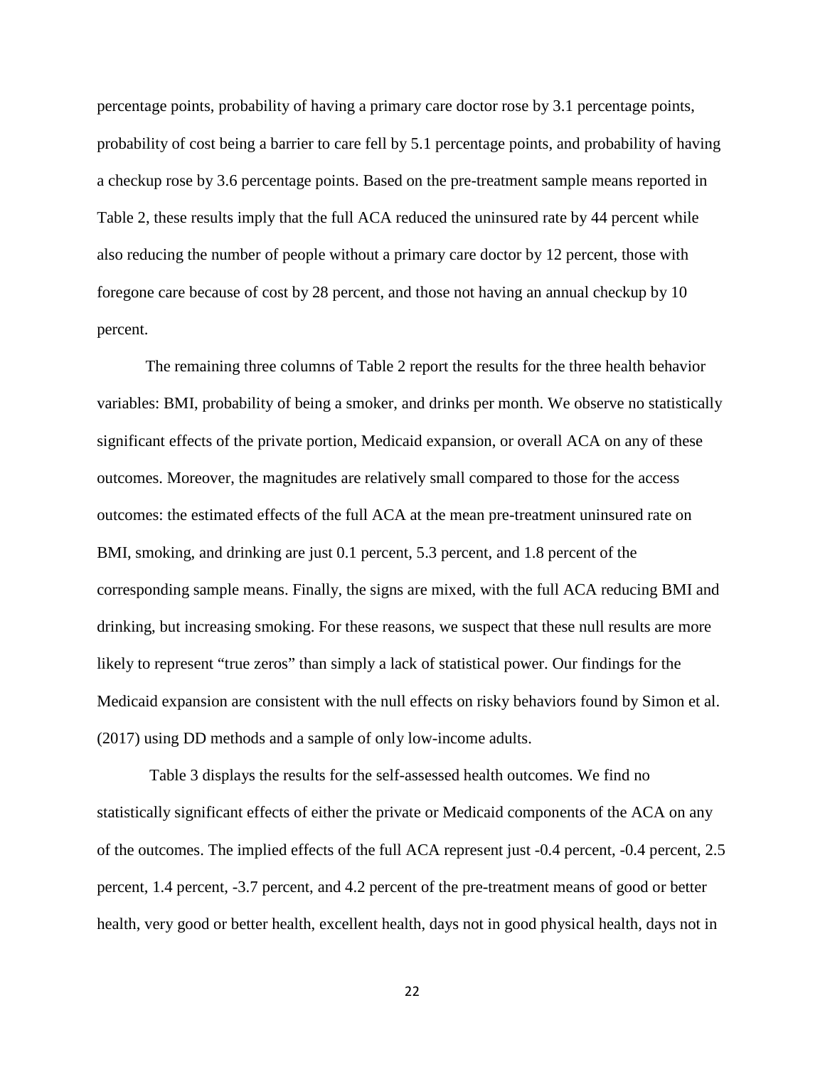percentage points, probability of having a primary care doctor rose by 3.1 percentage points, probability of cost being a barrier to care fell by 5.1 percentage points, and probability of having a checkup rose by 3.6 percentage points. Based on the pre-treatment sample means reported in Table 2, these results imply that the full ACA reduced the uninsured rate by 44 percent while also reducing the number of people without a primary care doctor by 12 percent, those with foregone care because of cost by 28 percent, and those not having an annual checkup by 10 percent.

The remaining three columns of Table 2 report the results for the three health behavior variables: BMI, probability of being a smoker, and drinks per month. We observe no statistically significant effects of the private portion, Medicaid expansion, or overall ACA on any of these outcomes. Moreover, the magnitudes are relatively small compared to those for the access outcomes: the estimated effects of the full ACA at the mean pre-treatment uninsured rate on BMI, smoking, and drinking are just 0.1 percent, 5.3 percent, and 1.8 percent of the corresponding sample means. Finally, the signs are mixed, with the full ACA reducing BMI and drinking, but increasing smoking. For these reasons, we suspect that these null results are more likely to represent "true zeros" than simply a lack of statistical power. Our findings for the Medicaid expansion are consistent with the null effects on risky behaviors found by Simon et al. (2017) using DD methods and a sample of only low-income adults.

Table 3 displays the results for the self-assessed health outcomes. We find no statistically significant effects of either the private or Medicaid components of the ACA on any of the outcomes. The implied effects of the full ACA represent just -0.4 percent, -0.4 percent, 2.5 percent, 1.4 percent, -3.7 percent, and 4.2 percent of the pre-treatment means of good or better health, very good or better health, excellent health, days not in good physical health, days not in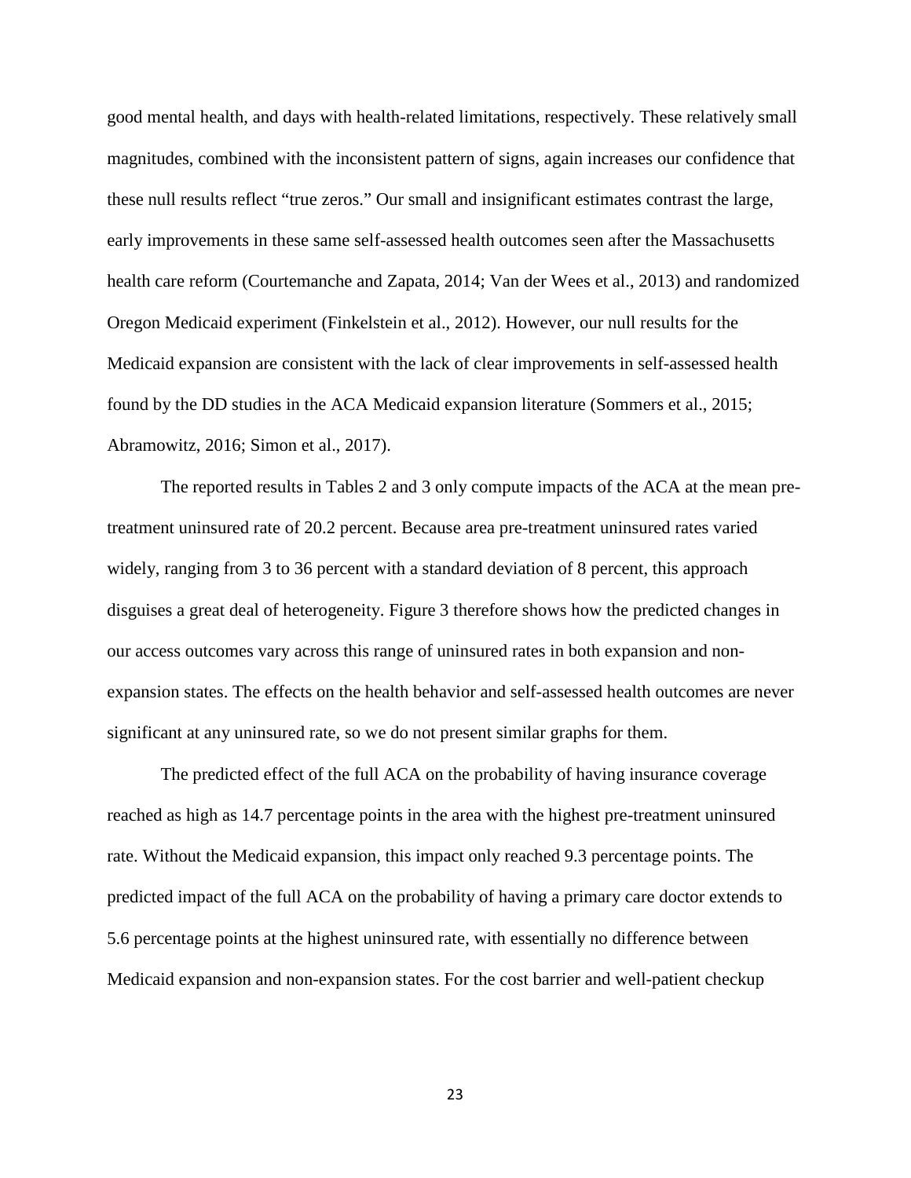good mental health, and days with health-related limitations, respectively. These relatively small magnitudes, combined with the inconsistent pattern of signs, again increases our confidence that these null results reflect “true zeros.” Our small and insignificant estimates contrast the large, early improvements in these same self-assessed health outcomes seen after the Massachusetts health care reform (Courtemanche and Zapata, 2014; Van der Wees et al., 2013) and randomized Oregon Medicaid experiment (Finkelstein et al., 2012). However, our null results for the Medicaid expansion are consistent with the lack of clear improvements in self-assessed health found by the DD studies in the ACA Medicaid expansion literature (Sommers et al., 2015; Abramowitz, 2016; Simon et al., 2017).

The reported results in Tables 2 and 3 only compute impacts of the ACA at the mean pre-treatment uninsured rate of 20.2 percent. Because area pre-treatment uninsured rates varied widely, ranging from 3 to 36 percent with a standard deviation of 8 percent, this approach disguises a great deal of heterogeneity. Figure 3 therefore shows how the predicted changes in our access outcomes vary across this range of uninsured rates in both expansion and non-expansion states. The effects on the health behavior and self-assessed health outcomes are never significant at any uninsured rate, so we do not present similar graphs for them.

The predicted effect of the full ACA on the probability of having insurance coverage reached as high as 14.7 percentage points in the area with the highest pre-treatment uninsured rate. Without the Medicaid expansion, this impact only reached 9.3 percentage points. The predicted impact of the full ACA on the probability of having a primary care doctor extends to 5.6 percentage points at the highest uninsured rate, with essentially no difference between Medicaid expansion and non-expansion states. For the cost barrier and well-patient checkup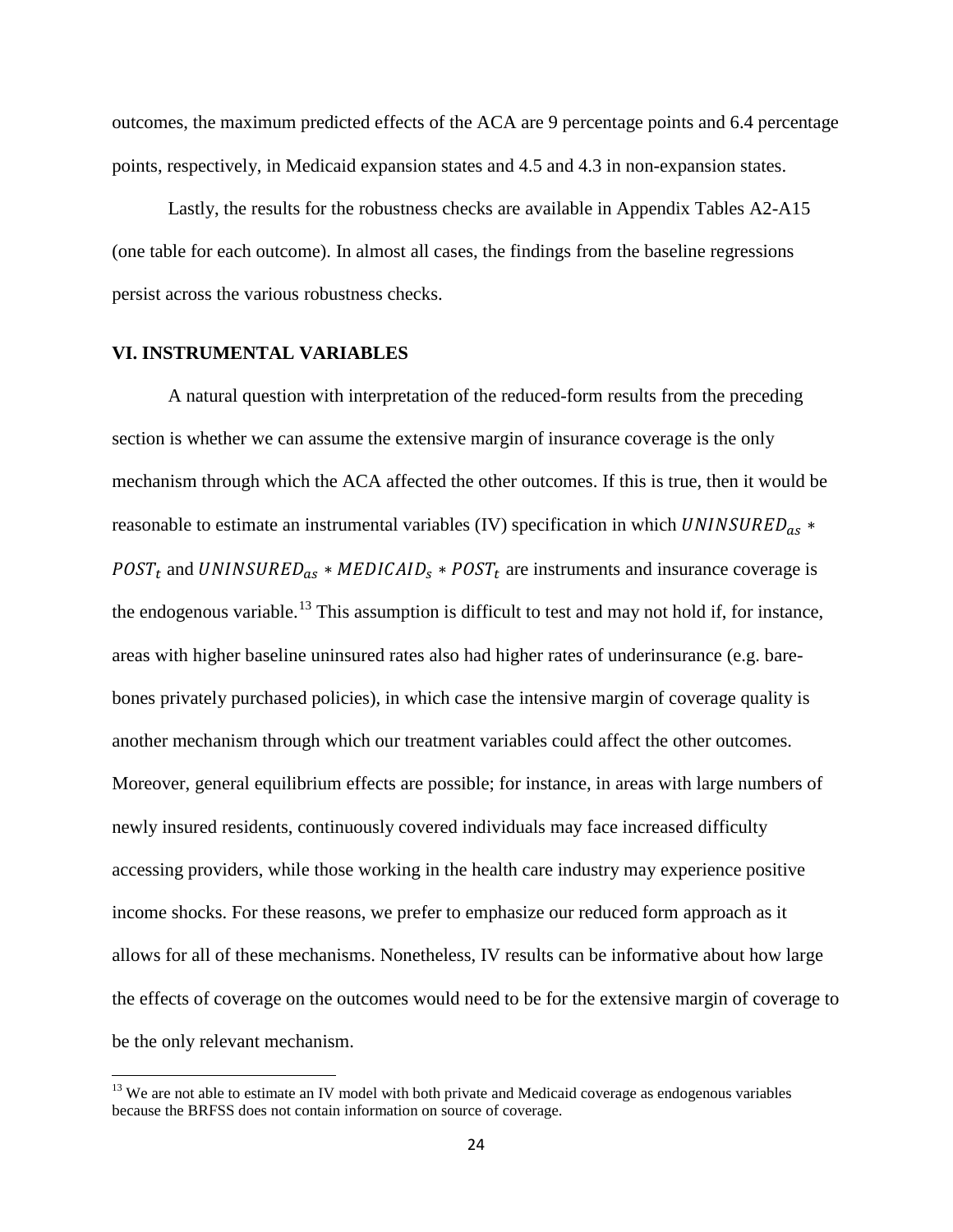outcomes, the maximum predicted effects of the ACA are 9 percentage points and 6.4 percentage points, respectively, in Medicaid expansion states and 4.5 and 4.3 in non-expansion states.

Lastly, the results for the robustness checks are available in Appendix Tables A2-A15 (one table for each outcome). In almost all cases, the findings from the baseline regressions persist across the various robustness checks.

## VI. INSTRUMENTAL VARIABLES

A natural question with interpretation of the reduced-form results from the preceding section is whether we can assume the extensive margin of insurance coverage is the only mechanism through which the ACA affected the other outcomes. If this is true, then it would be reasonable to estimate an instrumental variables (IV) specification in which $UNINSURED_{as} * POST_t$ and $UNINSURED_{as} * MEDICAID_s * POST_t$ are instruments and insurance coverage is the endogenous variable.[13] This assumption is difficult to test and may not hold if, for instance, areas with higher baseline uninsured rates also had higher rates of underinsurance (e.g. bare-bones privately purchased policies), in which case the intensive margin of coverage quality is another mechanism through which our treatment variables could affect the other outcomes. Moreover, general equilibrium effects are possible; for instance, in areas with large numbers of newly insured residents, continuously covered individuals may face increased difficulty accessing providers, while those working in the health care industry may experience positive income shocks. For these reasons, we prefer to emphasize our reduced form approach as it allows for all of these mechanisms. Nonetheless, IV results can be informative about how large the effects of coverage on the outcomes would need to be for the extensive margin of coverage to be the only relevant mechanism.

[13] We are not able to estimate an IV model with both private and Medicaid coverage as endogenous variables because the BRFSS does not contain information on source of coverage.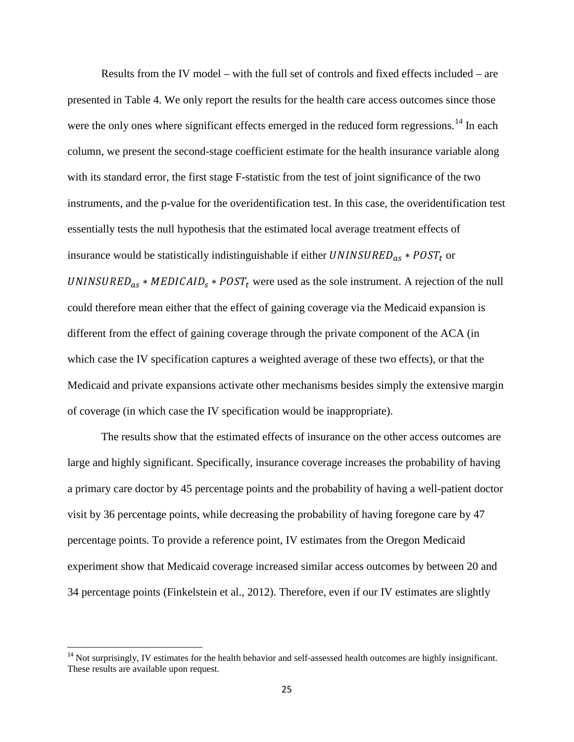Results from the IV model – with the full set of controls and fixed effects included – are presented in Table 4. We only report the results for the health care access outcomes since those were the only ones where significant effects emerged in the reduced form regressions.[14] In each column, we present the second-stage coefficient estimate for the health insurance variable along with its standard error, the first stage F-statistic from the test of joint significance of the two instruments, and the p-value for the overidentification test. In this case, the overidentification test essentially tests the null hypothesis that the estimated local average treatment effects of insurance would be statistically indistinguishable if either $UNINSURED_{as} * POST_t$ or $UNINSURED_{as} * MEDICAID_s * POST_t$ were used as the sole instrument. A rejection of the null could therefore mean either that the effect of gaining coverage via the Medicaid expansion is different from the effect of gaining coverage through the private component of the ACA (in which case the IV specification captures a weighted average of these two effects), or that the Medicaid and private expansions activate other mechanisms besides simply the extensive margin of coverage (in which case the IV specification would be inappropriate).

The results show that the estimated effects of insurance on the other access outcomes are large and highly significant. Specifically, insurance coverage increases the probability of having a primary care doctor by 45 percentage points and the probability of having a well-patient doctor visit by 36 percentage points, while decreasing the probability of having foregone care by 47 percentage points. To provide a reference point, IV estimates from the Oregon Medicaid experiment show that Medicaid coverage increased similar access outcomes by between 20 and 34 percentage points (Finkelstein et al., 2012). Therefore, even if our IV estimates are slightly

[14] Not surprisingly, IV estimates for the health behavior and self-assessed health outcomes are highly insignificant. These results are available upon request.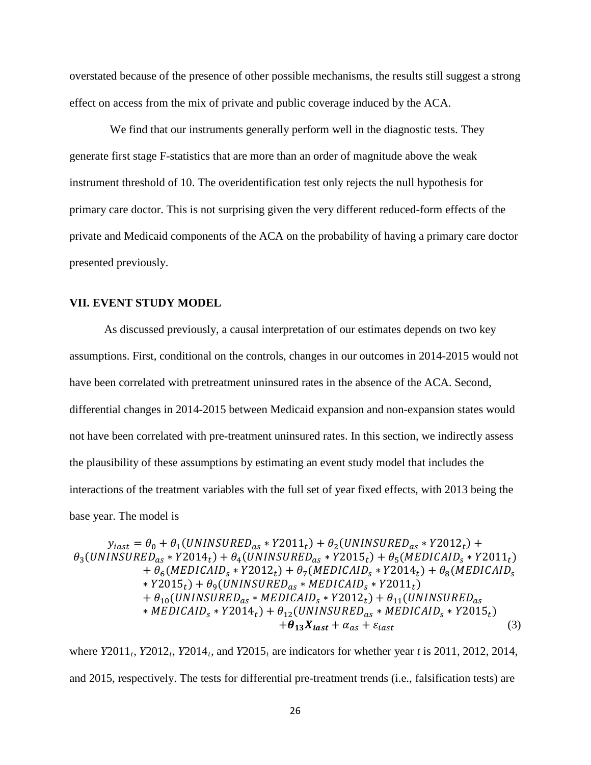overstated because of the presence of other possible mechanisms, the results still suggest a strong effect on access from the mix of private and public coverage induced by the ACA.

We find that our instruments generally perform well in the diagnostic tests. They generate first stage F-statistics that are more than an order of magnitude above the weak instrument threshold of 10. The overidentification test only rejects the null hypothesis for primary care doctor. This is not surprising given the very different reduced-form effects of the private and Medicaid components of the ACA on the probability of having a primary care doctor presented previously.

## VII. EVENT STUDY MODEL

As discussed previously, a causal interpretation of our estimates depends on two key assumptions. First, conditional on the controls, changes in our outcomes in 2014-2015 would not have been correlated with pretreatment uninsured rates in the absence of the ACA. Second, differential changes in 2014-2015 between Medicaid expansion and non-expansion states would not have been correlated with pre-treatment uninsured rates. In this section, we indirectly assess the plausibility of these assumptions by estimating an event study model that includes the interactions of the treatment variables with the full set of year fixed effects, with 2013 being the base year. The model is

$$
\begin{aligned}
y_{iast} = {} & \theta_0 + \theta_1(UNINSURED_{as} * Y2011_t) + \theta_2(UNINSURED_{as} * Y2012_t) + \\
& \theta_3(UNINSURED_{as} * Y2014_t) + \theta_4(UNINSURED_{as} * Y2015_t) + \theta_5(MEDICAID_s * Y2011_t) \\
& + \theta_6(MEDICAID_s * Y2012_t) + \theta_7(MEDICAID_s * Y2014_t) + \theta_8(MEDICAID_s \\
& * Y2015_t) + \theta_9(UNINSURED_{as} * MEDICAID_s * Y2011_t) \\
& + \theta_{10}(UNINSURED_{as} * MEDICAID_s * Y2012_t) + \theta_{11}(UNINSURED_{as} \\
& * MEDICAID_s * Y2014_t) + \theta_{12}(UNINSURED_{as} * MEDICAID_s * Y2015_t) \\
& + \boldsymbol{\theta_{13} X_{iast}} + \alpha_{as} + \varepsilon_{iast}
\end{aligned} \tag{3}
$$

where $Y2011_t$, $Y2012_t$, $Y2014_t$, and $Y2015_t$ are indicators for whether year $t$ is 2011, 2012, 2014, and 2015, respectively. The tests for differential pre-treatment trends (i.e., falsification tests) are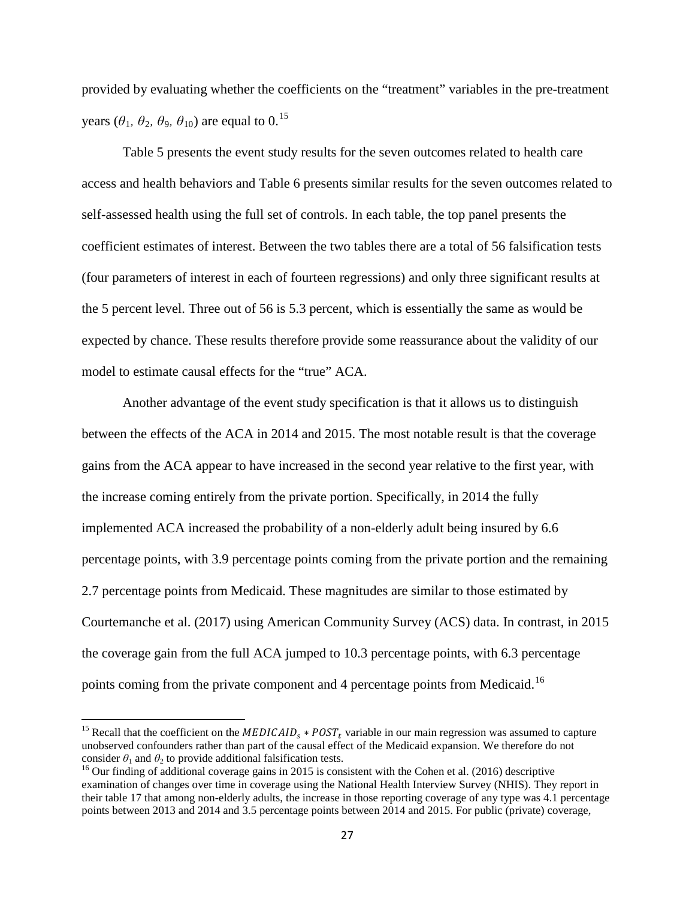provided by evaluating whether the coefficients on the "treatment" variables in the pre-treatment years ($\theta_1$, $\theta_2$, $\theta_9$, $\theta_{10}$) are equal to 0.[15]

Table 5 presents the event study results for the seven outcomes related to health care access and health behaviors and Table 6 presents similar results for the seven outcomes related to self-assessed health using the full set of controls. In each table, the top panel presents the coefficient estimates of interest. Between the two tables there are a total of 56 falsification tests (four parameters of interest in each of fourteen regressions) and only three significant results at the 5 percent level. Three out of 56 is 5.3 percent, which is essentially the same as would be expected by chance. These results therefore provide some reassurance about the validity of our model to estimate causal effects for the "true" ACA.

Another advantage of the event study specification is that it allows us to distinguish between the effects of the ACA in 2014 and 2015. The most notable result is that the coverage gains from the ACA appear to have increased in the second year relative to the first year, with the increase coming entirely from the private portion. Specifically, in 2014 the fully implemented ACA increased the probability of a non-elderly adult being insured by 6.6 percentage points, with 3.9 percentage points coming from the private portion and the remaining 2.7 percentage points from Medicaid. These magnitudes are similar to those estimated by Courtemanche et al. (2017) using American Community Survey (ACS) data. In contrast, in 2015 the coverage gain from the full ACA jumped to 10.3 percentage points, with 6.3 percentage points coming from the private component and 4 percentage points from Medicaid.[16]

---

[15] Recall that the coefficient on the $MEDICAID_s * POST_t$ variable in our main regression was assumed to capture unobserved confounders rather than part of the causal effect of the Medicaid expansion. We therefore do not consider $\theta_1$ and $\theta_2$ to provide additional falsification tests.

[16] Our finding of additional coverage gains in 2015 is consistent with the Cohen et al. (2016) descriptive examination of changes over time in coverage using the National Health Interview Survey (NHIS). They report in their table 17 that among non-elderly adults, the increase in those reporting coverage of any type was 4.1 percentage points between 2013 and 2014 and 3.5 percentage points between 2014 and 2015. For public (private) coverage,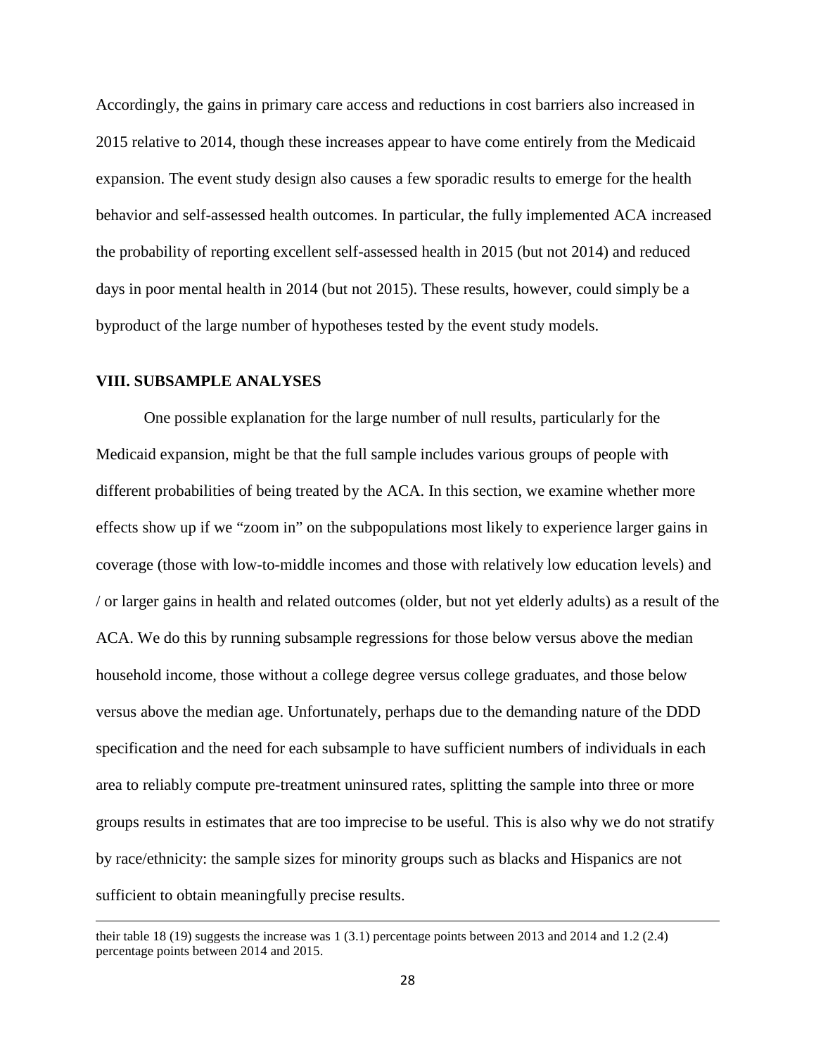Accordingly, the gains in primary care access and reductions in cost barriers also increased in 2015 relative to 2014, though these increases appear to have come entirely from the Medicaid expansion. The event study design also causes a few sporadic results to emerge for the health behavior and self-assessed health outcomes. In particular, the fully implemented ACA increased the probability of reporting excellent self-assessed health in 2015 (but not 2014) and reduced days in poor mental health in 2014 (but not 2015). These results, however, could simply be a byproduct of the large number of hypotheses tested by the event study models.

## VIII. SUBSAMPLE ANALYSES

One possible explanation for the large number of null results, particularly for the Medicaid expansion, might be that the full sample includes various groups of people with different probabilities of being treated by the ACA. In this section, we examine whether more effects show up if we "zoom in" on the subpopulations most likely to experience larger gains in coverage (those with low-to-middle incomes and those with relatively low education levels) and / or larger gains in health and related outcomes (older, but not yet elderly adults) as a result of the ACA. We do this by running subsample regressions for those below versus above the median household income, those without a college degree versus college graduates, and those below versus above the median age. Unfortunately, perhaps due to the demanding nature of the DDD specification and the need for each subsample to have sufficient numbers of individuals in each area to reliably compute pre-treatment uninsured rates, splitting the sample into three or more groups results in estimates that are too imprecise to be useful. This is also why we do not stratify by race/ethnicity: the sample sizes for minority groups such as blacks and Hispanics are not sufficient to obtain meaningfully precise results.

---

their table 18 (19) suggests the increase was 1 (3.1) percentage points between 2013 and 2014 and 1.2 (2.4) percentage points between 2014 and 2015.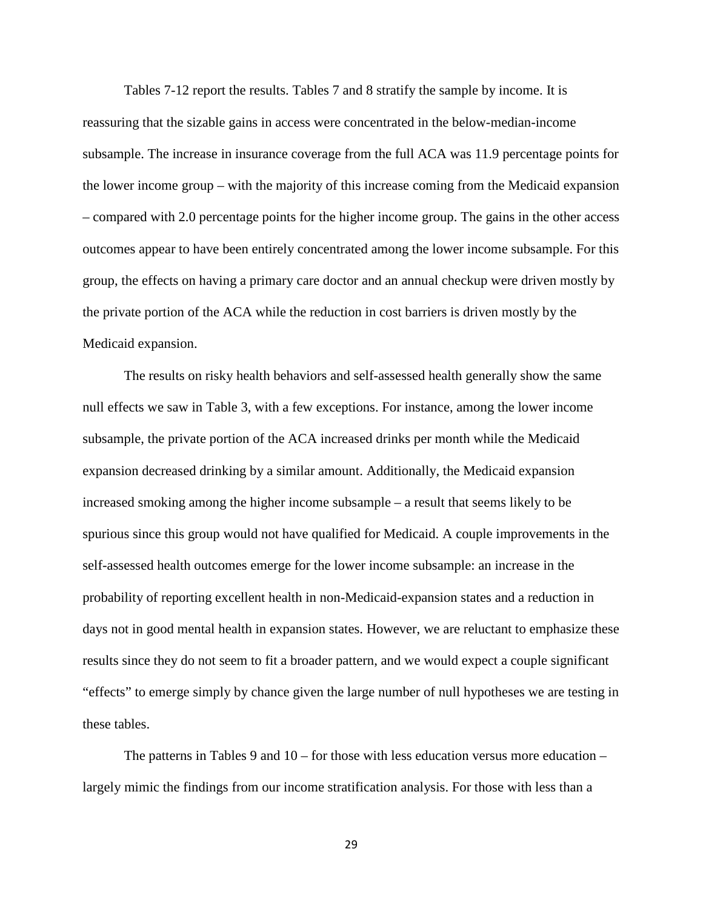Tables 7-12 report the results. Tables 7 and 8 stratify the sample by income. It is reassuring that the sizable gains in access were concentrated in the below-median-income subsample. The increase in insurance coverage from the full ACA was 11.9 percentage points for the lower income group – with the majority of this increase coming from the Medicaid expansion – compared with 2.0 percentage points for the higher income group. The gains in the other access outcomes appear to have been entirely concentrated among the lower income subsample. For this group, the effects on having a primary care doctor and an annual checkup were driven mostly by the private portion of the ACA while the reduction in cost barriers is driven mostly by the Medicaid expansion.

The results on risky health behaviors and self-assessed health generally show the same null effects we saw in Table 3, with a few exceptions. For instance, among the lower income subsample, the private portion of the ACA increased drinks per month while the Medicaid expansion decreased drinking by a similar amount. Additionally, the Medicaid expansion increased smoking among the higher income subsample – a result that seems likely to be spurious since this group would not have qualified for Medicaid. A couple improvements in the self-assessed health outcomes emerge for the lower income subsample: an increase in the probability of reporting excellent health in non-Medicaid-expansion states and a reduction in days not in good mental health in expansion states. However, we are reluctant to emphasize these results since they do not seem to fit a broader pattern, and we would expect a couple significant "effects" to emerge simply by chance given the large number of null hypotheses we are testing in these tables.

The patterns in Tables 9 and 10 – for those with less education versus more education – largely mimic the findings from our income stratification analysis. For those with less than a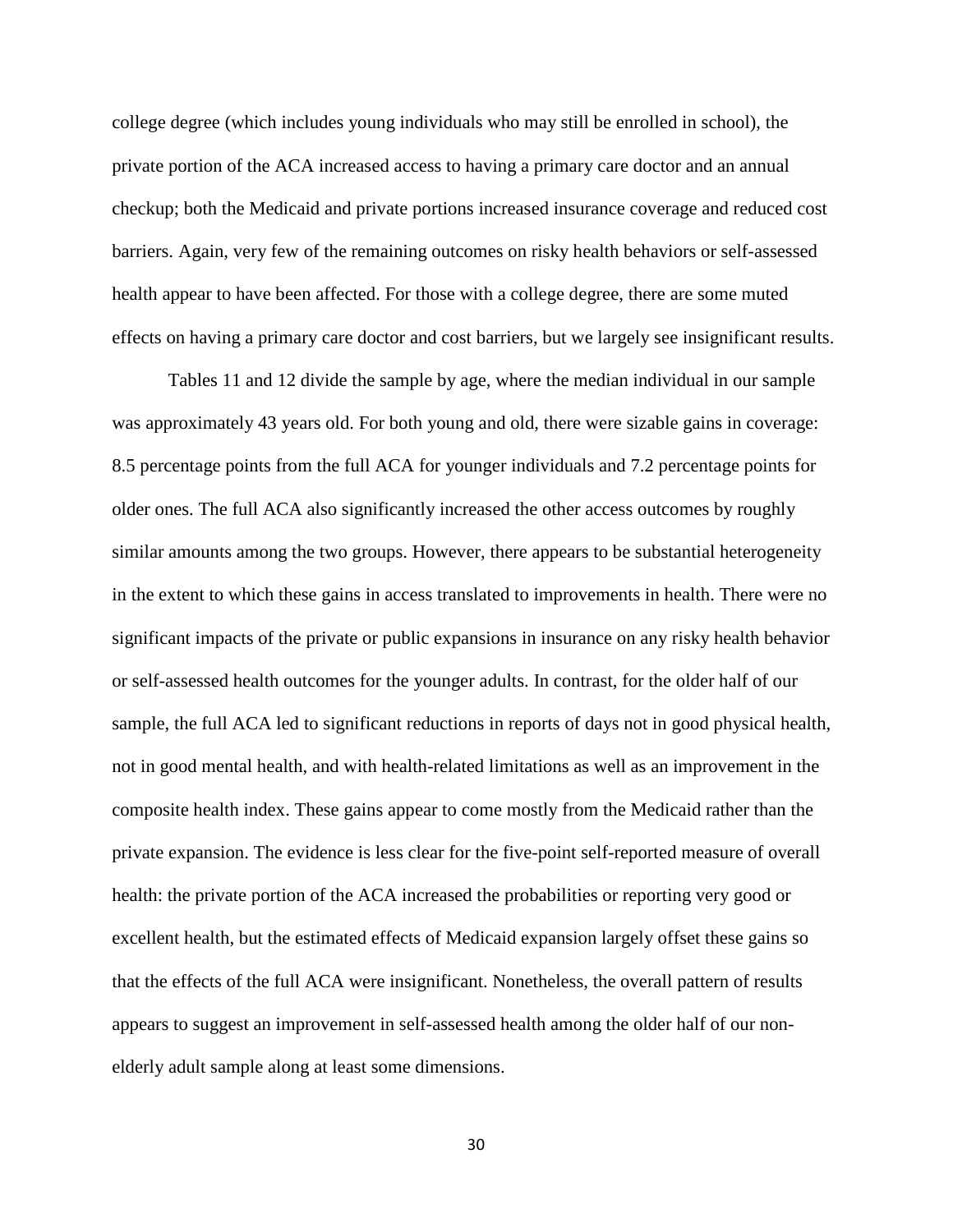college degree (which includes young individuals who may still be enrolled in school), the private portion of the ACA increased access to having a primary care doctor and an annual checkup; both the Medicaid and private portions increased insurance coverage and reduced cost barriers. Again, very few of the remaining outcomes on risky health behaviors or self-assessed health appear to have been affected. For those with a college degree, there are some muted effects on having a primary care doctor and cost barriers, but we largely see insignificant results.

Tables 11 and 12 divide the sample by age, where the median individual in our sample was approximately 43 years old. For both young and old, there were sizable gains in coverage: 8.5 percentage points from the full ACA for younger individuals and 7.2 percentage points for older ones. The full ACA also significantly increased the other access outcomes by roughly similar amounts among the two groups. However, there appears to be substantial heterogeneity in the extent to which these gains in access translated to improvements in health. There were no significant impacts of the private or public expansions in insurance on any risky health behavior or self-assessed health outcomes for the younger adults. In contrast, for the older half of our sample, the full ACA led to significant reductions in reports of days not in good physical health, not in good mental health, and with health-related limitations as well as an improvement in the composite health index. These gains appear to come mostly from the Medicaid rather than the private expansion. The evidence is less clear for the five-point self-reported measure of overall health: the private portion of the ACA increased the probabilities or reporting very good or excellent health, but the estimated effects of Medicaid expansion largely offset these gains so that the effects of the full ACA were insignificant. Nonetheless, the overall pattern of results appears to suggest an improvement in self-assessed health among the older half of our non-elderly adult sample along at least some dimensions.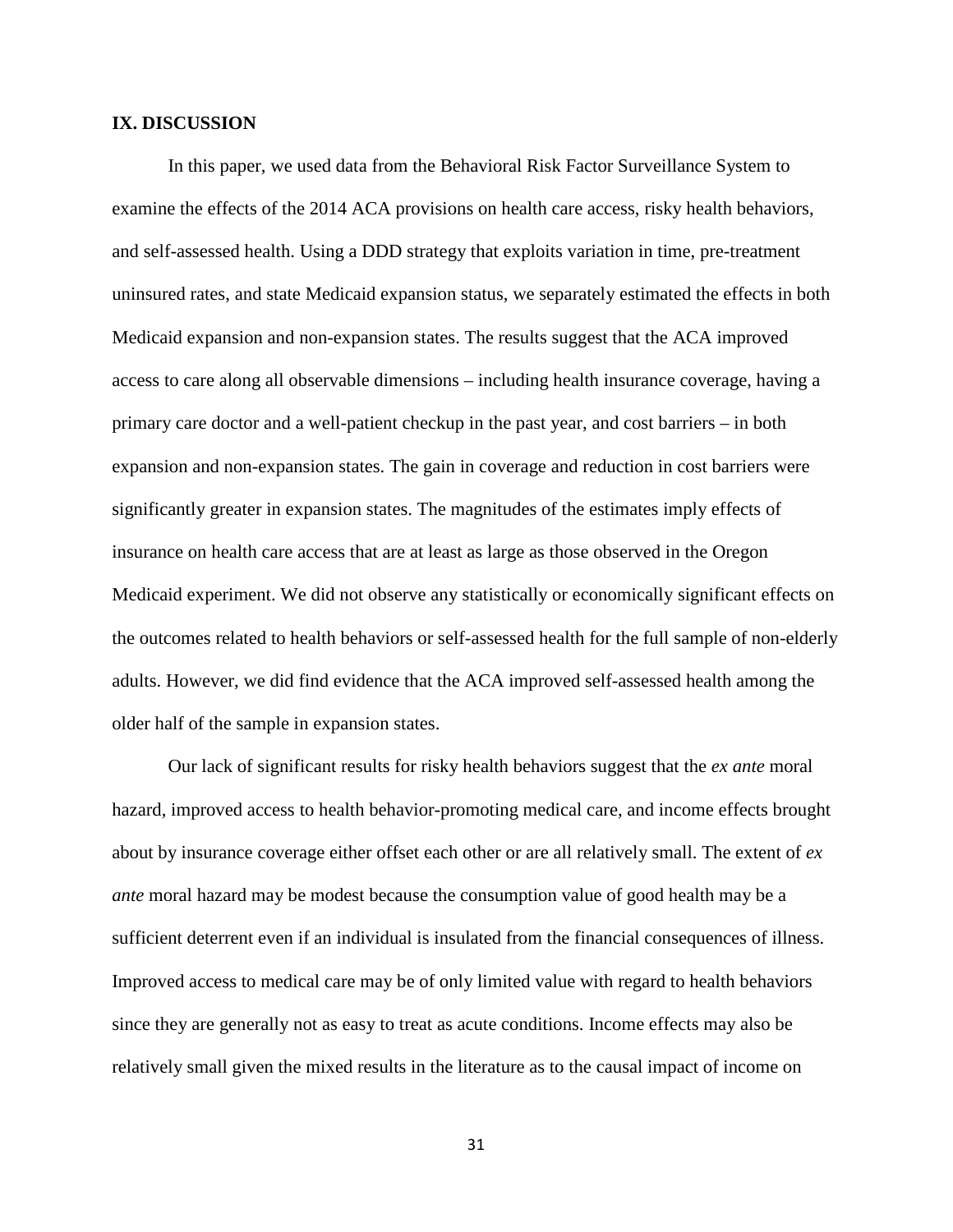## IX. DISCUSSION

In this paper, we used data from the Behavioral Risk Factor Surveillance System to examine the effects of the 2014 ACA provisions on health care access, risky health behaviors, and self-assessed health. Using a DDD strategy that exploits variation in time, pre-treatment uninsured rates, and state Medicaid expansion status, we separately estimated the effects in both Medicaid expansion and non-expansion states. The results suggest that the ACA improved access to care along all observable dimensions – including health insurance coverage, having a primary care doctor and a well-patient checkup in the past year, and cost barriers – in both expansion and non-expansion states. The gain in coverage and reduction in cost barriers were significantly greater in expansion states. The magnitudes of the estimates imply effects of insurance on health care access that are at least as large as those observed in the Oregon Medicaid experiment. We did not observe any statistically or economically significant effects on the outcomes related to health behaviors or self-assessed health for the full sample of non-elderly adults. However, we did find evidence that the ACA improved self-assessed health among the older half of the sample in expansion states.

Our lack of significant results for risky health behaviors suggest that the *ex ante* moral hazard, improved access to health behavior-promoting medical care, and income effects brought about by insurance coverage either offset each other or are all relatively small. The extent of *ex ante* moral hazard may be modest because the consumption value of good health may be a sufficient deterrent even if an individual is insulated from the financial consequences of illness. Improved access to medical care may be of only limited value with regard to health behaviors since they are generally not as easy to treat as acute conditions. Income effects may also be relatively small given the mixed results in the literature as to the causal impact of income on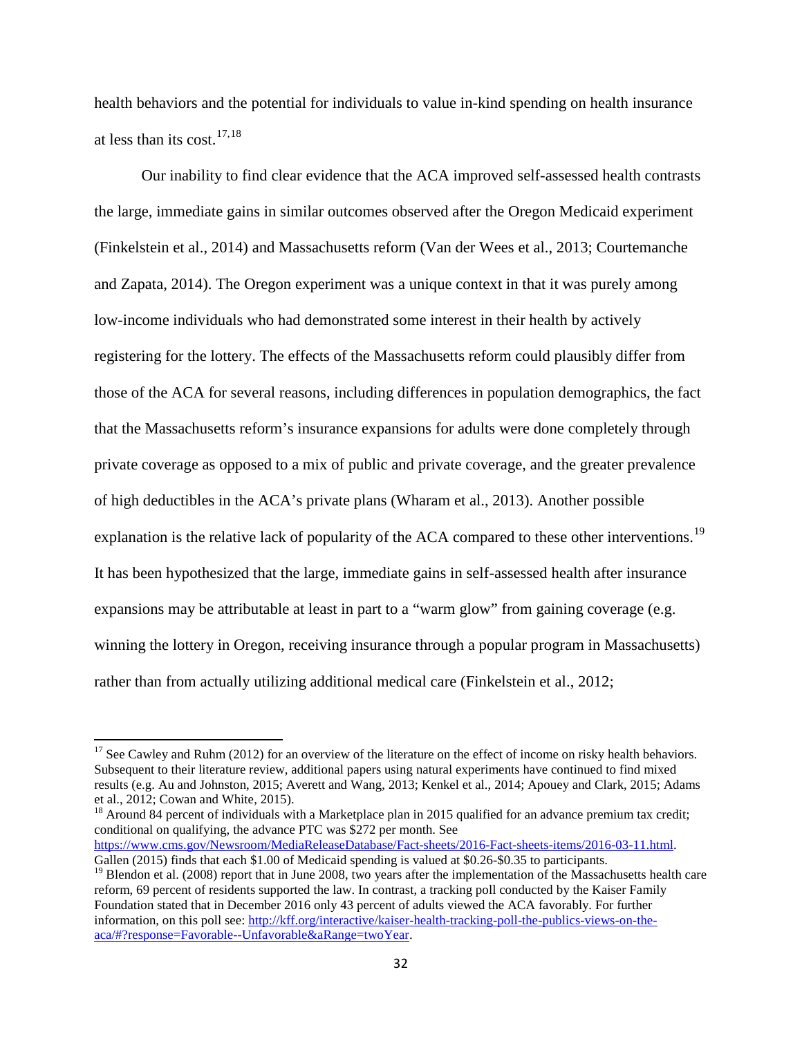health behaviors and the potential for individuals to value in-kind spending on health insurance at less than its cost.[17,18]

Our inability to find clear evidence that the ACA improved self-assessed health contrasts the large, immediate gains in similar outcomes observed after the Oregon Medicaid experiment (Finkelstein et al., 2014) and Massachusetts reform (Van der Wees et al., 2013; Courtemanche and Zapata, 2014). The Oregon experiment was a unique context in that it was purely among low-income individuals who had demonstrated some interest in their health by actively registering for the lottery. The effects of the Massachusetts reform could plausibly differ from those of the ACA for several reasons, including differences in population demographics, the fact that the Massachusetts reform's insurance expansions for adults were done completely through private coverage as opposed to a mix of public and private coverage, and the greater prevalence of high deductibles in the ACA's private plans (Wharam et al., 2013). Another possible explanation is the relative lack of popularity of the ACA compared to these other interventions.[19] It has been hypothesized that the large, immediate gains in self-assessed health after insurance expansions may be attributable at least in part to a "warm glow" from gaining coverage (e.g. winning the lottery in Oregon, receiving insurance through a popular program in Massachusetts) rather than from actually utilizing additional medical care (Finkelstein et al., 2012;

---

[17] See Cawley and Ruhm (2012) for an overview of the literature on the effect of income on risky health behaviors. Subsequent to their literature review, additional papers using natural experiments have continued to find mixed results (e.g. Au and Johnston, 2015; Averett and Wang, 2013; Kenkel et al., 2014; Apouey and Clark, 2015; Adams et al., 2012; Cowan and White, 2015).

[18] Around 84 percent of individuals with a Marketplace plan in 2015 qualified for an advance premium tax credit; conditional on qualifying, the advance PTC was $272 per month. See https://www.cms.gov/Newsroom/MediaReleaseDatabase/Fact-sheets/2016-Fact-sheets-items/2016-03-11.html. Gallen (2015) finds that each $1.00 of Medicaid spending is valued at $0.26-$0.35 to participants.

[19] Blendon et al. (2008) report that in June 2008, two years after the implementation of the Massachusetts health care reform, 69 percent of residents supported the law. In contrast, a tracking poll conducted by the Kaiser Family Foundation stated that in December 2016 only 43 percent of adults viewed the ACA favorably. For further information, on this poll see: http://kff.org/interactive/kaiser-health-tracking-poll-the-publics-views-on-the-aca/#?response=Favorable--Unfavorable&aRange=twoYear.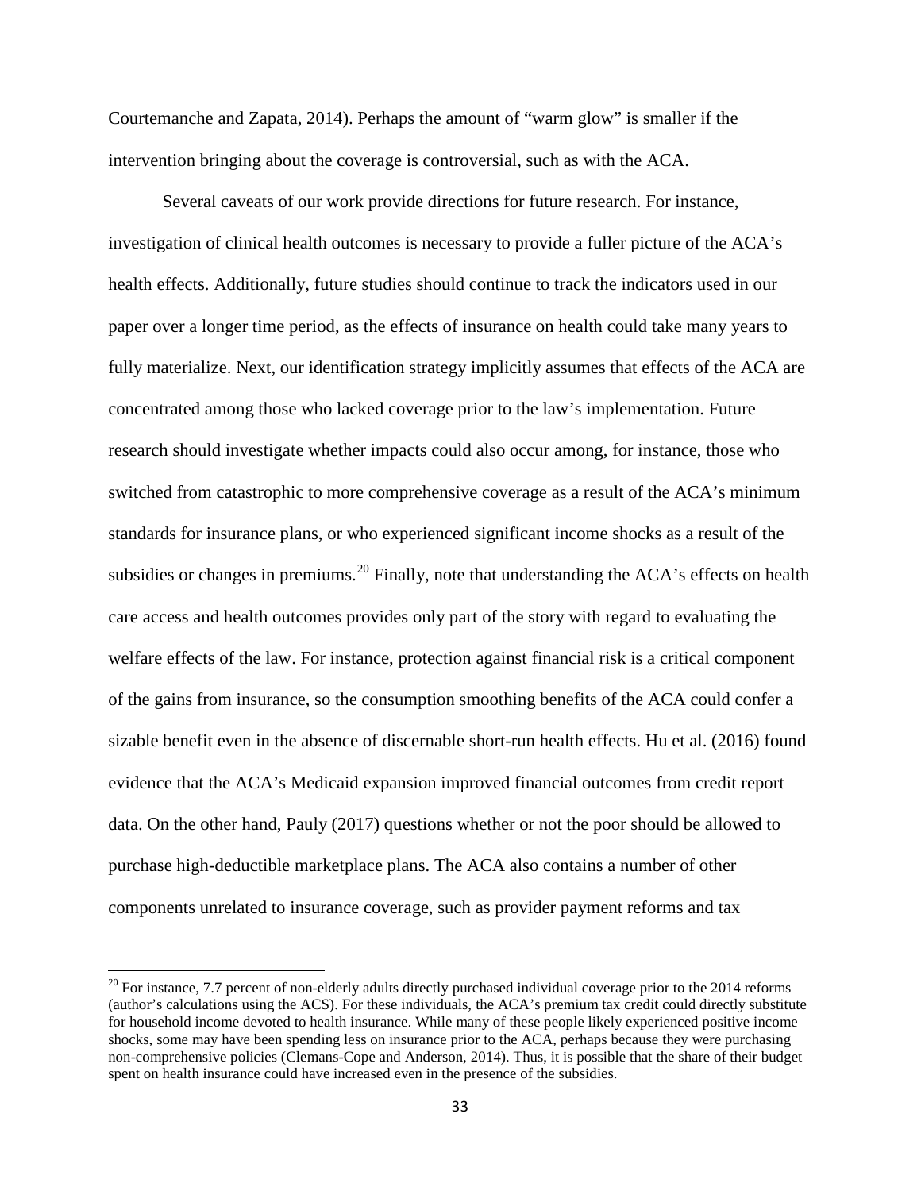Courtemanche and Zapata, 2014). Perhaps the amount of "warm glow" is smaller if the intervention bringing about the coverage is controversial, such as with the ACA.

Several caveats of our work provide directions for future research. For instance, investigation of clinical health outcomes is necessary to provide a fuller picture of the ACA's health effects. Additionally, future studies should continue to track the indicators used in our paper over a longer time period, as the effects of insurance on health could take many years to fully materialize. Next, our identification strategy implicitly assumes that effects of the ACA are concentrated among those who lacked coverage prior to the law's implementation. Future research should investigate whether impacts could also occur among, for instance, those who switched from catastrophic to more comprehensive coverage as a result of the ACA's minimum standards for insurance plans, or who experienced significant income shocks as a result of the subsidies or changes in premiums.[20] Finally, note that understanding the ACA's effects on health care access and health outcomes provides only part of the story with regard to evaluating the welfare effects of the law. For instance, protection against financial risk is a critical component of the gains from insurance, so the consumption smoothing benefits of the ACA could confer a sizable benefit even in the absence of discernable short-run health effects. Hu et al. (2016) found evidence that the ACA's Medicaid expansion improved financial outcomes from credit report data. On the other hand, Pauly (2017) questions whether or not the poor should be allowed to purchase high-deductible marketplace plans. The ACA also contains a number of other components unrelated to insurance coverage, such as provider payment reforms and tax

[20] For instance, 7.7 percent of non-elderly adults directly purchased individual coverage prior to the 2014 reforms (author's calculations using the ACS). For these individuals, the ACA's premium tax credit could directly substitute for household income devoted to health insurance. While many of these people likely experienced positive income shocks, some may have been spending less on insurance prior to the ACA, perhaps because they were purchasing non-comprehensive policies (Clemans-Cope and Anderson, 2014). Thus, it is possible that the share of their budget spent on health insurance could have increased even in the presence of the subsidies.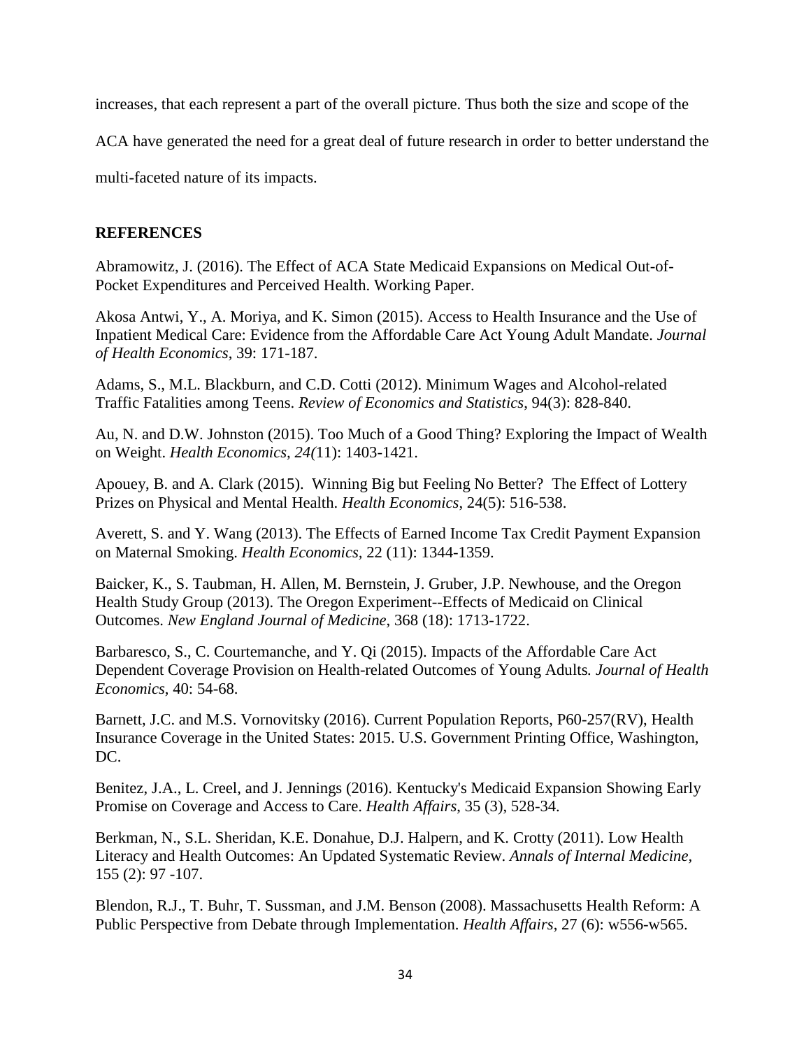increases, that each represent a part of the overall picture. Thus both the size and scope of the ACA have generated the need for a great deal of future research in order to better understand the multi-faceted nature of its impacts.

**REFERENCES**

Abramowitz, J. (2016). The Effect of ACA State Medicaid Expansions on Medical Out-of-Pocket Expenditures and Perceived Health. Working Paper.

Akosa Antwi, Y., A. Moriya, and K. Simon (2015). Access to Health Insurance and the Use of Inpatient Medical Care: Evidence from the Affordable Care Act Young Adult Mandate. *Journal of Health Economics*, 39: 171-187.

Adams, S., M.L. Blackburn, and C.D. Cotti (2012). Minimum Wages and Alcohol-related Traffic Fatalities among Teens. *Review of Economics and Statistics*, 94(3): 828-840.

Au, N. and D.W. Johnston (2015). Too Much of a Good Thing? Exploring the Impact of Wealth on Weight. *Health Economics, 24(*11): 1403-1421.

Apouey, B. and A. Clark (2015). Winning Big but Feeling No Better? The Effect of Lottery Prizes on Physical and Mental Health. *Health Economics*, 24(5): 516-538.

Averett, S. and Y. Wang (2013). The Effects of Earned Income Tax Credit Payment Expansion on Maternal Smoking. *Health Economics,* 22 (11): 1344-1359.

Baicker, K., S. Taubman, H. Allen, M. Bernstein, J. Gruber, J.P. Newhouse, and the Oregon Health Study Group (2013). The Oregon Experiment--Effects of Medicaid on Clinical Outcomes. *New England Journal of Medicine*, 368 (18): 1713-1722.

Barbaresco, S., C. Courtemanche, and Y. Qi (2015). Impacts of the Affordable Care Act Dependent Coverage Provision on Health-related Outcomes of Young Adults*. Journal of Health Economics*, 40: 54-68.

Barnett, J.C. and M.S. Vornovitsky (2016). Current Population Reports, P60-257(RV), Health Insurance Coverage in the United States: 2015. U.S. Government Printing Office, Washington, DC.

Benitez, J.A., L. Creel, and J. Jennings (2016). Kentucky's Medicaid Expansion Showing Early Promise on Coverage and Access to Care. *Health Affairs*, 35 (3), 528-34.

Berkman, N., S.L. Sheridan, K.E. Donahue, D.J. Halpern, and K. Crotty (2011). Low Health Literacy and Health Outcomes: An Updated Systematic Review. *Annals of Internal Medicine*, 155 (2): 97 -107.

Blendon, R.J., T. Buhr, T. Sussman, and J.M. Benson (2008). Massachusetts Health Reform: A Public Perspective from Debate through Implementation. *Health Affairs*, 27 (6): w556-w565.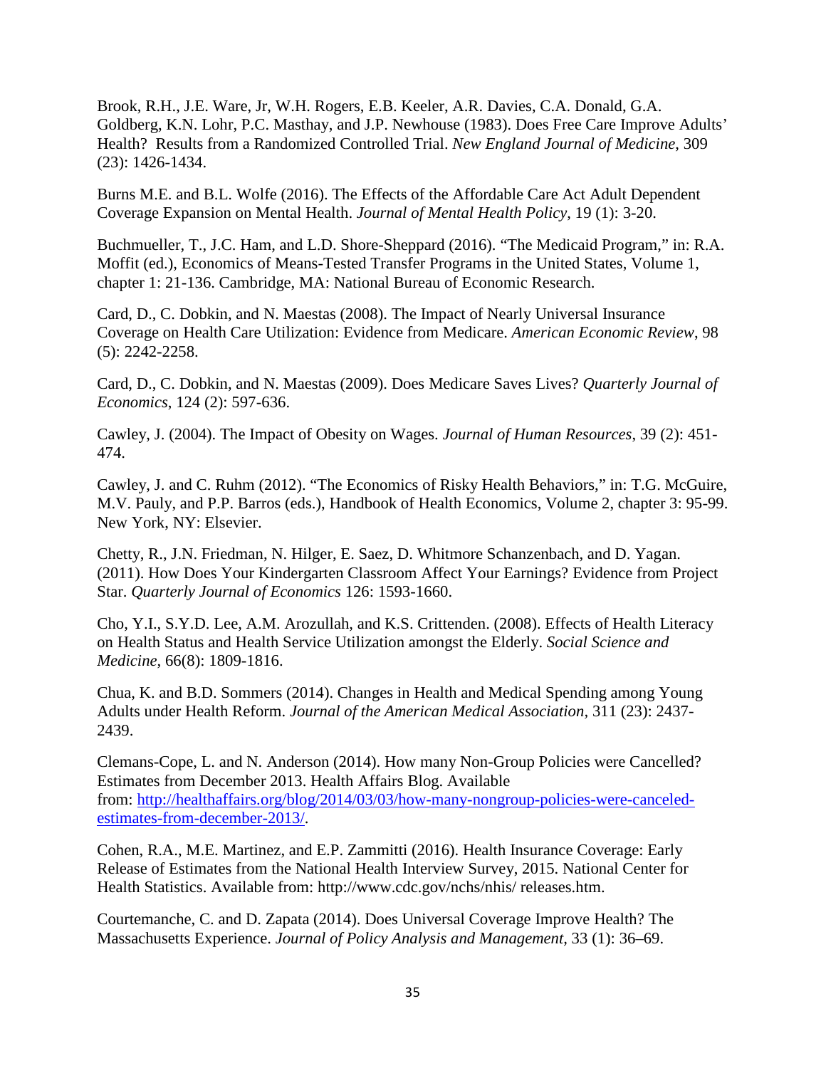Brook, R.H., J.E. Ware, Jr, W.H. Rogers, E.B. Keeler, A.R. Davies, C.A. Donald, G.A. Goldberg, K.N. Lohr, P.C. Masthay, and J.P. Newhouse (1983). Does Free Care Improve Adults' Health? Results from a Randomized Controlled Trial. *New England Journal of Medicine*, 309 (23): 1426-1434.

Burns M.E. and B.L. Wolfe (2016). The Effects of the Affordable Care Act Adult Dependent Coverage Expansion on Mental Health. *Journal of Mental Health Policy*, 19 (1): 3-20.

Buchmueller, T., J.C. Ham, and L.D. Shore-Sheppard (2016). "The Medicaid Program," in: R.A. Moffit (ed.), Economics of Means-Tested Transfer Programs in the United States, Volume 1, chapter 1: 21-136. Cambridge, MA: National Bureau of Economic Research.

Card, D., C. Dobkin, and N. Maestas (2008). The Impact of Nearly Universal Insurance Coverage on Health Care Utilization: Evidence from Medicare. *American Economic Review*, 98 (5): 2242-2258.

Card, D., C. Dobkin, and N. Maestas (2009). Does Medicare Saves Lives? *Quarterly Journal of Economics*, 124 (2): 597-636.

Cawley, J. (2004). The Impact of Obesity on Wages. *Journal of Human Resources*, 39 (2): 451-474.

Cawley, J. and C. Ruhm (2012). "The Economics of Risky Health Behaviors," in: T.G. McGuire, M.V. Pauly, and P.P. Barros (eds.), Handbook of Health Economics, Volume 2, chapter 3: 95-99. New York, NY: Elsevier.

Chetty, R., J.N. Friedman, N. Hilger, E. Saez, D. Whitmore Schanzenbach, and D. Yagan. (2011). How Does Your Kindergarten Classroom Affect Your Earnings? Evidence from Project Star. *Quarterly Journal of Economics* 126: 1593-1660.

Cho, Y.I., S.Y.D. Lee, A.M. Arozullah, and K.S. Crittenden. (2008). Effects of Health Literacy on Health Status and Health Service Utilization amongst the Elderly. *Social Science and Medicine*, 66(8): 1809-1816.

Chua, K. and B.D. Sommers (2014). Changes in Health and Medical Spending among Young Adults under Health Reform. *Journal of the American Medical Association*, 311 (23): 2437-2439.

Clemans-Cope, L. and N. Anderson (2014). How many Non-Group Policies were Cancelled? Estimates from December 2013. Health Affairs Blog. Available from: [http://healthaffairs.org/blog/2014/03/03/how-many-nongroup-policies-were-canceled-estimates-from-december-2013/](http://healthaffairs.org/blog/2014/03/03/how-many-nongroup-policies-were-canceled-estimates-from-december-2013/).

Cohen, R.A., M.E. Martinez, and E.P. Zammitti (2016). Health Insurance Coverage: Early Release of Estimates from the National Health Interview Survey, 2015. National Center for Health Statistics. Available from: http://www.cdc.gov/nchs/nhis/ releases.htm.

Courtemanche, C. and D. Zapata (2014). Does Universal Coverage Improve Health? The Massachusetts Experience. *Journal of Policy Analysis and Management*, 33 (1): 36–69.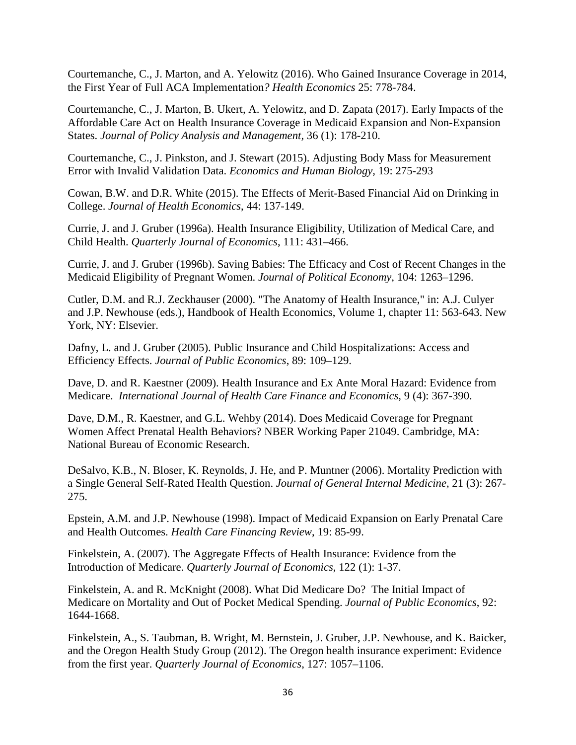Courtemanche, C., J. Marton, and A. Yelowitz (2016). Who Gained Insurance Coverage in 2014, the First Year of Full ACA Implementation*? Health Economics* 25: 778-784.

Courtemanche, C., J. Marton, B. Ukert, A. Yelowitz, and D. Zapata (2017). Early Impacts of the Affordable Care Act on Health Insurance Coverage in Medicaid Expansion and Non-Expansion States. *Journal of Policy Analysis and Management*, 36 (1): 178-210.

Courtemanche, C., J. Pinkston, and J. Stewart (2015). Adjusting Body Mass for Measurement Error with Invalid Validation Data. *Economics and Human Biology*, 19: 275-293

Cowan, B.W. and D.R. White (2015). The Effects of Merit-Based Financial Aid on Drinking in College. *Journal of Health Economics*, 44: 137-149.

Currie, J. and J. Gruber (1996a). Health Insurance Eligibility, Utilization of Medical Care, and Child Health. *Quarterly Journal of Economics*, 111: 431–466.

Currie, J. and J. Gruber (1996b). Saving Babies: The Efficacy and Cost of Recent Changes in the Medicaid Eligibility of Pregnant Women. *Journal of Political Economy*, 104: 1263–1296.

Cutler, D.M. and R.J. Zeckhauser (2000). "The Anatomy of Health Insurance," in: A.J. Culyer and J.P. Newhouse (eds.), Handbook of Health Economics, Volume 1, chapter 11: 563-643. New York, NY: Elsevier.

Dafny, L. and J. Gruber (2005). Public Insurance and Child Hospitalizations: Access and Efficiency Effects. *Journal of Public Economics*, 89: 109–129.

Dave, D. and R. Kaestner (2009). Health Insurance and Ex Ante Moral Hazard: Evidence from Medicare. *International Journal of Health Care Finance and Economics*, 9 (4): 367-390.

Dave, D.M., R. Kaestner, and G.L. Wehby (2014). Does Medicaid Coverage for Pregnant Women Affect Prenatal Health Behaviors? NBER Working Paper 21049. Cambridge, MA: National Bureau of Economic Research.

DeSalvo, K.B., N. Bloser, K. Reynolds, J. He, and P. Muntner (2006). Mortality Prediction with a Single General Self-Rated Health Question. *Journal of General Internal Medicine*, 21 (3): 267-275.

Epstein, A.M. and J.P. Newhouse (1998). Impact of Medicaid Expansion on Early Prenatal Care and Health Outcomes. *Health Care Financing Review*, 19: 85-99.

Finkelstein, A. (2007). The Aggregate Effects of Health Insurance: Evidence from the Introduction of Medicare. *Quarterly Journal of Economics*, 122 (1): 1-37.

Finkelstein, A. and R. McKnight (2008). What Did Medicare Do? The Initial Impact of Medicare on Mortality and Out of Pocket Medical Spending. *Journal of Public Economics*, 92: 1644-1668.

Finkelstein, A., S. Taubman, B. Wright, M. Bernstein, J. Gruber, J.P. Newhouse, and K. Baicker, and the Oregon Health Study Group (2012). The Oregon health insurance experiment: Evidence from the first year. *Quarterly Journal of Economics*, 127: 1057–1106.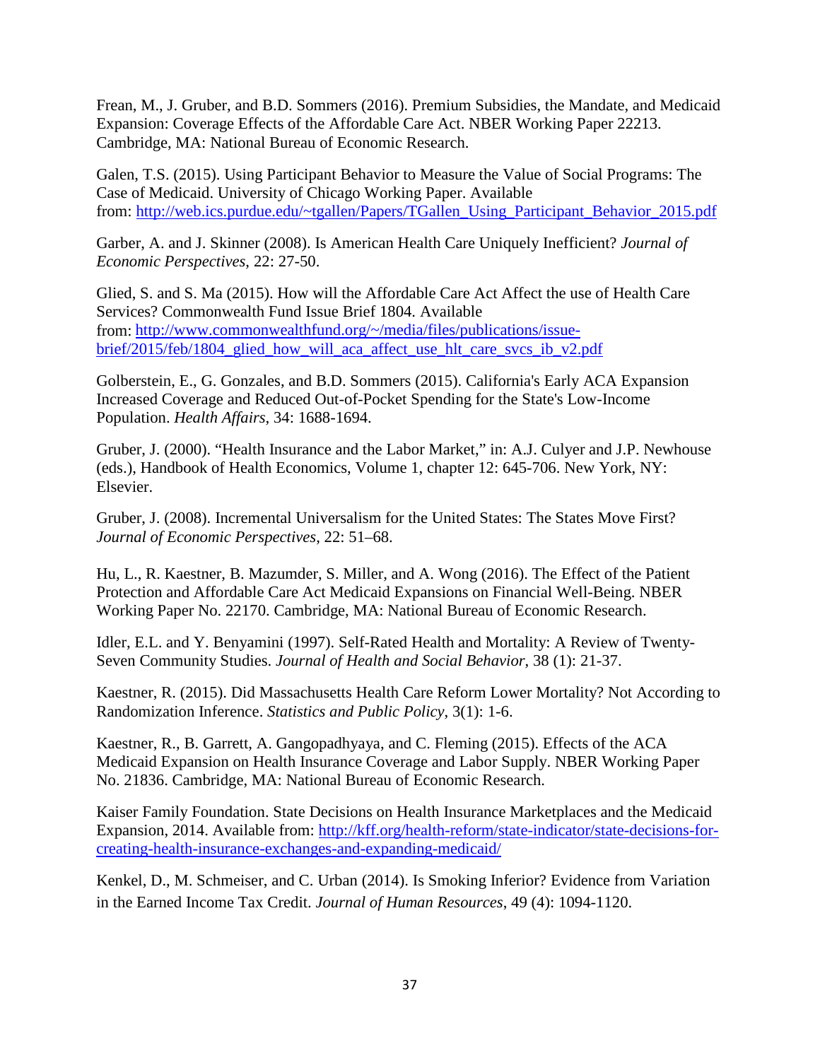Frean, M., J. Gruber, and B.D. Sommers (2016). Premium Subsidies, the Mandate, and Medicaid Expansion: Coverage Effects of the Affordable Care Act. NBER Working Paper 22213. Cambridge, MA: National Bureau of Economic Research.

Galen, T.S. (2015). Using Participant Behavior to Measure the Value of Social Programs: The Case of Medicaid. University of Chicago Working Paper. Available from: http://web.ics.purdue.edu/~tgallen/Papers/TGallen_Using_Participant_Behavior_2015.pdf

Garber, A. and J. Skinner (2008). Is American Health Care Uniquely Inefficient? *Journal of Economic Perspectives*, 22: 27-50.

Glied, S. and S. Ma (2015). How will the Affordable Care Act Affect the use of Health Care Services? Commonwealth Fund Issue Brief 1804. Available from: http://www.commonwealthfund.org/~/media/files/publications/issue-brief/2015/feb/1804_glied_how_will_aca_affect_use_hlt_care_svcs_ib_v2.pdf

Golberstein, E., G. Gonzales, and B.D. Sommers (2015). California's Early ACA Expansion Increased Coverage and Reduced Out-of-Pocket Spending for the State's Low-Income Population. *Health Affairs*, 34: 1688-1694.

Gruber, J. (2000). "Health Insurance and the Labor Market," in: A.J. Culyer and J.P. Newhouse (eds.), Handbook of Health Economics, Volume 1, chapter 12: 645-706. New York, NY: Elsevier.

Gruber, J. (2008). Incremental Universalism for the United States: The States Move First? *Journal of Economic Perspectives*, 22: 51–68.

Hu, L., R. Kaestner, B. Mazumder, S. Miller, and A. Wong (2016). The Effect of the Patient Protection and Affordable Care Act Medicaid Expansions on Financial Well-Being. NBER Working Paper No. 22170. Cambridge, MA: National Bureau of Economic Research.

Idler, E.L. and Y. Benyamini (1997). Self-Rated Health and Mortality: A Review of Twenty-Seven Community Studies. *Journal of Health and Social Behavior*, 38 (1): 21-37.

Kaestner, R. (2015). Did Massachusetts Health Care Reform Lower Mortality? Not According to Randomization Inference. *Statistics and Public Policy*, 3(1): 1-6.

Kaestner, R., B. Garrett, A. Gangopadhyaya, and C. Fleming (2015). Effects of the ACA Medicaid Expansion on Health Insurance Coverage and Labor Supply. NBER Working Paper No. 21836. Cambridge, MA: National Bureau of Economic Research.

Kaiser Family Foundation. State Decisions on Health Insurance Marketplaces and the Medicaid Expansion, 2014. Available from: http://kff.org/health-reform/state-indicator/state-decisions-for-creating-health-insurance-exchanges-and-expanding-medicaid/

Kenkel, D., M. Schmeiser, and C. Urban (2014). Is Smoking Inferior? Evidence from Variation in the Earned Income Tax Credit. *Journal of Human Resources*, 49 (4): 1094-1120.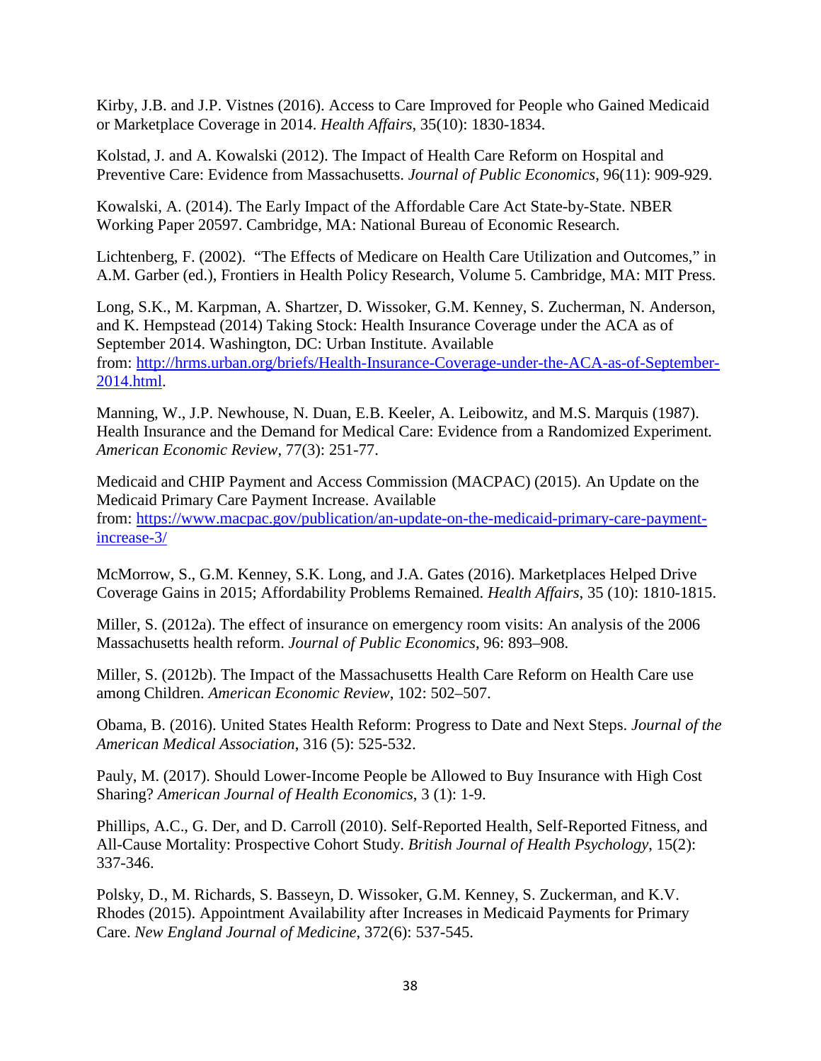Kirby, J.B. and J.P. Vistnes (2016). Access to Care Improved for People who Gained Medicaid or Marketplace Coverage in 2014. *Health Affairs*, 35(10): 1830-1834.

Kolstad, J. and A. Kowalski (2012). The Impact of Health Care Reform on Hospital and Preventive Care: Evidence from Massachusetts. *Journal of Public Economics*, 96(11): 909-929.

Kowalski, A. (2014). The Early Impact of the Affordable Care Act State-by-State. NBER Working Paper 20597. Cambridge, MA: National Bureau of Economic Research.

Lichtenberg, F. (2002). "The Effects of Medicare on Health Care Utilization and Outcomes," in A.M. Garber (ed.), Frontiers in Health Policy Research, Volume 5. Cambridge, MA: MIT Press.

Long, S.K., M. Karpman, A. Shartzer, D. Wissoker, G.M. Kenney, S. Zucherman, N. Anderson, and K. Hempstead (2014) Taking Stock: Health Insurance Coverage under the ACA as of September 2014. Washington, DC: Urban Institute. Available from: [http://hrms.urban.org/briefs/Health-Insurance-Coverage-under-the-ACA-as-of-September-2014.html](http://hrms.urban.org/briefs/Health-Insurance-Coverage-under-the-ACA-as-of-September-2014.html).

Manning, W., J.P. Newhouse, N. Duan, E.B. Keeler, A. Leibowitz, and M.S. Marquis (1987). Health Insurance and the Demand for Medical Care: Evidence from a Randomized Experiment. *American Economic Review*, 77(3): 251-77.

Medicaid and CHIP Payment and Access Commission (MACPAC) (2015). An Update on the Medicaid Primary Care Payment Increase. Available from: [https://www.macpac.gov/publication/an-update-on-the-medicaid-primary-care-payment-increase-3/](https://www.macpac.gov/publication/an-update-on-the-medicaid-primary-care-payment-increase-3/)

McMorrow, S., G.M. Kenney, S.K. Long, and J.A. Gates (2016). Marketplaces Helped Drive Coverage Gains in 2015; Affordability Problems Remained. *Health Affairs*, 35 (10): 1810-1815.

Miller, S. (2012a). The effect of insurance on emergency room visits: An analysis of the 2006 Massachusetts health reform. *Journal of Public Economics*, 96: 893–908.

Miller, S. (2012b). The Impact of the Massachusetts Health Care Reform on Health Care use among Children. *American Economic Review*, 102: 502–507.

Obama, B. (2016). United States Health Reform: Progress to Date and Next Steps. *Journal of the American Medical Association*, 316 (5): 525-532.

Pauly, M. (2017). Should Lower-Income People be Allowed to Buy Insurance with High Cost Sharing? *American Journal of Health Economics*, 3 (1): 1-9.

Phillips, A.C., G. Der, and D. Carroll (2010). Self-Reported Health, Self-Reported Fitness, and All-Cause Mortality: Prospective Cohort Study. *British Journal of Health Psychology*, 15(2): 337-346.

Polsky, D., M. Richards, S. Basseyn, D. Wissoker, G.M. Kenney, S. Zuckerman, and K.V. Rhodes (2015). Appointment Availability after Increases in Medicaid Payments for Primary Care. *New England Journal of Medicine*, 372(6): 537-545.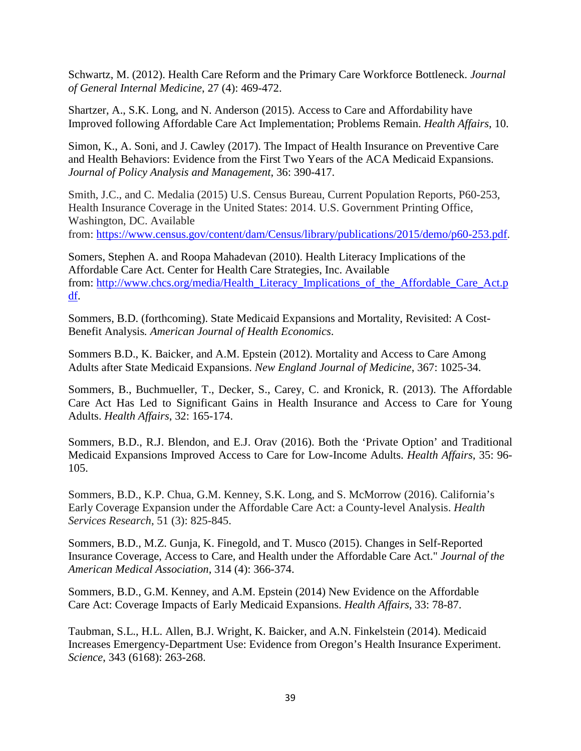Schwartz, M. (2012). Health Care Reform and the Primary Care Workforce Bottleneck. *Journal of General Internal Medicine*, 27 (4): 469-472.

Shartzer, A., S.K. Long, and N. Anderson (2015). Access to Care and Affordability have Improved following Affordable Care Act Implementation; Problems Remain. *Health Affairs*, 10.

Simon, K., A. Soni, and J. Cawley (2017). The Impact of Health Insurance on Preventive Care and Health Behaviors: Evidence from the First Two Years of the ACA Medicaid Expansions. *Journal of Policy Analysis and Management*, 36: 390-417.

Smith, J.C., and C. Medalia (2015) U.S. Census Bureau, Current Population Reports, P60-253, Health Insurance Coverage in the United States: 2014. U.S. Government Printing Office, Washington, DC. Available from: https://www.census.gov/content/dam/Census/library/publications/2015/demo/p60-253.pdf.

Somers, Stephen A. and Roopa Mahadevan (2010). Health Literacy Implications of the Affordable Care Act. Center for Health Care Strategies, Inc. Available from: http://www.chcs.org/media/Health_Literacy_Implications_of_the_Affordable_Care_Act.pdf.

Sommers, B.D. (forthcoming). State Medicaid Expansions and Mortality, Revisited: A Cost-Benefit Analysis. *American Journal of Health Economics*.

Sommers B.D., K. Baicker, and A.M. Epstein (2012). Mortality and Access to Care Among Adults after State Medicaid Expansions. *New England Journal of Medicine*, 367: 1025-34.

Sommers, B., Buchmueller, T., Decker, S., Carey, C. and Kronick, R. (2013). The Affordable Care Act Has Led to Significant Gains in Health Insurance and Access to Care for Young Adults. *Health Affairs*, 32: 165-174.

Sommers, B.D., R.J. Blendon, and E.J. Orav (2016). Both the 'Private Option' and Traditional Medicaid Expansions Improved Access to Care for Low-Income Adults. *Health Affairs*, 35: 96-105.

Sommers, B.D., K.P. Chua, G.M. Kenney, S.K. Long, and S. McMorrow (2016). California's Early Coverage Expansion under the Affordable Care Act: a County-level Analysis. *Health Services Research*, 51 (3): 825-845.

Sommers, B.D., M.Z. Gunja, K. Finegold, and T. Musco (2015). Changes in Self-Reported Insurance Coverage, Access to Care, and Health under the Affordable Care Act." *Journal of the American Medical Association*, 314 (4): 366-374.

Sommers, B.D., G.M. Kenney, and A.M. Epstein (2014) New Evidence on the Affordable Care Act: Coverage Impacts of Early Medicaid Expansions. *Health Affairs*, 33: 78-87.

Taubman, S.L., H.L. Allen, B.J. Wright, K. Baicker, and A.N. Finkelstein (2014). Medicaid Increases Emergency-Department Use: Evidence from Oregon's Health Insurance Experiment. *Science*, 343 (6168): 263-268.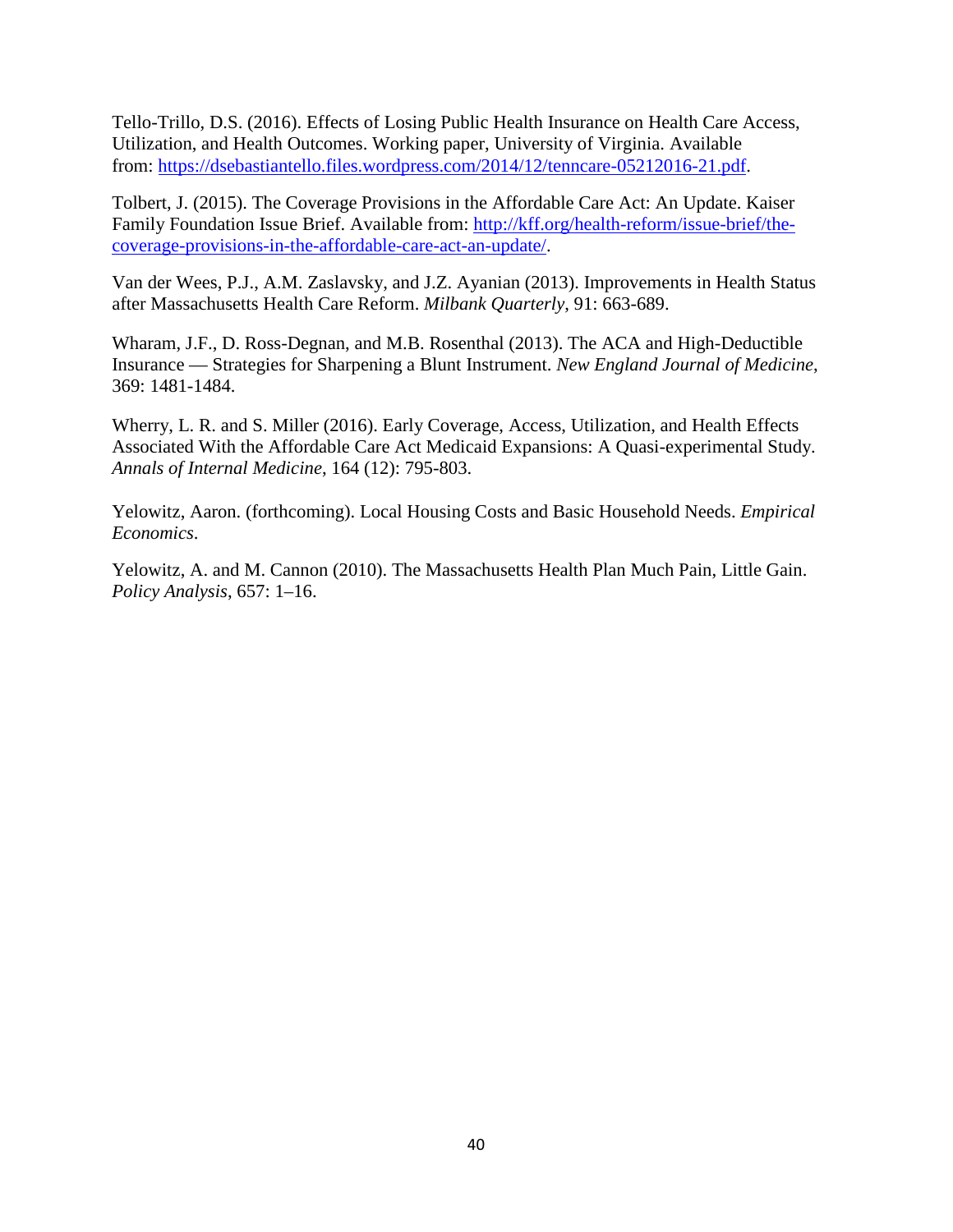Tello-Trillo, D.S. (2016). Effects of Losing Public Health Insurance on Health Care Access, Utilization, and Health Outcomes. Working paper, University of Virginia. Available from: https://dsebastiantello.files.wordpress.com/2014/12/tenncare-05212016-21.pdf.

Tolbert, J. (2015). The Coverage Provisions in the Affordable Care Act: An Update. Kaiser Family Foundation Issue Brief. Available from: http://kff.org/health-reform/issue-brief/the-coverage-provisions-in-the-affordable-care-act-an-update/.

Van der Wees, P.J., A.M. Zaslavsky, and J.Z. Ayanian (2013). Improvements in Health Status after Massachusetts Health Care Reform. *Milbank Quarterly*, 91: 663-689.

Wharam, J.F., D. Ross-Degnan, and M.B. Rosenthal (2013). The ACA and High-Deductible Insurance — Strategies for Sharpening a Blunt Instrument. *New England Journal of Medicine*, 369: 1481-1484.

Wherry, L. R. and S. Miller (2016). Early Coverage, Access, Utilization, and Health Effects Associated With the Affordable Care Act Medicaid Expansions: A Quasi-experimental Study. *Annals of Internal Medicine*, 164 (12): 795-803.

Yelowitz, Aaron. (forthcoming). Local Housing Costs and Basic Household Needs. *Empirical Economics*.

Yelowitz, A. and M. Cannon (2010). The Massachusetts Health Plan Much Pain, Little Gain. *Policy Analysis*, 657: 1–16.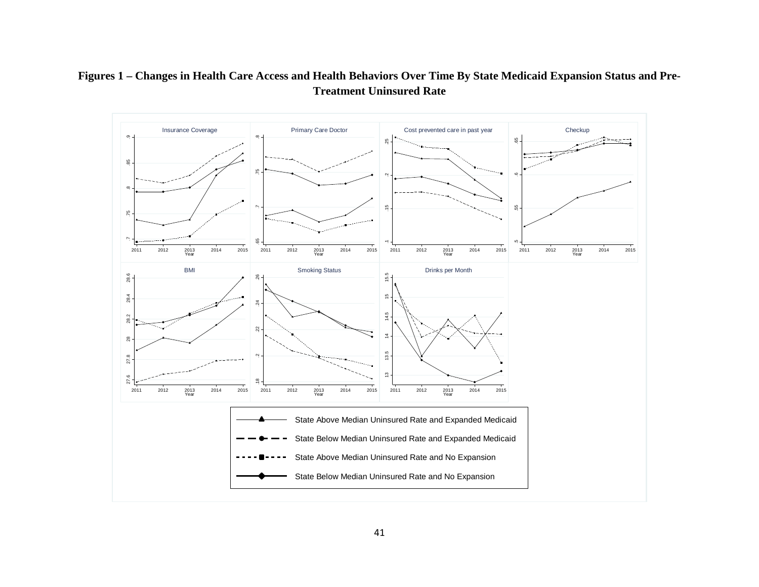**Figures 1 – Changes in Health Care Access and Health Behaviors Over Time By State Medicaid Expansion Status and Pre-Treatment Uninsured Rate**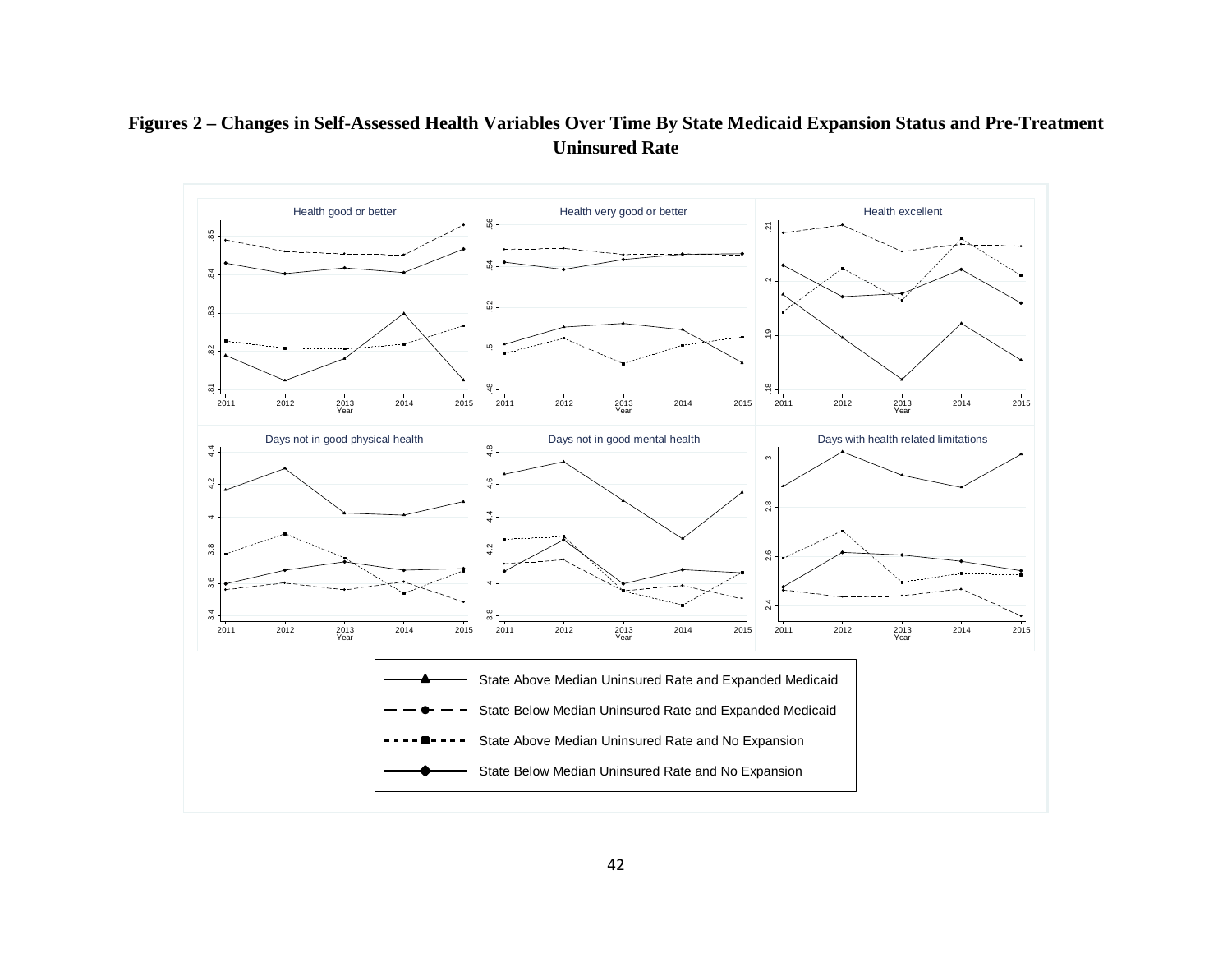**Figures 2 – Changes in Self-Assessed Health Variables Over Time By State Medicaid Expansion Status and Pre-Treatment Uninsured Rate**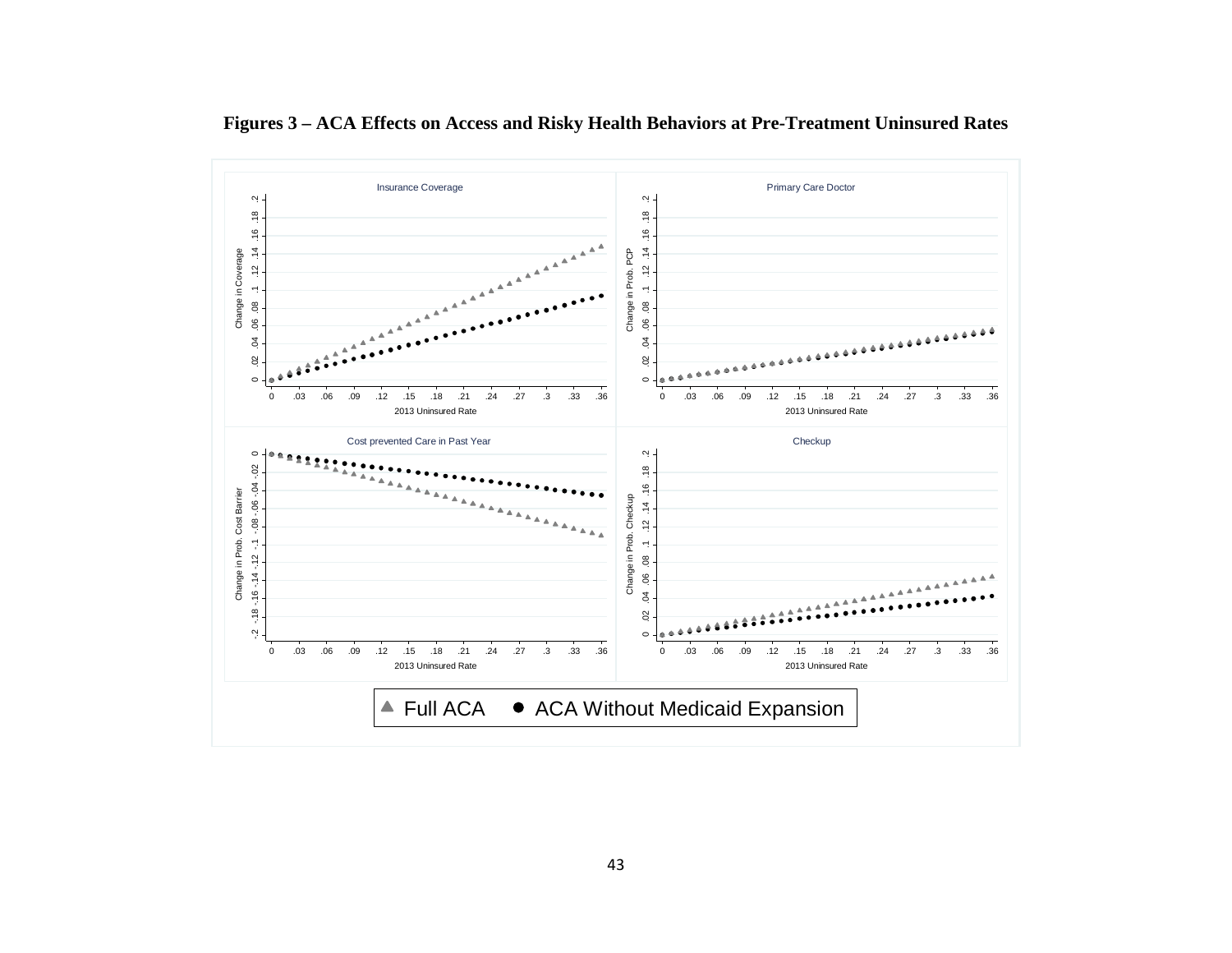**Figures 3 – ACA Effects on Access and Risky Health Behaviors at Pre-Treatment Uninsured Rates**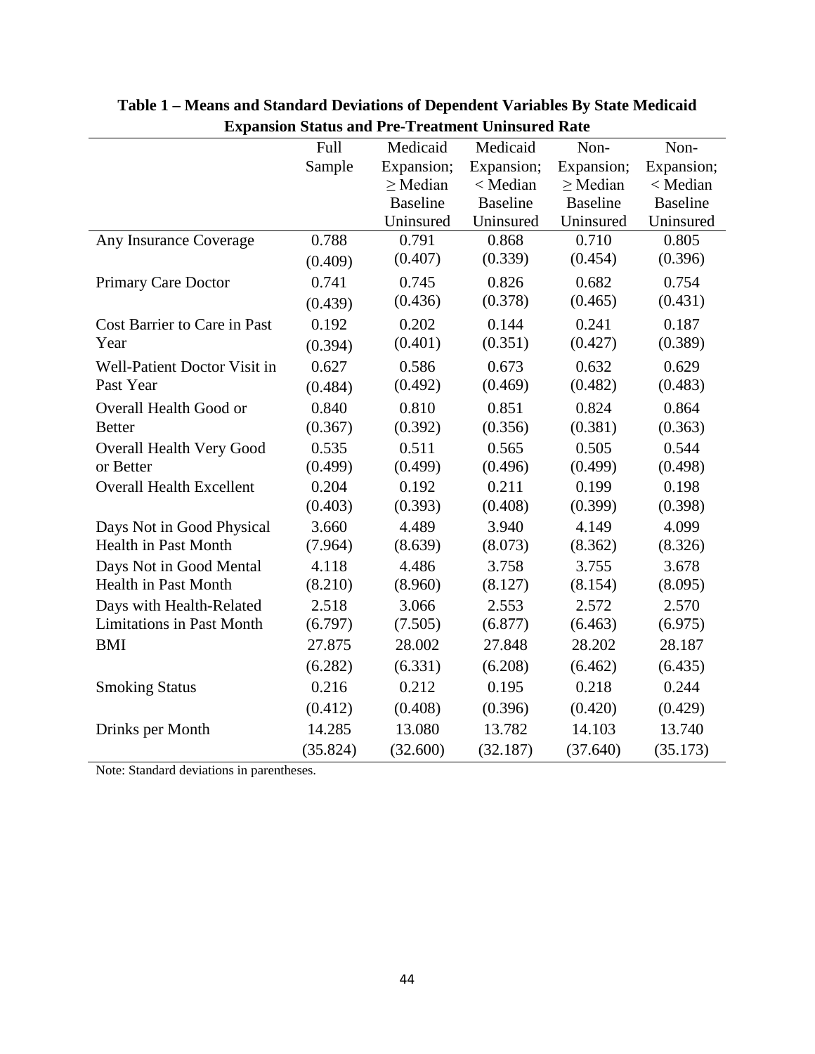**Table 1 – Means and Standard Deviations of Dependent Variables By State Medicaid Expansion Status and Pre-Treatment Uninsured Rate**

| | Full Sample | Medicaid Expansion; ≥ Median Baseline Uninsured | Medicaid Expansion; < Median Baseline Uninsured | Non-Expansion; ≥ Median Baseline Uninsured | Non-Expansion; < Median Baseline Uninsured |
|---|---|---|---|---|---|
| Any Insurance Coverage | 0.788 | 0.791 | 0.868 | 0.710 | 0.805 |
| | (0.409) | (0.407) | (0.339) | (0.454) | (0.396) |
| Primary Care Doctor | 0.741 | 0.745 | 0.826 | 0.682 | 0.754 |
| | (0.439) | (0.436) | (0.378) | (0.465) | (0.431) |
| Cost Barrier to Care in Past Year | 0.192 | 0.202 | 0.144 | 0.241 | 0.187 |
| | (0.394) | (0.401) | (0.351) | (0.427) | (0.389) |
| Well-Patient Doctor Visit in Past Year | 0.627 | 0.586 | 0.673 | 0.632 | 0.629 |
| | (0.484) | (0.492) | (0.469) | (0.482) | (0.483) |
| Overall Health Good or Better | 0.840 | 0.810 | 0.851 | 0.824 | 0.864 |
| | (0.367) | (0.392) | (0.356) | (0.381) | (0.363) |
| Overall Health Very Good or Better | 0.535 | 0.511 | 0.565 | 0.505 | 0.544 |
| | (0.499) | (0.499) | (0.496) | (0.499) | (0.498) |
| Overall Health Excellent | 0.204 | 0.192 | 0.211 | 0.199 | 0.198 |
| | (0.403) | (0.393) | (0.408) | (0.399) | (0.398) |
| Days Not in Good Physical Health in Past Month | 3.660 | 4.489 | 3.940 | 4.149 | 4.099 |
| | (7.964) | (8.639) | (8.073) | (8.362) | (8.326) |
| Days Not in Good Mental Health in Past Month | 4.118 | 4.486 | 3.758 | 3.755 | 3.678 |
| | (8.210) | (8.960) | (8.127) | (8.154) | (8.095) |
| Days with Health-Related Limitations in Past Month | 2.518 | 3.066 | 2.553 | 2.572 | 2.570 |
| | (6.797) | (7.505) | (6.877) | (6.463) | (6.975) |
| BMI | 27.875 | 28.002 | 27.848 | 28.202 | 28.187 |
| | (6.282) | (6.331) | (6.208) | (6.462) | (6.435) |
| Smoking Status | 0.216 | 0.212 | 0.195 | 0.218 | 0.244 |
| | (0.412) | (0.408) | (0.396) | (0.420) | (0.429) |
| Drinks per Month | 14.285 | 13.080 | 13.782 | 14.103 | 13.740 |
| | (35.824) | (32.600) | (32.187) | (37.640) | (35.173) |

Note: Standard deviations in parentheses.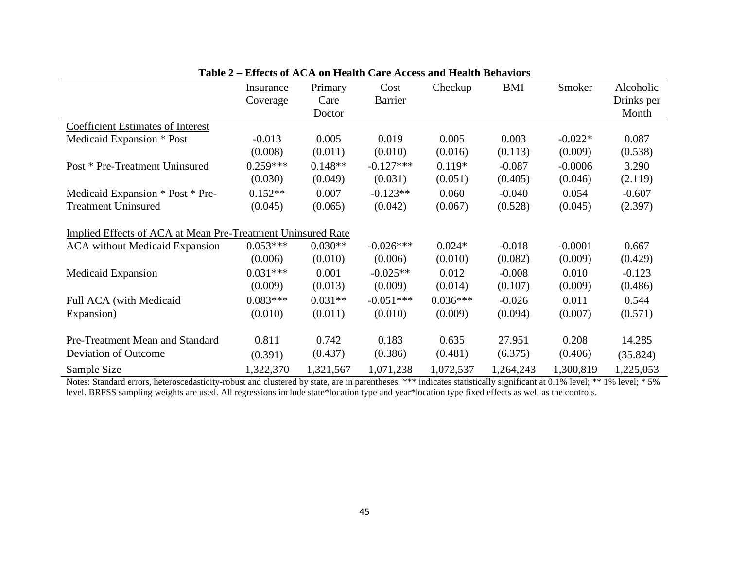**Table 2 – Effects of ACA on Health Care Access and Health Behaviors**

| | Insurance Coverage | Primary Care Doctor | Cost Barrier | Checkup | BMI | Smoker | Alcoholic Drinks per Month |
|---|---|---|---|---|---|---|---|
| Coefficient Estimates of Interest | | | | | | | |
| Medicaid Expansion * Post | -0.013 | 0.005 | 0.019 | 0.005 | 0.003 | -0.022* | 0.087 |
| | (0.008) | (0.011) | (0.010) | (0.016) | (0.113) | (0.009) | (0.538) |
| Post * Pre-Treatment Uninsured | 0.259*** | 0.148** | -0.127*** | 0.119* | -0.087 | -0.0006 | 3.290 |
| | (0.030) | (0.049) | (0.031) | (0.051) | (0.405) | (0.046) | (2.119) |
| Medicaid Expansion * Post * Pre-Treatment Uninsured | 0.152** | 0.007 | -0.123** | 0.060 | -0.040 | 0.054 | -0.607 |
| | (0.045) | (0.065) | (0.042) | (0.067) | (0.528) | (0.045) | (2.397) |
| Implied Effects of ACA at Mean Pre-Treatment Uninsured Rate | | | | | | | |
| ACA without Medicaid Expansion | 0.053*** | 0.030** | -0.026*** | 0.024* | -0.018 | -0.0001 | 0.667 |
| | (0.006) | (0.010) | (0.006) | (0.010) | (0.082) | (0.009) | (0.429) |
| Medicaid Expansion | 0.031*** | 0.001 | -0.025** | 0.012 | -0.008 | 0.010 | -0.123 |
| | (0.009) | (0.013) | (0.009) | (0.014) | (0.107) | (0.009) | (0.486) |
| Full ACA (with Medicaid Expansion) | 0.083*** | 0.031** | -0.051*** | 0.036*** | -0.026 | 0.011 | 0.544 |
| | (0.010) | (0.011) | (0.010) | (0.009) | (0.094) | (0.007) | (0.571) |
| Pre-Treatment Mean and Standard Deviation of Outcome | 0.811 | 0.742 | 0.183 | 0.635 | 27.951 | 0.208 | 14.285 |
| | (0.391) | (0.437) | (0.386) | (0.481) | (6.375) | (0.406) | (35.824) |
| Sample Size | 1,322,370 | 1,321,567 | 1,071,238 | 1,072,537 | 1,264,243 | 1,300,819 | 1,225,053 |

Notes: Standard errors, heteroscedasticity-robust and clustered by state, are in parentheses. *** indicates statistically significant at 0.1% level; ** 1% level; * 5% level. BRFSS sampling weights are used. All regressions include state*location type and year*location type fixed effects as well as the controls.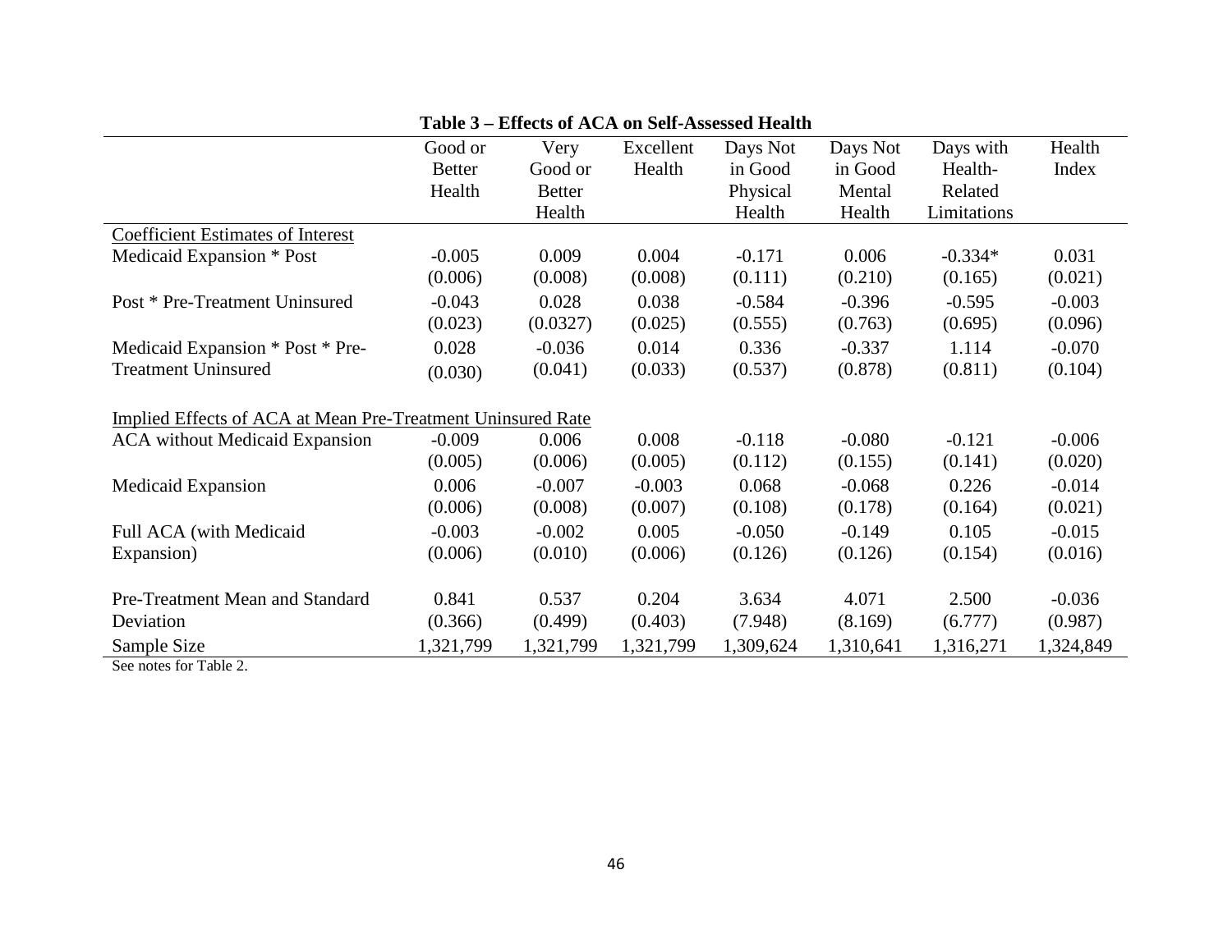**Table 3 – Effects of ACA on Self-Assessed Health**

| | Good or Better Health | Very Good or Better Health | Excellent Health | Days Not in Good Physical Health | Days Not in Good Mental Health | Days with Health-Related Limitations | Health Index |
|---|---|---|---|---|---|---|---|
| Coefficient Estimates of Interest | | | | | | | |
| Medicaid Expansion * Post | -0.005 | 0.009 | 0.004 | -0.171 | 0.006 | -0.334* | 0.031 |
| | (0.006) | (0.008) | (0.008) | (0.111) | (0.210) | (0.165) | (0.021) |
| Post * Pre-Treatment Uninsured | -0.043 | 0.028 | 0.038 | -0.584 | -0.396 | -0.595 | -0.003 |
| | (0.023) | (0.0327) | (0.025) | (0.555) | (0.763) | (0.695) | (0.096) |
| Medicaid Expansion * Post * Pre-Treatment Uninsured | 0.028 | -0.036 | 0.014 | 0.336 | -0.337 | 1.114 | -0.070 |
| | (0.030) | (0.041) | (0.033) | (0.537) | (0.878) | (0.811) | (0.104) |
| Implied Effects of ACA at Mean Pre-Treatment Uninsured Rate | | | | | | | |
| ACA without Medicaid Expansion | -0.009 | 0.006 | 0.008 | -0.118 | -0.080 | -0.121 | -0.006 |
| | (0.005) | (0.006) | (0.005) | (0.112) | (0.155) | (0.141) | (0.020) |
| Medicaid Expansion | 0.006 | -0.007 | -0.003 | 0.068 | -0.068 | 0.226 | -0.014 |
| | (0.006) | (0.008) | (0.007) | (0.108) | (0.178) | (0.164) | (0.021) |
| Full ACA (with Medicaid Expansion) | -0.003 | -0.002 | 0.005 | -0.050 | -0.149 | 0.105 | -0.015 |
| | (0.006) | (0.010) | (0.006) | (0.126) | (0.126) | (0.154) | (0.016) |
| Pre-Treatment Mean and Standard Deviation | 0.841 | 0.537 | 0.204 | 3.634 | 4.071 | 2.500 | -0.036 |
| | (0.366) | (0.499) | (0.403) | (7.948) | (8.169) | (6.777) | (0.987) |
| Sample Size | 1,321,799 | 1,321,799 | 1,321,799 | 1,309,624 | 1,310,641 | 1,316,271 | 1,324,849 |

See notes for Table 2.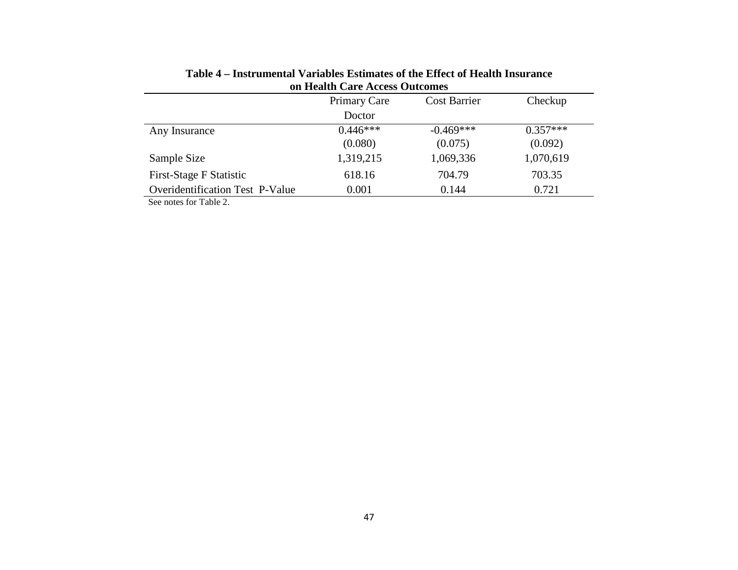**Table 4 – Instrumental Variables Estimates of the Effect of Health Insurance on Health Care Access Outcomes**

| | Primary Care Doctor | Cost Barrier | Checkup |
|---|---|---|---|
| Any Insurance | 0.446*** | -0.469*** | 0.357*** |
| | (0.080) | (0.075) | (0.092) |
| Sample Size | 1,319,215 | 1,069,336 | 1,070,619 |
| First-Stage F Statistic | 618.16 | 704.79 | 703.35 |
| Overidentification Test P-Value | 0.001 | 0.144 | 0.721 |

See notes for Table 2.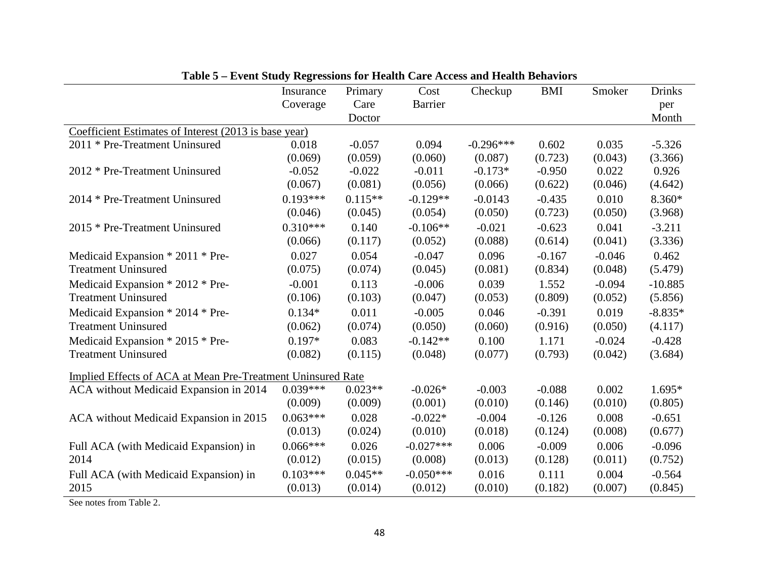**Table 5 – Event Study Regressions for Health Care Access and Health Behaviors**

| | Insurance Coverage | Primary Care Doctor | Cost Barrier | Checkup | BMI | Smoker | Drinks per Month |
|---|---|---|---|---|---|---|---|
| Coefficient Estimates of Interest (2013 is base year) | | | | | | | |
| 2011 * Pre-Treatment Uninsured | 0.018 | -0.057 | 0.094 | -0.296*** | 0.602 | 0.035 | -5.326 |
| | (0.069) | (0.059) | (0.060) | (0.087) | (0.723) | (0.043) | (3.366) |
| 2012 * Pre-Treatment Uninsured | -0.052 | -0.022 | -0.011 | -0.173* | -0.950 | 0.022 | 0.926 |
| | (0.067) | (0.081) | (0.056) | (0.066) | (0.622) | (0.046) | (4.642) |
| 2014 * Pre-Treatment Uninsured | 0.193*** | 0.115** | -0.129** | -0.0143 | -0.435 | 0.010 | 8.360* |
| | (0.046) | (0.045) | (0.054) | (0.050) | (0.723) | (0.050) | (3.968) |
| 2015 * Pre-Treatment Uninsured | 0.310*** | 0.140 | -0.106** | -0.021 | -0.623 | 0.041 | -3.211 |
| | (0.066) | (0.117) | (0.052) | (0.088) | (0.614) | (0.041) | (3.336) |
| Medicaid Expansion * 2011 * Pre-Treatment Uninsured | 0.027 | 0.054 | -0.047 | 0.096 | -0.167 | -0.046 | 0.462 |
| | (0.075) | (0.074) | (0.045) | (0.081) | (0.834) | (0.048) | (5.479) |
| Medicaid Expansion * 2012 * Pre-Treatment Uninsured | -0.001 | 0.113 | -0.006 | 0.039 | 1.552 | -0.094 | -10.885 |
| | (0.106) | (0.103) | (0.047) | (0.053) | (0.809) | (0.052) | (5.856) |
| Medicaid Expansion * 2014 * Pre-Treatment Uninsured | 0.134* | 0.011 | -0.005 | 0.046 | -0.391 | 0.019 | -8.835* |
| | (0.062) | (0.074) | (0.050) | (0.060) | (0.916) | (0.050) | (4.117) |
| Medicaid Expansion * 2015 * Pre-Treatment Uninsured | 0.197* | 0.083 | -0.142** | 0.100 | 1.171 | -0.024 | -0.428 |
| | (0.082) | (0.115) | (0.048) | (0.077) | (0.793) | (0.042) | (3.684) |
| Implied Effects of ACA at Mean Pre-Treatment Uninsured Rate | | | | | | | |
| ACA without Medicaid Expansion in 2014 | 0.039*** | 0.023** | -0.026* | -0.003 | -0.088 | 0.002 | 1.695* |
| | (0.009) | (0.009) | (0.001) | (0.010) | (0.146) | (0.010) | (0.805) |
| ACA without Medicaid Expansion in 2015 | 0.063*** | 0.028 | -0.022* | -0.004 | -0.126 | 0.008 | -0.651 |
| | (0.013) | (0.024) | (0.010) | (0.018) | (0.124) | (0.008) | (0.677) |
| Full ACA (with Medicaid Expansion) in 2014 | 0.066*** | 0.026 | -0.027*** | 0.006 | -0.009 | 0.006 | -0.096 |
| | (0.012) | (0.015) | (0.008) | (0.013) | (0.128) | (0.011) | (0.752) |
| Full ACA (with Medicaid Expansion) in 2015 | 0.103*** | 0.045** | -0.050*** | 0.016 | 0.111 | 0.004 | -0.564 |
| | (0.013) | (0.014) | (0.012) | (0.010) | (0.182) | (0.007) | (0.845) |

See notes from Table 2.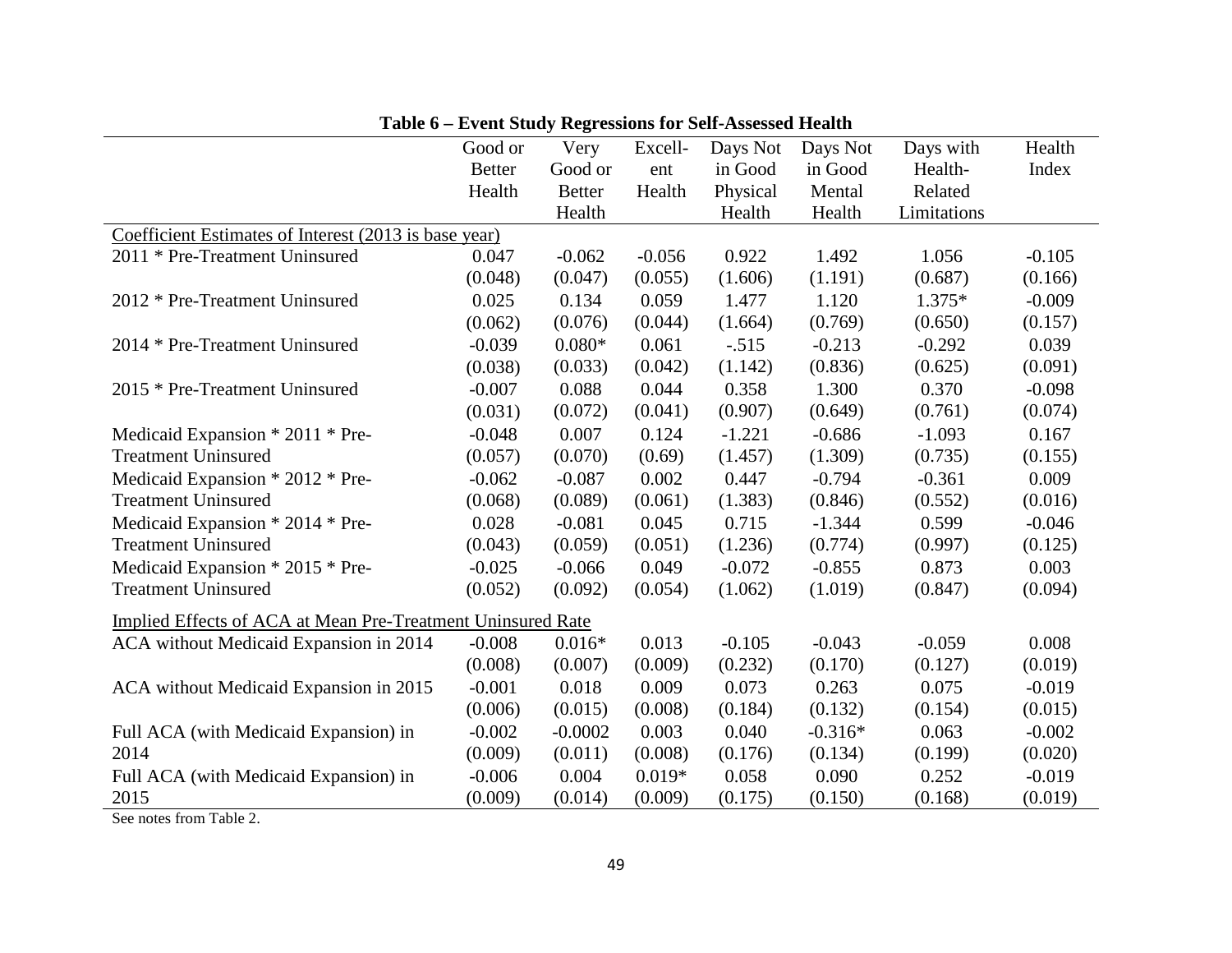**Table 6 – Event Study Regressions for Self-Assessed Health**

| | Good or Better Health | Very Good or Better Health | Excell-ent Health | Days Not in Good Physical Health | Days Not in Good Mental Health | Days with Health-Related Limitations | Health Index |
|---|---|---|---|---|---|---|---|
| Coefficient Estimates of Interest (2013 is base year) | | | | | | | |
| 2011 * Pre-Treatment Uninsured | 0.047 | -0.062 | -0.056 | 0.922 | 1.492 | 1.056 | -0.105 |
| | (0.048) | (0.047) | (0.055) | (1.606) | (1.191) | (0.687) | (0.166) |
| 2012 * Pre-Treatment Uninsured | 0.025 | 0.134 | 0.059 | 1.477 | 1.120 | 1.375* | -0.009 |
| | (0.062) | (0.076) | (0.044) | (1.664) | (0.769) | (0.650) | (0.157) |
| 2014 * Pre-Treatment Uninsured | -0.039 | 0.080* | 0.061 | -.515 | -0.213 | -0.292 | 0.039 |
| | (0.038) | (0.033) | (0.042) | (1.142) | (0.836) | (0.625) | (0.091) |
| 2015 * Pre-Treatment Uninsured | -0.007 | 0.088 | 0.044 | 0.358 | 1.300 | 0.370 | -0.098 |
| | (0.031) | (0.072) | (0.041) | (0.907) | (0.649) | (0.761) | (0.074) |
| Medicaid Expansion * 2011 * Pre-Treatment Uninsured | -0.048 | 0.007 | 0.124 | -1.221 | -0.686 | -1.093 | 0.167 |
| | (0.057) | (0.070) | (0.69) | (1.457) | (1.309) | (0.735) | (0.155) |
| Medicaid Expansion * 2012 * Pre-Treatment Uninsured | -0.062 | -0.087 | 0.002 | 0.447 | -0.794 | -0.361 | 0.009 |
| | (0.068) | (0.089) | (0.061) | (1.383) | (0.846) | (0.552) | (0.016) |
| Medicaid Expansion * 2014 * Pre-Treatment Uninsured | 0.028 | -0.081 | 0.045 | 0.715 | -1.344 | 0.599 | -0.046 |
| | (0.043) | (0.059) | (0.051) | (1.236) | (0.774) | (0.997) | (0.125) |
| Medicaid Expansion * 2015 * Pre-Treatment Uninsured | -0.025 | -0.066 | 0.049 | -0.072 | -0.855 | 0.873 | 0.003 |
| | (0.052) | (0.092) | (0.054) | (1.062) | (1.019) | (0.847) | (0.094) |
| Implied Effects of ACA at Mean Pre-Treatment Uninsured Rate | | | | | | | |
| ACA without Medicaid Expansion in 2014 | -0.008 | 0.016* | 0.013 | -0.105 | -0.043 | -0.059 | 0.008 |
| | (0.008) | (0.007) | (0.009) | (0.232) | (0.170) | (0.127) | (0.019) |
| ACA without Medicaid Expansion in 2015 | -0.001 | 0.018 | 0.009 | 0.073 | 0.263 | 0.075 | -0.019 |
| | (0.006) | (0.015) | (0.008) | (0.184) | (0.132) | (0.154) | (0.015) |
| Full ACA (with Medicaid Expansion) in 2014 | -0.002 | -0.0002 | 0.003 | 0.040 | -0.316* | 0.063 | -0.002 |
| | (0.009) | (0.011) | (0.008) | (0.176) | (0.134) | (0.199) | (0.020) |
| Full ACA (with Medicaid Expansion) in 2015 | -0.006 | 0.004 | 0.019* | 0.058 | 0.090 | 0.252 | -0.019 |
| | (0.009) | (0.014) | (0.009) | (0.175) | (0.150) | (0.168) | (0.019) |

See notes from Table 2.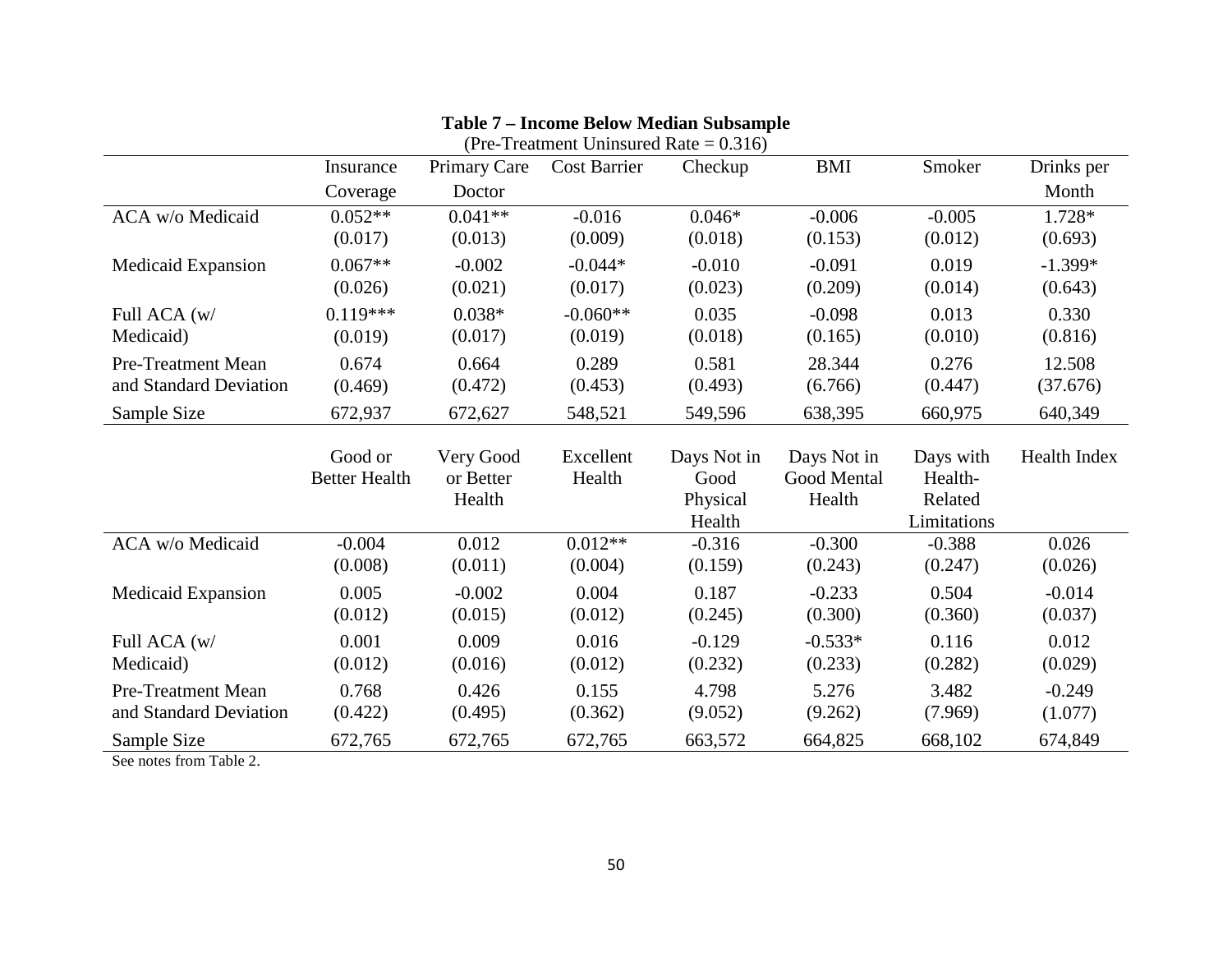**Table 7 – Income Below Median Subsample**

(Pre-Treatment Uninsured Rate = 0.316)

| | Insurance Coverage | Primary Care Doctor | Cost Barrier | Checkup | BMI | Smoker | Drinks per Month |
|---|---|---|---|---|---|---|---|
| ACA w/o Medicaid | 0.052** | 0.041** | -0.016 | 0.046* | -0.006 | -0.005 | 1.728* |
| | (0.017) | (0.013) | (0.009) | (0.018) | (0.153) | (0.012) | (0.693) |
| Medicaid Expansion | 0.067** | -0.002 | -0.044* | -0.010 | -0.091 | 0.019 | -1.399* |
| | (0.026) | (0.021) | (0.017) | (0.023) | (0.209) | (0.014) | (0.643) |
| Full ACA (w/ Medicaid) | 0.119*** | 0.038* | -0.060** | 0.035 | -0.098 | 0.013 | 0.330 |
| | (0.019) | (0.017) | (0.019) | (0.018) | (0.165) | (0.010) | (0.816) |
| Pre-Treatment Mean and Standard Deviation | 0.674 | 0.664 | 0.289 | 0.581 | 28.344 | 0.276 | 12.508 |
| | (0.469) | (0.472) | (0.453) | (0.493) | (6.766) | (0.447) | (37.676) |
| Sample Size | 672,937 | 672,627 | 548,521 | 549,596 | 638,395 | 660,975 | 640,349 |

| | Good or Better Health | Very Good or Better Health | Excellent Health | Days Not in Good Physical Health | Days Not in Good Mental Health | Days with Health-Related Limitations | Health Index |
|---|---|---|---|---|---|---|---|
| ACA w/o Medicaid | -0.004 | 0.012 | 0.012** | -0.316 | -0.300 | -0.388 | 0.026 |
| | (0.008) | (0.011) | (0.004) | (0.159) | (0.243) | (0.247) | (0.026) |
| Medicaid Expansion | 0.005 | -0.002 | 0.004 | 0.187 | -0.233 | 0.504 | -0.014 |
| | (0.012) | (0.015) | (0.012) | (0.245) | (0.300) | (0.360) | (0.037) |
| Full ACA (w/ Medicaid) | 0.001 | 0.009 | 0.016 | -0.129 | -0.533* | 0.116 | 0.012 |
| | (0.012) | (0.016) | (0.012) | (0.232) | (0.233) | (0.282) | (0.029) |
| Pre-Treatment Mean and Standard Deviation | 0.768 | 0.426 | 0.155 | 4.798 | 5.276 | 3.482 | -0.249 |
| | (0.422) | (0.495) | (0.362) | (9.052) | (9.262) | (7.969) | (1.077) |
| Sample Size | 672,765 | 672,765 | 672,765 | 663,572 | 664,825 | 668,102 | 674,849 |

See notes from Table 2.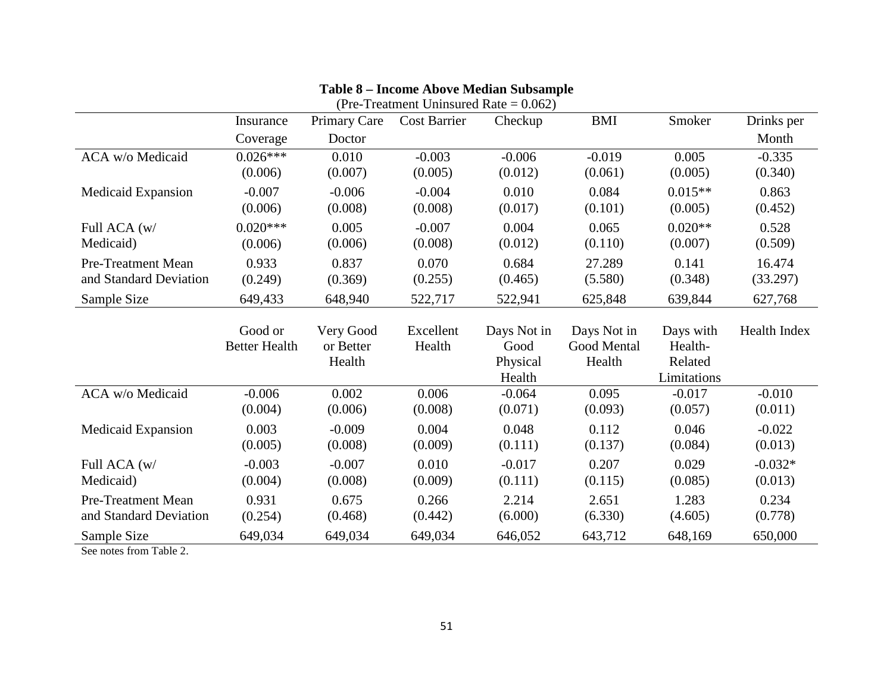**Table 8 – Income Above Median Subsample**

(Pre-Treatment Uninsured Rate = 0.062)

| | Insurance Coverage | Primary Care Doctor | Cost Barrier | Checkup | BMI | Smoker | Drinks per Month |
|---|---|---|---|---|---|---|---|
| ACA w/o Medicaid | 0.026*** | 0.010 | -0.003 | -0.006 | -0.019 | 0.005 | -0.335 |
| | (0.006) | (0.007) | (0.005) | (0.012) | (0.061) | (0.005) | (0.340) |
| Medicaid Expansion | -0.007 | -0.006 | -0.004 | 0.010 | 0.084 | 0.015** | 0.863 |
| | (0.006) | (0.008) | (0.008) | (0.017) | (0.101) | (0.005) | (0.452) |
| Full ACA (w/ Medicaid) | 0.020*** | 0.005 | -0.007 | 0.004 | 0.065 | 0.020** | 0.528 |
| | (0.006) | (0.006) | (0.008) | (0.012) | (0.110) | (0.007) | (0.509) |
| Pre-Treatment Mean and Standard Deviation | 0.933 | 0.837 | 0.070 | 0.684 | 27.289 | 0.141 | 16.474 |
| | (0.249) | (0.369) | (0.255) | (0.465) | (5.580) | (0.348) | (33.297) |
| Sample Size | 649,433 | 648,940 | 522,717 | 522,941 | 625,848 | 639,844 | 627,768 |

| | Good or Better Health | Very Good or Better Health | Excellent Health | Days Not in Good Physical Health | Days Not in Good Mental Health | Days with Health-Related Limitations | Health Index |
|---|---|---|---|---|---|---|---|
| ACA w/o Medicaid | -0.006 | 0.002 | 0.006 | -0.064 | 0.095 | -0.017 | -0.010 |
| | (0.004) | (0.006) | (0.008) | (0.071) | (0.093) | (0.057) | (0.011) |
| Medicaid Expansion | 0.003 | -0.009 | 0.004 | 0.048 | 0.112 | 0.046 | -0.022 |
| | (0.005) | (0.008) | (0.009) | (0.111) | (0.137) | (0.084) | (0.013) |
| Full ACA (w/ Medicaid) | -0.003 | -0.007 | 0.010 | -0.017 | 0.207 | 0.029 | -0.032* |
| | (0.004) | (0.008) | (0.009) | (0.111) | (0.115) | (0.085) | (0.013) |
| Pre-Treatment Mean and Standard Deviation | 0.931 | 0.675 | 0.266 | 2.214 | 2.651 | 1.283 | 0.234 |
| | (0.254) | (0.468) | (0.442) | (6.000) | (6.330) | (4.605) | (0.778) |
| Sample Size | 649,034 | 649,034 | 649,034 | 646,052 | 643,712 | 648,169 | 650,000 |

See notes from Table 2.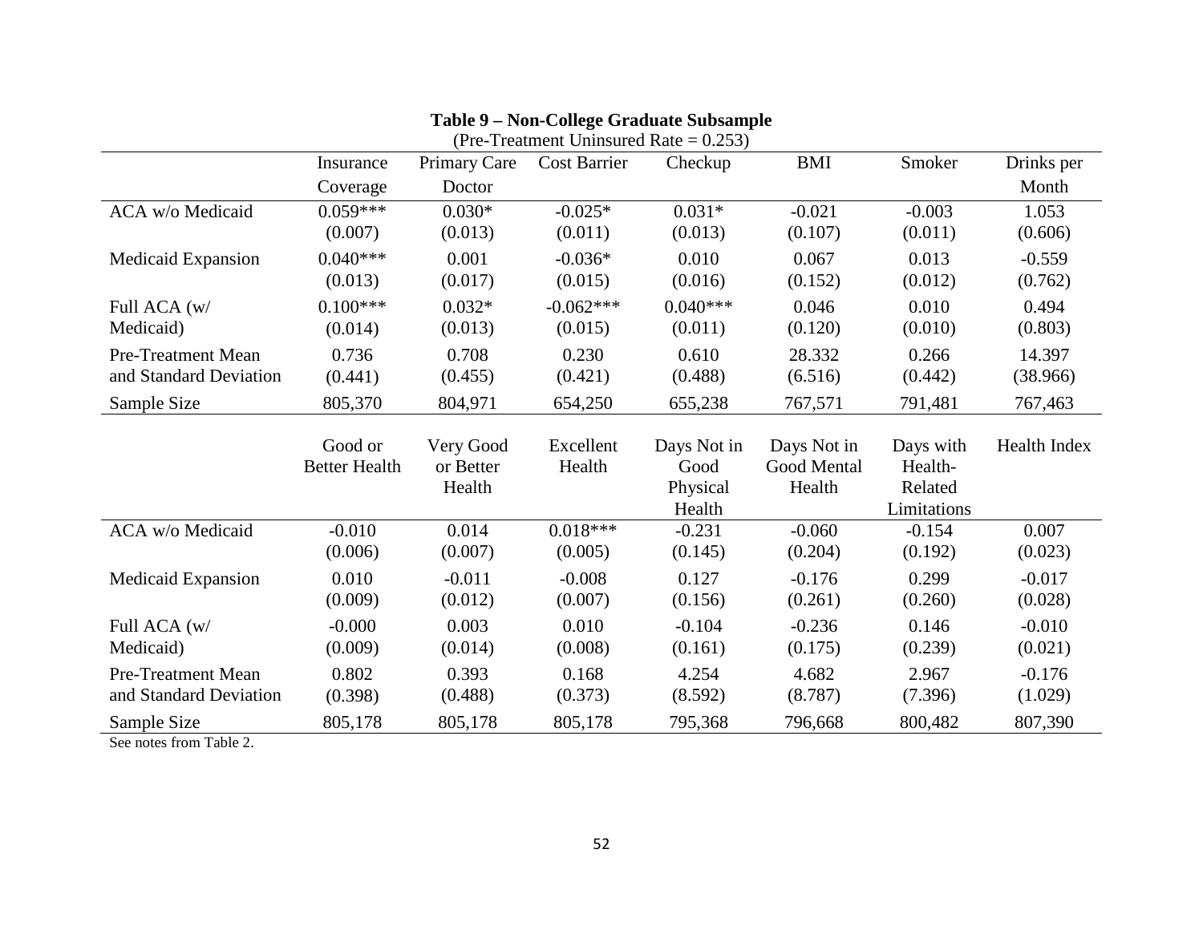**Table 9 – Non-College Graduate Subsample**
(Pre-Treatment Uninsured Rate = 0.253)

| | Insurance Coverage | Primary Care Doctor | Cost Barrier | Checkup | BMI | Smoker | Drinks per Month |
|---|---|---|---|---|---|---|---|
| ACA w/o Medicaid | 0.059*** | 0.030* | -0.025* | 0.031* | -0.021 | -0.003 | 1.053 |
| | (0.007) | (0.013) | (0.011) | (0.013) | (0.107) | (0.011) | (0.606) |
| Medicaid Expansion | 0.040*** | 0.001 | -0.036* | 0.010 | 0.067 | 0.013 | -0.559 |
| | (0.013) | (0.017) | (0.015) | (0.016) | (0.152) | (0.012) | (0.762) |
| Full ACA (w/ Medicaid) | 0.100*** | 0.032* | -0.062*** | 0.040*** | 0.046 | 0.010 | 0.494 |
| | (0.014) | (0.013) | (0.015) | (0.011) | (0.120) | (0.010) | (0.803) |
| Pre-Treatment Mean and Standard Deviation | 0.736 | 0.708 | 0.230 | 0.610 | 28.332 | 0.266 | 14.397 |
| | (0.441) | (0.455) | (0.421) | (0.488) | (6.516) | (0.442) | (38.966) |
| Sample Size | 805,370 | 804,971 | 654,250 | 655,238 | 767,571 | 791,481 | 767,463 |

| | Good or Better Health | Very Good or Better Health | Excellent Health | Days Not in Good Physical Health | Days Not in Good Mental Health | Days with Health-Related Limitations | Health Index |
|---|---|---|---|---|---|---|---|
| ACA w/o Medicaid | -0.010 | 0.014 | 0.018*** | -0.231 | -0.060 | -0.154 | 0.007 |
| | (0.006) | (0.007) | (0.005) | (0.145) | (0.204) | (0.192) | (0.023) |
| Medicaid Expansion | 0.010 | -0.011 | -0.008 | 0.127 | -0.176 | 0.299 | -0.017 |
| | (0.009) | (0.012) | (0.007) | (0.156) | (0.261) | (0.260) | (0.028) |
| Full ACA (w/ Medicaid) | -0.000 | 0.003 | 0.010 | -0.104 | -0.236 | 0.146 | -0.010 |
| | (0.009) | (0.014) | (0.008) | (0.161) | (0.175) | (0.239) | (0.021) |
| Pre-Treatment Mean and Standard Deviation | 0.802 | 0.393 | 0.168 | 4.254 | 4.682 | 2.967 | -0.176 |
| | (0.398) | (0.488) | (0.373) | (8.592) | (8.787) | (7.396) | (1.029) |
| Sample Size | 805,178 | 805,178 | 805,178 | 795,368 | 796,668 | 800,482 | 807,390 |

See notes from Table 2.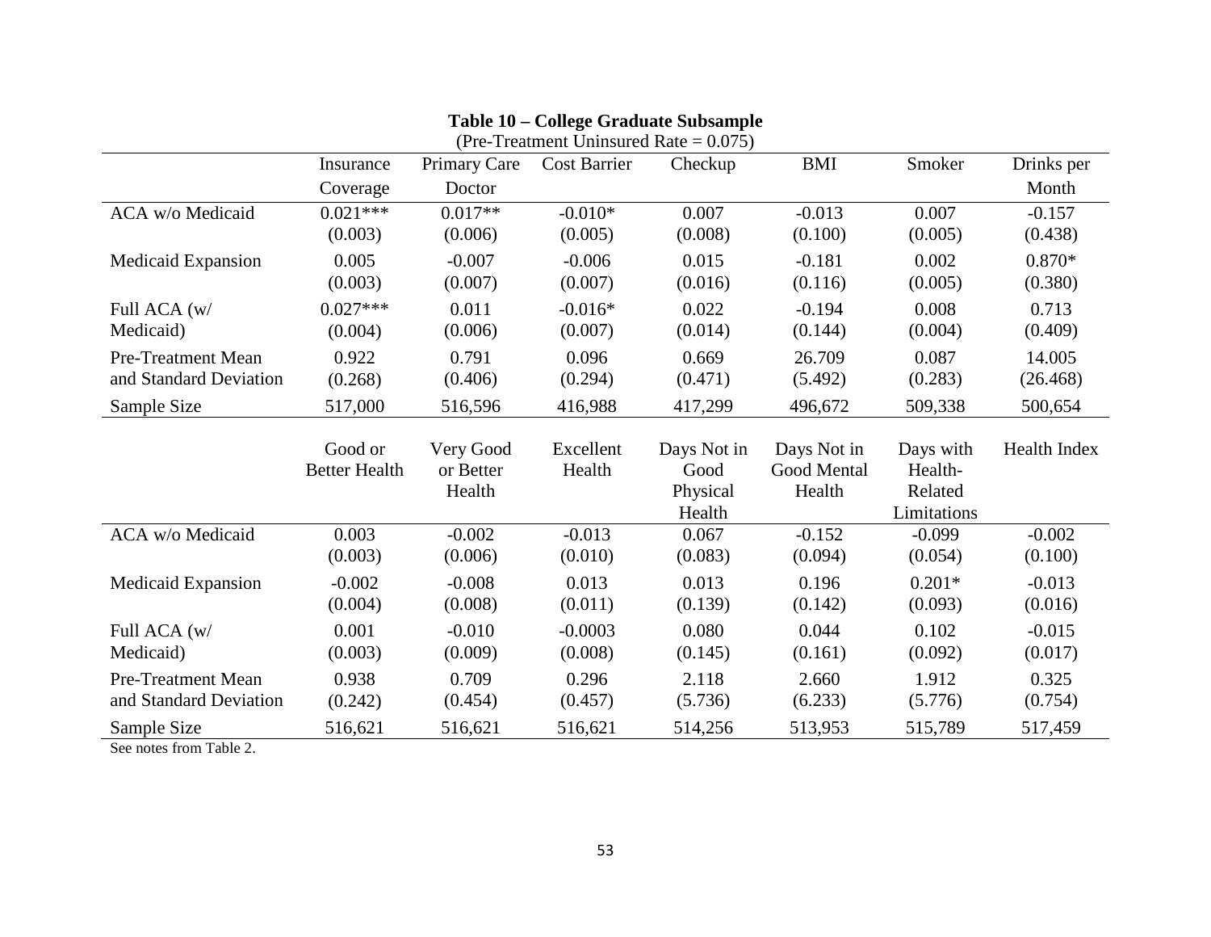**Table 10 – College Graduate Subsample**

(Pre-Treatment Uninsured Rate = 0.075)

| | Insurance Coverage | Primary Care Doctor | Cost Barrier | Checkup | BMI | Smoker | Drinks per Month |
|---|---|---|---|---|---|---|---|
| ACA w/o Medicaid | 0.021*** | 0.017** | -0.010* | 0.007 | -0.013 | 0.007 | -0.157 |
| | (0.003) | (0.006) | (0.005) | (0.008) | (0.100) | (0.005) | (0.438) |
| Medicaid Expansion | 0.005 | -0.007 | -0.006 | 0.015 | -0.181 | 0.002 | 0.870* |
| | (0.003) | (0.007) | (0.007) | (0.016) | (0.116) | (0.005) | (0.380) |
| Full ACA (w/ Medicaid) | 0.027*** | 0.011 | -0.016* | 0.022 | -0.194 | 0.008 | 0.713 |
| | (0.004) | (0.006) | (0.007) | (0.014) | (0.144) | (0.004) | (0.409) |
| Pre-Treatment Mean and Standard Deviation | 0.922 | 0.791 | 0.096 | 0.669 | 26.709 | 0.087 | 14.005 |
| | (0.268) | (0.406) | (0.294) | (0.471) | (5.492) | (0.283) | (26.468) |
| Sample Size | 517,000 | 516,596 | 416,988 | 417,299 | 496,672 | 509,338 | 500,654 |

| | Good or Better Health | Very Good or Better Health | Excellent Health | Days Not in Good Physical Health | Days Not in Good Mental Health | Days with Health-Related Limitations | Health Index |
|---|---|---|---|---|---|---|---|
| ACA w/o Medicaid | 0.003 | -0.002 | -0.013 | 0.067 | -0.152 | -0.099 | -0.002 |
| | (0.003) | (0.006) | (0.010) | (0.083) | (0.094) | (0.054) | (0.100) |
| Medicaid Expansion | -0.002 | -0.008 | 0.013 | 0.013 | 0.196 | 0.201* | -0.013 |
| | (0.004) | (0.008) | (0.011) | (0.139) | (0.142) | (0.093) | (0.016) |
| Full ACA (w/ Medicaid) | 0.001 | -0.010 | -0.0003 | 0.080 | 0.044 | 0.102 | -0.015 |
| | (0.003) | (0.009) | (0.008) | (0.145) | (0.161) | (0.092) | (0.017) |
| Pre-Treatment Mean and Standard Deviation | 0.938 | 0.709 | 0.296 | 2.118 | 2.660 | 1.912 | 0.325 |
| | (0.242) | (0.454) | (0.457) | (5.736) | (6.233) | (5.776) | (0.754) |
| Sample Size | 516,621 | 516,621 | 516,621 | 514,256 | 513,953 | 515,789 | 517,459 |

See notes from Table 2.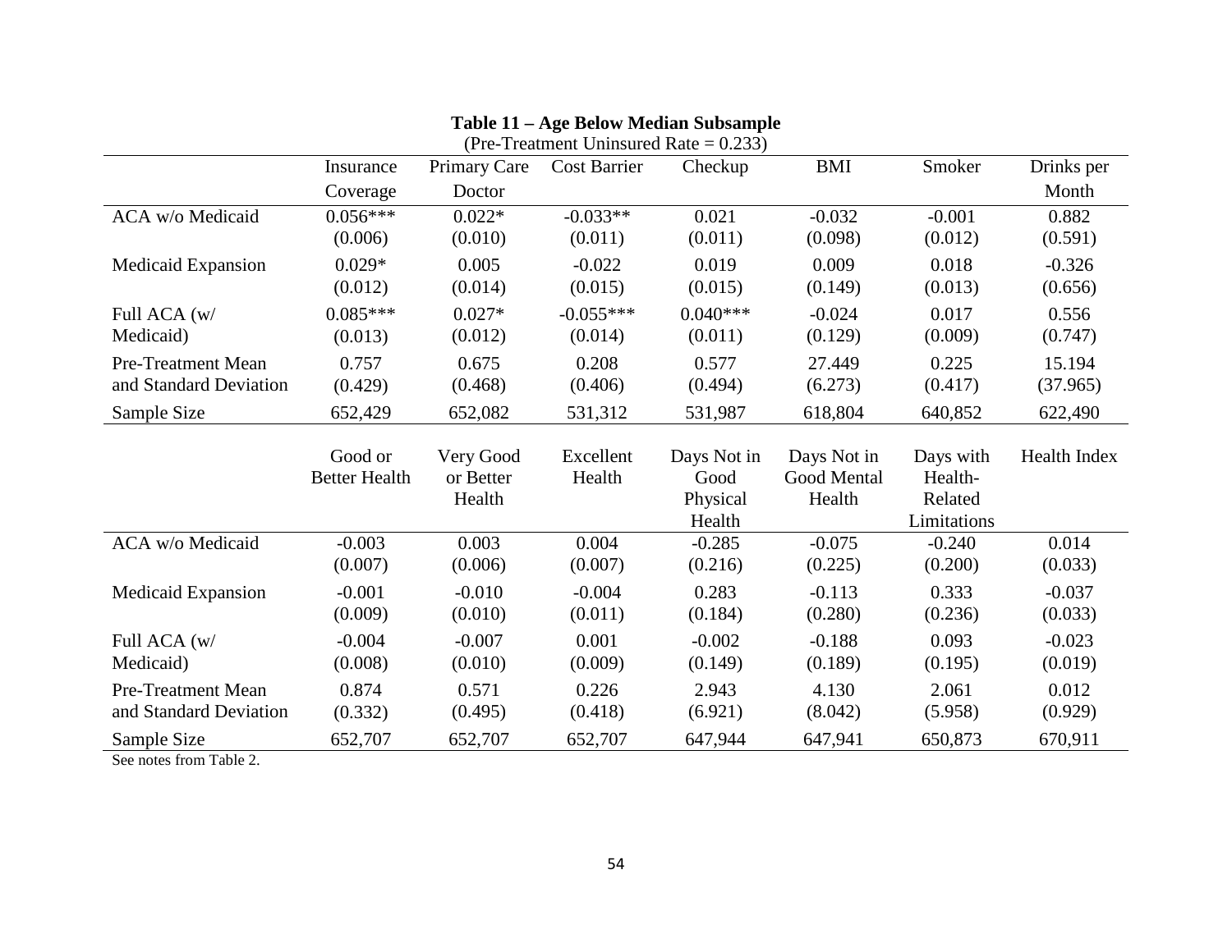**Table 11 – Age Below Median Subsample**

(Pre-Treatment Uninsured Rate = 0.233)

| | Insurance Coverage | Primary Care Doctor | Cost Barrier | Checkup | BMI | Smoker | Drinks per Month |
|---|---|---|---|---|---|---|---|
| ACA w/o Medicaid | 0.056*** | 0.022* | -0.033** | 0.021 | -0.032 | -0.001 | 0.882 |
| | (0.006) | (0.010) | (0.011) | (0.011) | (0.098) | (0.012) | (0.591) |
| Medicaid Expansion | 0.029* | 0.005 | -0.022 | 0.019 | 0.009 | 0.018 | -0.326 |
| | (0.012) | (0.014) | (0.015) | (0.015) | (0.149) | (0.013) | (0.656) |
| Full ACA (w/ Medicaid) | 0.085*** | 0.027* | -0.055*** | 0.040*** | -0.024 | 0.017 | 0.556 |
| | (0.013) | (0.012) | (0.014) | (0.011) | (0.129) | (0.009) | (0.747) |
| Pre-Treatment Mean and Standard Deviation | 0.757 | 0.675 | 0.208 | 0.577 | 27.449 | 0.225 | 15.194 |
| | (0.429) | (0.468) | (0.406) | (0.494) | (6.273) | (0.417) | (37.965) |
| Sample Size | 652,429 | 652,082 | 531,312 | 531,987 | 618,804 | 640,852 | 622,490 |

| | Good or Better Health | Very Good or Better Health | Excellent Health | Days Not in Good Physical Health | Days Not in Good Mental Health | Days with Health-Related Limitations | Health Index |
|---|---|---|---|---|---|---|---|
| ACA w/o Medicaid | -0.003 | 0.003 | 0.004 | -0.285 | -0.075 | -0.240 | 0.014 |
| | (0.007) | (0.006) | (0.007) | (0.216) | (0.225) | (0.200) | (0.033) |
| Medicaid Expansion | -0.001 | -0.010 | -0.004 | 0.283 | -0.113 | 0.333 | -0.037 |
| | (0.009) | (0.010) | (0.011) | (0.184) | (0.280) | (0.236) | (0.033) |
| Full ACA (w/ Medicaid) | -0.004 | -0.007 | 0.001 | -0.002 | -0.188 | 0.093 | -0.023 |
| | (0.008) | (0.010) | (0.009) | (0.149) | (0.189) | (0.195) | (0.019) |
| Pre-Treatment Mean and Standard Deviation | 0.874 | 0.571 | 0.226 | 2.943 | 4.130 | 2.061 | 0.012 |
| | (0.332) | (0.495) | (0.418) | (6.921) | (8.042) | (5.958) | (0.929) |
| Sample Size | 652,707 | 652,707 | 652,707 | 647,944 | 647,941 | 650,873 | 670,911 |

See notes from Table 2.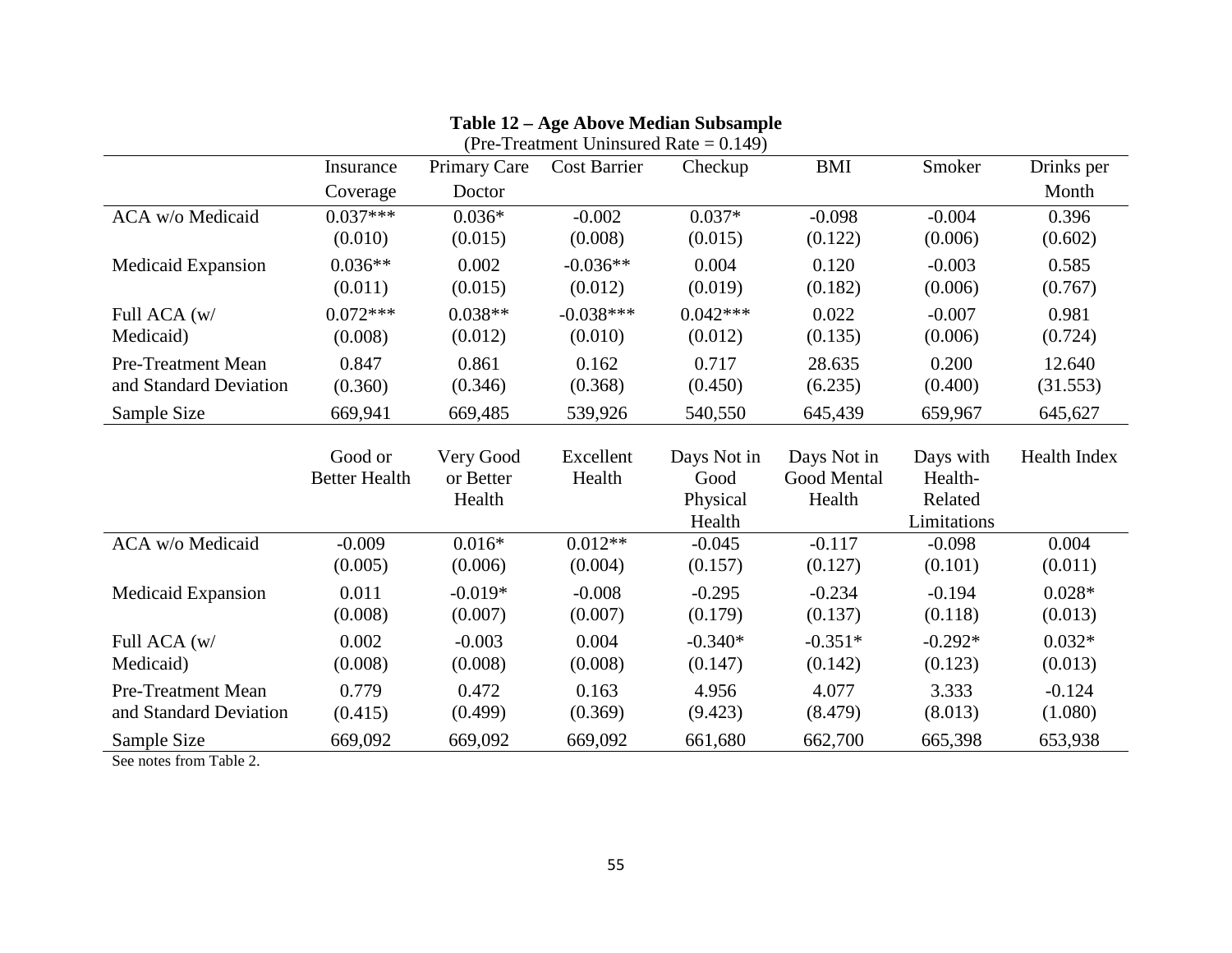**Table 12 – Age Above Median Subsample**

(Pre-Treatment Uninsured Rate = 0.149)

| | Insurance Coverage | Primary Care Doctor | Cost Barrier | Checkup | BMI | Smoker | Drinks per Month |
|---|---|---|---|---|---|---|---|
| ACA w/o Medicaid | 0.037*** | 0.036* | -0.002 | 0.037* | -0.098 | -0.004 | 0.396 |
| | (0.010) | (0.015) | (0.008) | (0.015) | (0.122) | (0.006) | (0.602) |
| Medicaid Expansion | 0.036** | 0.002 | -0.036** | 0.004 | 0.120 | -0.003 | 0.585 |
| | (0.011) | (0.015) | (0.012) | (0.019) | (0.182) | (0.006) | (0.767) |
| Full ACA (w/ Medicaid) | 0.072*** | 0.038** | -0.038*** | 0.042*** | 0.022 | -0.007 | 0.981 |
| | (0.008) | (0.012) | (0.010) | (0.012) | (0.135) | (0.006) | (0.724) |
| Pre-Treatment Mean and Standard Deviation | 0.847 | 0.861 | 0.162 | 0.717 | 28.635 | 0.200 | 12.640 |
| | (0.360) | (0.346) | (0.368) | (0.450) | (6.235) | (0.400) | (31.553) |
| Sample Size | 669,941 | 669,485 | 539,926 | 540,550 | 645,439 | 659,967 | 645,627 |

| | Good or Better Health | Very Good or Better Health | Excellent Health | Days Not in Good Physical Health | Days Not in Good Mental Health | Days with Health-Related Limitations | Health Index |
|---|---|---|---|---|---|---|---|
| ACA w/o Medicaid | -0.009 | 0.016* | 0.012** | -0.045 | -0.117 | -0.098 | 0.004 |
| | (0.005) | (0.006) | (0.004) | (0.157) | (0.127) | (0.101) | (0.011) |
| Medicaid Expansion | 0.011 | -0.019* | -0.008 | -0.295 | -0.234 | -0.194 | 0.028* |
| | (0.008) | (0.007) | (0.007) | (0.179) | (0.137) | (0.118) | (0.013) |
| Full ACA (w/ Medicaid) | 0.002 | -0.003 | 0.004 | -0.340* | -0.351* | -0.292* | 0.032* |
| | (0.008) | (0.008) | (0.008) | (0.147) | (0.142) | (0.123) | (0.013) |
| Pre-Treatment Mean and Standard Deviation | 0.779 | 0.472 | 0.163 | 4.956 | 4.077 | 3.333 | -0.124 |
| | (0.415) | (0.499) | (0.369) | (9.423) | (8.479) | (8.013) | (1.080) |
| Sample Size | 669,092 | 669,092 | 669,092 | 661,680 | 662,700 | 665,398 | 653,938 |

See notes from Table 2.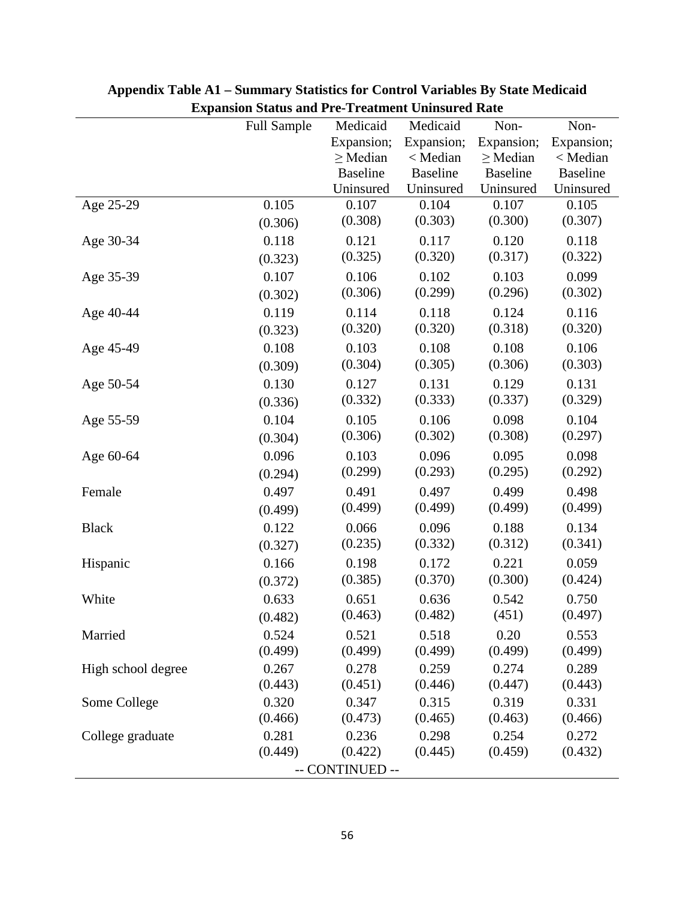**Appendix Table A1 – Summary Statistics for Control Variables By State Medicaid Expansion Status and Pre-Treatment Uninsured Rate**

| | Full Sample | Medicaid Expansion; ≥ Median Baseline Uninsured | Medicaid Expansion; < Median Baseline Uninsured | Non-Expansion; ≥ Median Baseline Uninsured | Non-Expansion; < Median Baseline Uninsured |
|---|---|---|---|---|---|
| Age 25-29 | 0.105 | 0.107 | 0.104 | 0.107 | 0.105 |
| | (0.306) | (0.308) | (0.303) | (0.300) | (0.307) |
| Age 30-34 | 0.118 | 0.121 | 0.117 | 0.120 | 0.118 |
| | (0.323) | (0.325) | (0.320) | (0.317) | (0.322) |
| Age 35-39 | 0.107 | 0.106 | 0.102 | 0.103 | 0.099 |
| | (0.302) | (0.306) | (0.299) | (0.296) | (0.302) |
| Age 40-44 | 0.119 | 0.114 | 0.118 | 0.124 | 0.116 |
| | (0.323) | (0.320) | (0.320) | (0.318) | (0.320) |
| Age 45-49 | 0.108 | 0.103 | 0.108 | 0.108 | 0.106 |
| | (0.309) | (0.304) | (0.305) | (0.306) | (0.303) |
| Age 50-54 | 0.130 | 0.127 | 0.131 | 0.129 | 0.131 |
| | (0.336) | (0.332) | (0.333) | (0.337) | (0.329) |
| Age 55-59 | 0.104 | 0.105 | 0.106 | 0.098 | 0.104 |
| | (0.304) | (0.306) | (0.302) | (0.308) | (0.297) |
| Age 60-64 | 0.096 | 0.103 | 0.096 | 0.095 | 0.098 |
| | (0.294) | (0.299) | (0.293) | (0.295) | (0.292) |
| Female | 0.497 | 0.491 | 0.497 | 0.499 | 0.498 |
| | (0.499) | (0.499) | (0.499) | (0.499) | (0.499) |
| Black | 0.122 | 0.066 | 0.096 | 0.188 | 0.134 |
| | (0.327) | (0.235) | (0.332) | (0.312) | (0.341) |
| Hispanic | 0.166 | 0.198 | 0.172 | 0.221 | 0.059 |
| | (0.372) | (0.385) | (0.370) | (0.300) | (0.424) |
| White | 0.633 | 0.651 | 0.636 | 0.542 | 0.750 |
| | (0.482) | (0.463) | (0.482) | (451) | (0.497) |
| Married | 0.524 | 0.521 | 0.518 | 0.20 | 0.553 |
| | (0.499) | (0.499) | (0.499) | (0.499) | (0.499) |
| High school degree | 0.267 | 0.278 | 0.259 | 0.274 | 0.289 |
| | (0.443) | (0.451) | (0.446) | (0.447) | (0.443) |
| Some College | 0.320 | 0.347 | 0.315 | 0.319 | 0.331 |
| | (0.466) | (0.473) | (0.465) | (0.463) | (0.466) |
| College graduate | 0.281 | 0.236 | 0.298 | 0.254 | 0.272 |
| | (0.449) | (0.422) | (0.445) | (0.459) | (0.432) |

-- CONTINUED --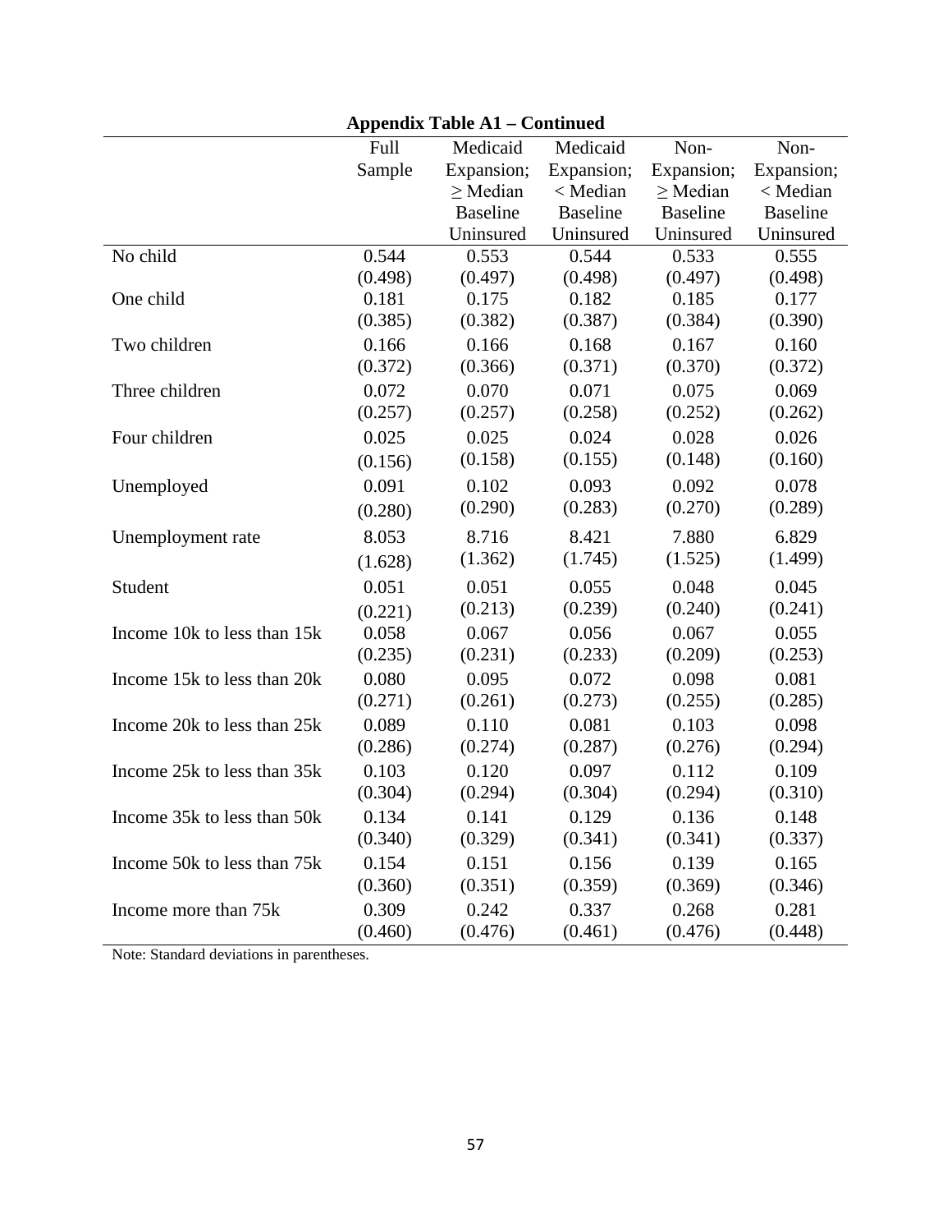**Appendix Table A1 – Continued**

| | Full Sample | Medicaid Expansion; ≥ Median Baseline Uninsured | Medicaid Expansion; < Median Baseline Uninsured | Non-Expansion; ≥ Median Baseline Uninsured | Non-Expansion; < Median Baseline Uninsured |
|---|---|---|---|---|---|
| No child | 0.544 | 0.553 | 0.544 | 0.533 | 0.555 |
| | (0.498) | (0.497) | (0.498) | (0.497) | (0.498) |
| One child | 0.181 | 0.175 | 0.182 | 0.185 | 0.177 |
| | (0.385) | (0.382) | (0.387) | (0.384) | (0.390) |
| Two children | 0.166 | 0.166 | 0.168 | 0.167 | 0.160 |
| | (0.372) | (0.366) | (0.371) | (0.370) | (0.372) |
| Three children | 0.072 | 0.070 | 0.071 | 0.075 | 0.069 |
| | (0.257) | (0.257) | (0.258) | (0.252) | (0.262) |
| Four children | 0.025 | 0.025 | 0.024 | 0.028 | 0.026 |
| | (0.156) | (0.158) | (0.155) | (0.148) | (0.160) |
| Unemployed | 0.091 | 0.102 | 0.093 | 0.092 | 0.078 |
| | (0.280) | (0.290) | (0.283) | (0.270) | (0.289) |
| Unemployment rate | 8.053 | 8.716 | 8.421 | 7.880 | 6.829 |
| | (1.628) | (1.362) | (1.745) | (1.525) | (1.499) |
| Student | 0.051 | 0.051 | 0.055 | 0.048 | 0.045 |
| | (0.221) | (0.213) | (0.239) | (0.240) | (0.241) |
| Income 10k to less than 15k | 0.058 | 0.067 | 0.056 | 0.067 | 0.055 |
| | (0.235) | (0.231) | (0.233) | (0.209) | (0.253) |
| Income 15k to less than 20k | 0.080 | 0.095 | 0.072 | 0.098 | 0.081 |
| | (0.271) | (0.261) | (0.273) | (0.255) | (0.285) |
| Income 20k to less than 25k | 0.089 | 0.110 | 0.081 | 0.103 | 0.098 |
| | (0.286) | (0.274) | (0.287) | (0.276) | (0.294) |
| Income 25k to less than 35k | 0.103 | 0.120 | 0.097 | 0.112 | 0.109 |
| | (0.304) | (0.294) | (0.304) | (0.294) | (0.310) |
| Income 35k to less than 50k | 0.134 | 0.141 | 0.129 | 0.136 | 0.148 |
| | (0.340) | (0.329) | (0.341) | (0.341) | (0.337) |
| Income 50k to less than 75k | 0.154 | 0.151 | 0.156 | 0.139 | 0.165 |
| | (0.360) | (0.351) | (0.359) | (0.369) | (0.346) |
| Income more than 75k | 0.309 | 0.242 | 0.337 | 0.268 | 0.281 |
| | (0.460) | (0.476) | (0.461) | (0.476) | (0.448) |

Note: Standard deviations in parentheses.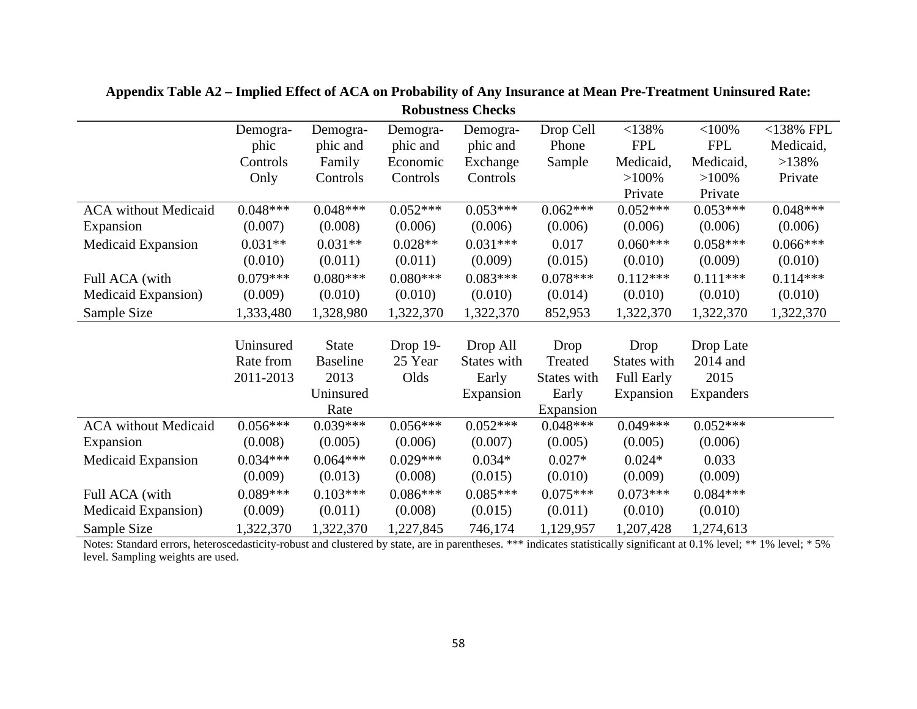**Appendix Table A2 – Implied Effect of ACA on Probability of Any Insurance at Mean Pre-Treatment Uninsured Rate: Robustness Checks**

| | Demographic Controls Only | Demographic and Family Controls | Demographic and Economic Controls | Demographic and Exchange Controls | Drop Cell Phone Sample | <138% FPL Medicaid, >100% Private | <100% FPL Medicaid, >100% Private | <138% FPL Medicaid, >138% Private |
|---|---|---|---|---|---|---|---|---|
| ACA without Medicaid Expansion | 0.048*** | 0.048*** | 0.052*** | 0.053*** | 0.062*** | 0.052*** | 0.053*** | 0.048*** |
| | (0.007) | (0.008) | (0.006) | (0.006) | (0.006) | (0.006) | (0.006) | (0.006) |
| Medicaid Expansion | 0.031** | 0.031** | 0.028** | 0.031*** | 0.017 | 0.060*** | 0.058*** | 0.066*** |
| | (0.010) | (0.011) | (0.011) | (0.009) | (0.015) | (0.010) | (0.009) | (0.010) |
| Full ACA (with Medicaid Expansion) | 0.079*** | 0.080*** | 0.080*** | 0.083*** | 0.078*** | 0.112*** | 0.111*** | 0.114*** |
| | (0.009) | (0.010) | (0.010) | (0.010) | (0.014) | (0.010) | (0.010) | (0.010) |
| Sample Size | 1,333,480 | 1,328,980 | 1,322,370 | 1,322,370 | 852,953 | 1,322,370 | 1,322,370 | 1,322,370 |

| | Uninsured Rate from 2011-2013 | State Baseline 2013 Uninsured Rate | Drop 19-25 Year Olds | Drop All States with Early Expansion | Drop Treated States with Early Expansion | Drop States with Full Early Expansion | Drop Late 2014 and 2015 Expanders |
|---|---|---|---|---|---|---|---|
| ACA without Medicaid Expansion | 0.056*** | 0.039*** | 0.056*** | 0.052*** | 0.048*** | 0.049*** | 0.052*** |
| | (0.008) | (0.005) | (0.006) | (0.007) | (0.005) | (0.005) | (0.006) |
| Medicaid Expansion | 0.034*** | 0.064*** | 0.029*** | 0.034* | 0.027* | 0.024* | 0.033 |
| | (0.009) | (0.013) | (0.008) | (0.015) | (0.010) | (0.009) | (0.009) |
| Full ACA (with Medicaid Expansion) | 0.089*** | 0.103*** | 0.086*** | 0.085*** | 0.075*** | 0.073*** | 0.084*** |
| | (0.009) | (0.011) | (0.008) | (0.015) | (0.011) | (0.010) | (0.010) |
| Sample Size | 1,322,370 | 1,322,370 | 1,227,845 | 746,174 | 1,129,957 | 1,207,428 | 1,274,613 |

Notes: Standard errors, heteroscedasticity-robust and clustered by state, are in parentheses. *** indicates statistically significant at 0.1% level; ** 1% level; * 5% level. Sampling weights are used.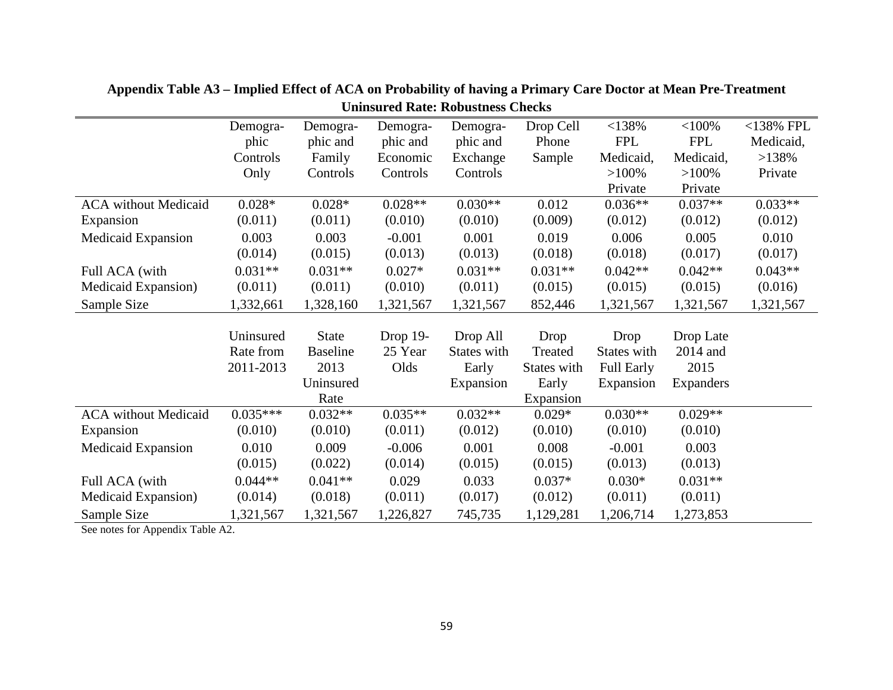**Appendix Table A3 – Implied Effect of ACA on Probability of having a Primary Care Doctor at Mean Pre-Treatment Uninsured Rate: Robustness Checks**

| | Demographic Controls Only | Demographic and Family Controls | Demographic and Economic Controls | Demographic and Exchange Controls | Drop Cell Phone Sample | <138% FPL Medicaid, >100% Private | <100% FPL Medicaid, >100% Private | <138% FPL Medicaid, >138% Private |
|---|---|---|---|---|---|---|---|---|
| ACA without Medicaid Expansion | 0.028* | 0.028* | 0.028** | 0.030** | 0.012 | 0.036** | 0.037** | 0.033** |
| | (0.011) | (0.011) | (0.010) | (0.010) | (0.009) | (0.012) | (0.012) | (0.012) |
| Medicaid Expansion | 0.003 | 0.003 | -0.001 | 0.001 | 0.019 | 0.006 | 0.005 | 0.010 |
| | (0.014) | (0.015) | (0.013) | (0.013) | (0.018) | (0.018) | (0.017) | (0.017) |
| Full ACA (with Medicaid Expansion) | 0.031** | 0.031** | 0.027* | 0.031** | 0.031** | 0.042** | 0.042** | 0.043** |
| | (0.011) | (0.011) | (0.010) | (0.011) | (0.015) | (0.015) | (0.015) | (0.016) |
| Sample Size | 1,332,661 | 1,328,160 | 1,321,567 | 1,321,567 | 852,446 | 1,321,567 | 1,321,567 | 1,321,567 |

| | Uninsured Rate from 2011-2013 | State Baseline 2013 Uninsured Rate | Drop 19-25 Year Olds | Drop All States with Early Expansion | Drop Treated States with Early Expansion | Drop States with Full Early Expansion | Drop Late 2014 and 2015 Expanders |
|---|---|---|---|---|---|---|---|
| ACA without Medicaid Expansion | 0.035*** | 0.032** | 0.035** | 0.032** | 0.029* | 0.030** | 0.029** |
| | (0.010) | (0.010) | (0.011) | (0.012) | (0.010) | (0.010) | (0.010) |
| Medicaid Expansion | 0.010 | 0.009 | -0.006 | 0.001 | 0.008 | -0.001 | 0.003 |
| | (0.015) | (0.022) | (0.014) | (0.015) | (0.015) | (0.013) | (0.013) |
| Full ACA (with Medicaid Expansion) | 0.044** | 0.041** | 0.029 | 0.033 | 0.037* | 0.030* | 0.031** |
| | (0.014) | (0.018) | (0.011) | (0.017) | (0.012) | (0.011) | (0.011) |
| Sample Size | 1,321,567 | 1,321,567 | 1,226,827 | 745,735 | 1,129,281 | 1,206,714 | 1,273,853 |

See notes for Appendix Table A2.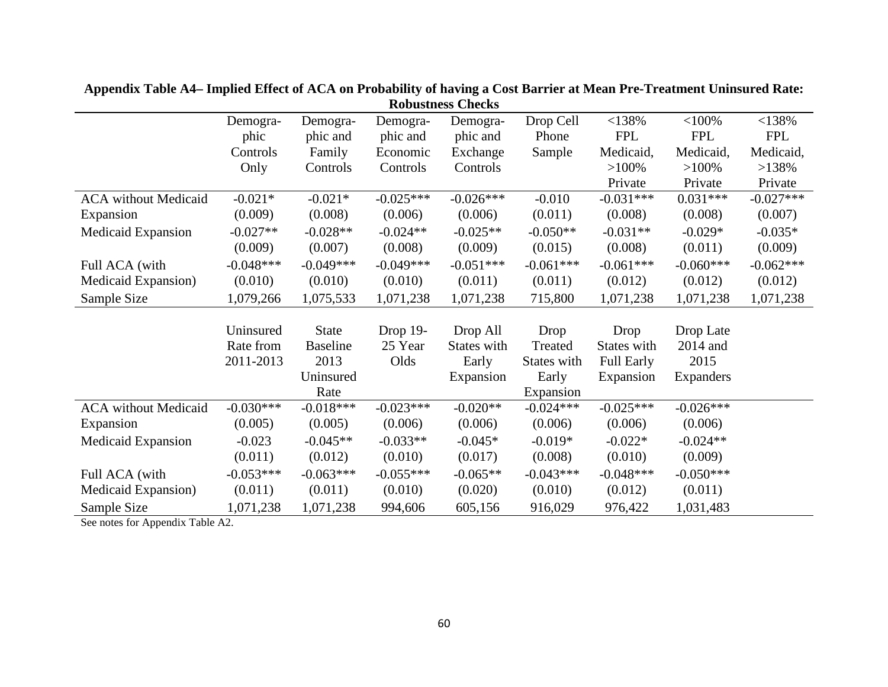**Appendix Table A4– Implied Effect of ACA on Probability of having a Cost Barrier at Mean Pre-Treatment Uninsured Rate: Robustness Checks**

| | Demographic Controls Only | Demographic and Family Controls | Demographic and Economic Controls | Demographic and Exchange Controls | Drop Cell Phone Sample | <138% FPL Medicaid, >100% Private | <100% FPL Medicaid, >100% Private | <138% FPL Medicaid, >138% Private |
|---|---|---|---|---|---|---|---|---|
| ACA without Medicaid Expansion | -0.021* | -0.021* | -0.025*** | -0.026*** | -0.010 | -0.031*** | 0.031*** | -0.027*** |
| | (0.009) | (0.008) | (0.006) | (0.006) | (0.011) | (0.008) | (0.008) | (0.007) |
| Medicaid Expansion | -0.027** | -0.028** | -0.024** | -0.025** | -0.050** | -0.031** | -0.029* | -0.035* |
| | (0.009) | (0.007) | (0.008) | (0.009) | (0.015) | (0.008) | (0.011) | (0.009) |
| Full ACA (with Medicaid Expansion) | -0.048*** | -0.049*** | -0.049*** | -0.051*** | -0.061*** | -0.061*** | -0.060*** | -0.062*** |
| | (0.010) | (0.010) | (0.010) | (0.011) | (0.011) | (0.012) | (0.012) | (0.012) |
| Sample Size | 1,079,266 | 1,075,533 | 1,071,238 | 1,071,238 | 715,800 | 1,071,238 | 1,071,238 | 1,071,238 |

| | Uninsured Rate from 2011-2013 | State Baseline 2013 Uninsured Rate | Drop 19-25 Year Olds | Drop All States with Early Expansion | Drop Treated States with Early Expansion | Drop States with Full Early Expansion | Drop Late 2014 and 2015 Expanders |
|---|---|---|---|---|---|---|---|
| ACA without Medicaid Expansion | -0.030*** | -0.018*** | -0.023*** | -0.020** | -0.024*** | -0.025*** | -0.026*** |
| | (0.005) | (0.005) | (0.006) | (0.006) | (0.006) | (0.006) | (0.006) |
| Medicaid Expansion | -0.023 | -0.045** | -0.033** | -0.045* | -0.019* | -0.022* | -0.024** |
| | (0.011) | (0.012) | (0.010) | (0.017) | (0.008) | (0.010) | (0.009) |
| Full ACA (with Medicaid Expansion) | -0.053*** | -0.063*** | -0.055*** | -0.065** | -0.043*** | -0.048*** | -0.050*** |
| | (0.011) | (0.011) | (0.010) | (0.020) | (0.010) | (0.012) | (0.011) |
| Sample Size | 1,071,238 | 1,071,238 | 994,606 | 605,156 | 916,029 | 976,422 | 1,031,483 |

See notes for Appendix Table A2.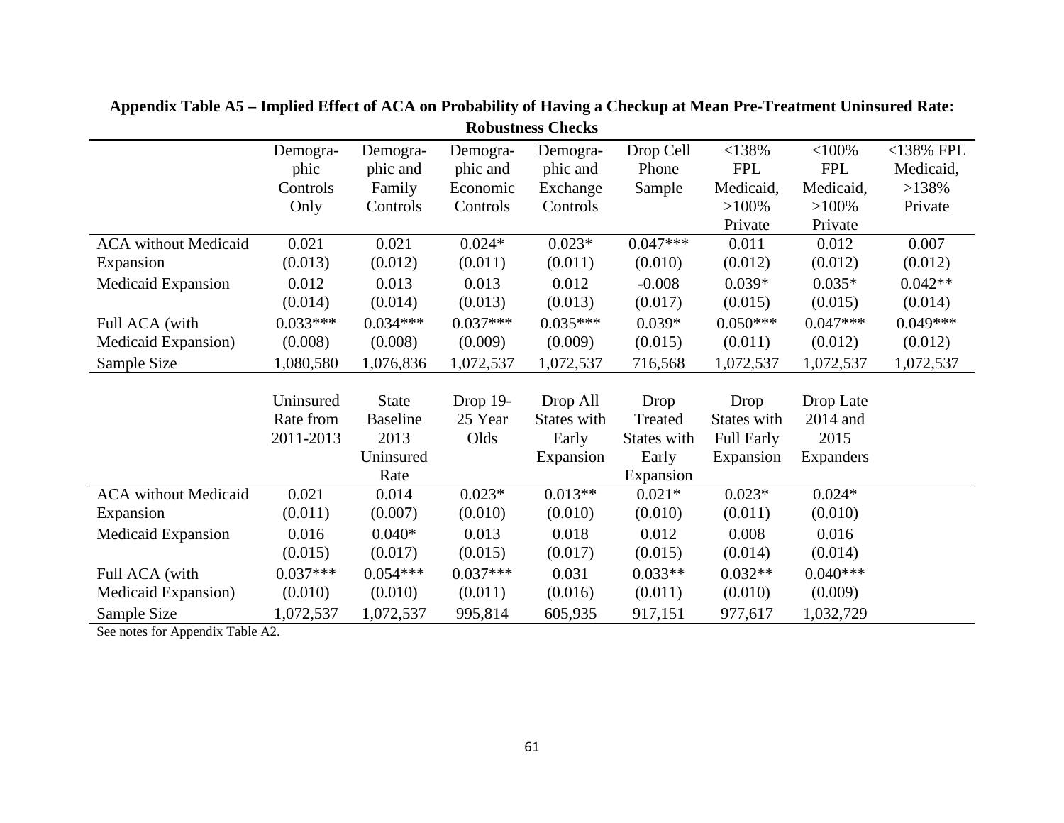**Appendix Table A5 – Implied Effect of ACA on Probability of Having a Checkup at Mean Pre-Treatment Uninsured Rate: Robustness Checks**

| | Demographic Controls Only | Demographic and Family Controls | Demographic and Economic Controls | Demographic and Exchange Controls | Drop Cell Phone Sample | <138% FPL Medicaid, >100% Private | <100% FPL Medicaid, >100% Private | <138% FPL Medicaid, >138% Private |
|---|---|---|---|---|---|---|---|---|
| ACA without Medicaid Expansion | 0.021 | 0.021 | 0.024* | 0.023* | 0.047*** | 0.011 | 0.012 | 0.007 |
| | (0.013) | (0.012) | (0.011) | (0.011) | (0.010) | (0.012) | (0.012) | (0.012) |
| Medicaid Expansion | 0.012 | 0.013 | 0.013 | 0.012 | -0.008 | 0.039* | 0.035* | 0.042** |
| | (0.014) | (0.014) | (0.013) | (0.013) | (0.017) | (0.015) | (0.015) | (0.014) |
| Full ACA (with Medicaid Expansion) | 0.033*** | 0.034*** | 0.037*** | 0.035*** | 0.039* | 0.050*** | 0.047*** | 0.049*** |
| | (0.008) | (0.008) | (0.009) | (0.009) | (0.015) | (0.011) | (0.012) | (0.012) |
| Sample Size | 1,080,580 | 1,076,836 | 1,072,537 | 1,072,537 | 716,568 | 1,072,537 | 1,072,537 | 1,072,537 |

| | Uninsured Rate from 2011-2013 | State Baseline 2013 Uninsured Rate | Drop 19-25 Year Olds | Drop All States with Early Expansion | Drop Treated States with Early Expansion | Drop States with Full Early Expansion | Drop Late 2014 and 2015 Expanders |
|---|---|---|---|---|---|---|---|
| ACA without Medicaid Expansion | 0.021 | 0.014 | 0.023* | 0.013** | 0.021* | 0.023* | 0.024* |
| | (0.011) | (0.007) | (0.010) | (0.010) | (0.010) | (0.011) | (0.010) |
| Medicaid Expansion | 0.016 | 0.040* | 0.013 | 0.018 | 0.012 | 0.008 | 0.016 |
| | (0.015) | (0.017) | (0.015) | (0.017) | (0.015) | (0.014) | (0.014) |
| Full ACA (with Medicaid Expansion) | 0.037*** | 0.054*** | 0.037*** | 0.031 | 0.033** | 0.032** | 0.040*** |
| | (0.010) | (0.010) | (0.011) | (0.016) | (0.011) | (0.010) | (0.009) |
| Sample Size | 1,072,537 | 1,072,537 | 995,814 | 605,935 | 917,151 | 977,617 | 1,032,729 |

See notes for Appendix Table A2.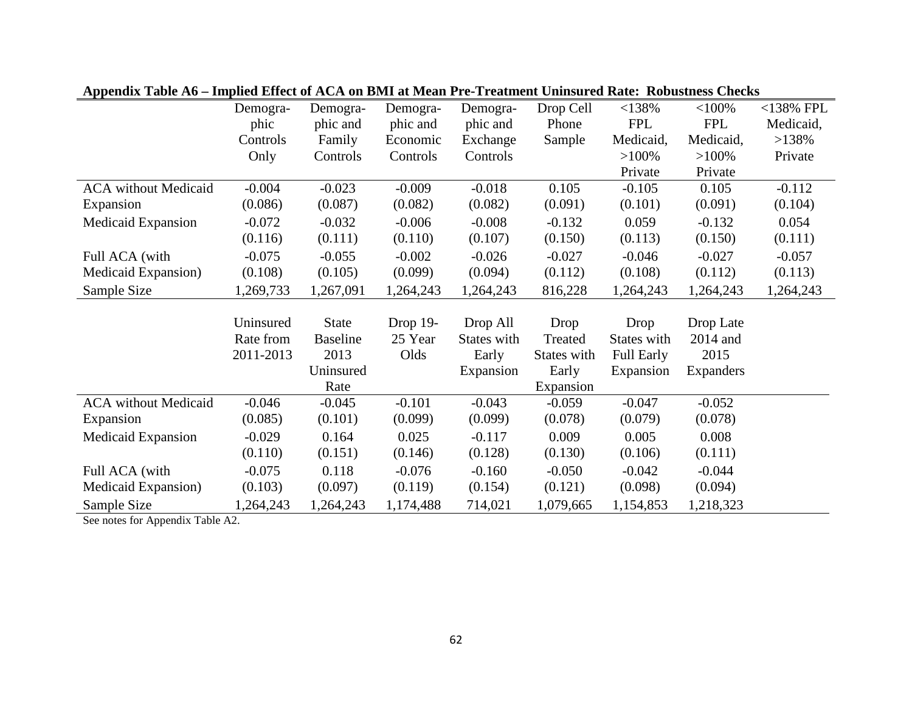**Appendix Table A6 – Implied Effect of ACA on BMI at Mean Pre-Treatment Uninsured Rate: Robustness Checks**

| | Demographic Controls Only | Demographic and Family Controls | Demographic and Economic Controls | Demographic and Exchange Controls | Drop Cell Phone Sample | <138% FPL Medicaid, >100% Private | <100% FPL Medicaid, >100% Private | <138% FPL Medicaid, >138% Private |
|---|---|---|---|---|---|---|---|---|
| ACA without Medicaid Expansion | -0.004 | -0.023 | -0.009 | -0.018 | 0.105 | -0.105 | 0.105 | -0.112 |
| | (0.086) | (0.087) | (0.082) | (0.082) | (0.091) | (0.101) | (0.091) | (0.104) |
| Medicaid Expansion | -0.072 | -0.032 | -0.006 | -0.008 | -0.132 | 0.059 | -0.132 | 0.054 |
| | (0.116) | (0.111) | (0.110) | (0.107) | (0.150) | (0.113) | (0.150) | (0.111) |
| Full ACA (with Medicaid Expansion) | -0.075 | -0.055 | -0.002 | -0.026 | -0.027 | -0.046 | -0.027 | -0.057 |
| | (0.108) | (0.105) | (0.099) | (0.094) | (0.112) | (0.108) | (0.112) | (0.113) |
| Sample Size | 1,269,733 | 1,267,091 | 1,264,243 | 1,264,243 | 816,228 | 1,264,243 | 1,264,243 | 1,264,243 |

| | Uninsured Rate from 2011-2013 | State Baseline 2013 Uninsured Rate | Drop 19-25 Year Olds | Drop All States with Early Expansion | Drop Treated States with Early Expansion | Drop States with Full Early Expansion | Drop Late 2014 and 2015 Expanders |
|---|---|---|---|---|---|---|---|
| ACA without Medicaid Expansion | -0.046 | -0.045 | -0.101 | -0.043 | -0.059 | -0.047 | -0.052 |
| | (0.085) | (0.101) | (0.099) | (0.099) | (0.078) | (0.079) | (0.078) |
| Medicaid Expansion | -0.029 | 0.164 | 0.025 | -0.117 | 0.009 | 0.005 | 0.008 |
| | (0.110) | (0.151) | (0.146) | (0.128) | (0.130) | (0.106) | (0.111) |
| Full ACA (with Medicaid Expansion) | -0.075 | 0.118 | -0.076 | -0.160 | -0.050 | -0.042 | -0.044 |
| | (0.103) | (0.097) | (0.119) | (0.154) | (0.121) | (0.098) | (0.094) |
| Sample Size | 1,264,243 | 1,264,243 | 1,174,488 | 714,021 | 1,079,665 | 1,154,853 | 1,218,323 |

See notes for Appendix Table A2.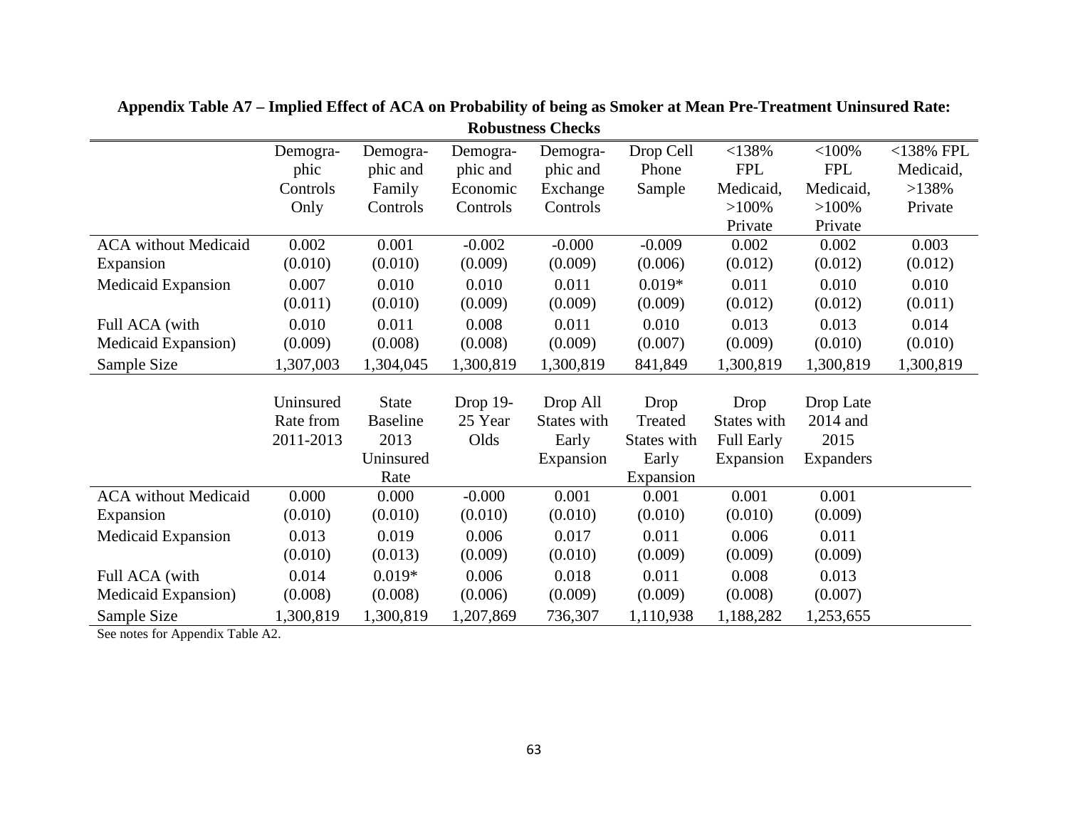**Appendix Table A7 – Implied Effect of ACA on Probability of being as Smoker at Mean Pre-Treatment Uninsured Rate: Robustness Checks**

| | Demographic Controls Only | Demographic and Family Controls | Demographic and Economic Controls | Demographic and Exchange Controls | Drop Cell Phone Sample | <138% FPL Medicaid, >100% Private | <100% FPL Medicaid, >100% Private | <138% FPL Medicaid, >138% Private |
|---|---|---|---|---|---|---|---|---|
| ACA without Medicaid Expansion | 0.002 | 0.001 | -0.002 | -0.000 | -0.009 | 0.002 | 0.002 | 0.003 |
| | (0.010) | (0.010) | (0.009) | (0.009) | (0.006) | (0.012) | (0.012) | (0.012) |
| Medicaid Expansion | 0.007 | 0.010 | 0.010 | 0.011 | 0.019* | 0.011 | 0.010 | 0.010 |
| | (0.011) | (0.010) | (0.009) | (0.009) | (0.009) | (0.012) | (0.012) | (0.011) |
| Full ACA (with Medicaid Expansion) | 0.010 | 0.011 | 0.008 | 0.011 | 0.010 | 0.013 | 0.013 | 0.014 |
| | (0.009) | (0.008) | (0.008) | (0.009) | (0.007) | (0.009) | (0.010) | (0.010) |
| Sample Size | 1,307,003 | 1,304,045 | 1,300,819 | 1,300,819 | 841,849 | 1,300,819 | 1,300,819 | 1,300,819 |

| | Uninsured Rate from 2011-2013 | State Baseline 2013 Uninsured Rate | Drop 19-25 Year Olds | Drop All States with Early Expansion | Drop Treated States with Early Expansion | Drop States with Full Early Expansion | Drop Late 2014 and 2015 Expanders |
|---|---|---|---|---|---|---|---|
| ACA without Medicaid Expansion | 0.000 | 0.000 | -0.000 | 0.001 | 0.001 | 0.001 | 0.001 |
| | (0.010) | (0.010) | (0.010) | (0.010) | (0.010) | (0.010) | (0.009) |
| Medicaid Expansion | 0.013 | 0.019 | 0.006 | 0.017 | 0.011 | 0.006 | 0.011 |
| | (0.010) | (0.013) | (0.009) | (0.010) | (0.009) | (0.009) | (0.009) |
| Full ACA (with Medicaid Expansion) | 0.014 | 0.019* | 0.006 | 0.018 | 0.011 | 0.008 | 0.013 |
| | (0.008) | (0.008) | (0.006) | (0.009) | (0.009) | (0.008) | (0.007) |
| Sample Size | 1,300,819 | 1,300,819 | 1,207,869 | 736,307 | 1,110,938 | 1,188,282 | 1,253,655 |

See notes for Appendix Table A2.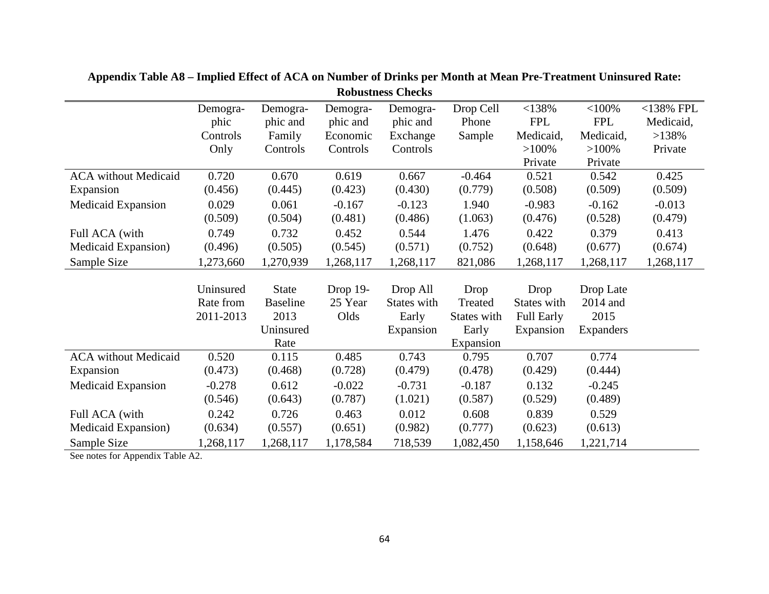**Appendix Table A8 – Implied Effect of ACA on Number of Drinks per Month at Mean Pre-Treatment Uninsured Rate: Robustness Checks**

| | Demographic Controls Only | Demographic and Family Controls | Demographic and Economic Controls | Demographic and Exchange Controls | Drop Cell Phone Sample | <138% FPL Medicaid, >100% Private | <100% FPL Medicaid, >100% Private | <138% FPL Medicaid, >138% Private |
|---|---|---|---|---|---|---|---|---|
| ACA without Medicaid Expansion | 0.720 | 0.670 | 0.619 | 0.667 | -0.464 | 0.521 | 0.542 | 0.425 |
| | (0.456) | (0.445) | (0.423) | (0.430) | (0.779) | (0.508) | (0.509) | (0.509) |
| Medicaid Expansion | 0.029 | 0.061 | -0.167 | -0.123 | 1.940 | -0.983 | -0.162 | -0.013 |
| | (0.509) | (0.504) | (0.481) | (0.486) | (1.063) | (0.476) | (0.528) | (0.479) |
| Full ACA (with Medicaid Expansion) | 0.749 | 0.732 | 0.452 | 0.544 | 1.476 | 0.422 | 0.379 | 0.413 |
| | (0.496) | (0.505) | (0.545) | (0.571) | (0.752) | (0.648) | (0.677) | (0.674) |
| Sample Size | 1,273,660 | 1,270,939 | 1,268,117 | 1,268,117 | 821,086 | 1,268,117 | 1,268,117 | 1,268,117 |

| | Uninsured Rate from 2011-2013 | State Baseline 2013 Uninsured Rate | Drop 19-25 Year Olds | Drop All States with Early Expansion | Drop Treated States with Early Expansion | Drop States with Full Early Expansion | Drop Late 2014 and 2015 Expanders |
|---|---|---|---|---|---|---|---|
| ACA without Medicaid Expansion | 0.520 | 0.115 | 0.485 | 0.743 | 0.795 | 0.707 | 0.774 |
| | (0.473) | (0.468) | (0.728) | (0.479) | (0.478) | (0.429) | (0.444) |
| Medicaid Expansion | -0.278 | 0.612 | -0.022 | -0.731 | -0.187 | 0.132 | -0.245 |
| | (0.546) | (0.643) | (0.787) | (1.021) | (0.587) | (0.529) | (0.489) |
| Full ACA (with Medicaid Expansion) | 0.242 | 0.726 | 0.463 | 0.012 | 0.608 | 0.839 | 0.529 |
| | (0.634) | (0.557) | (0.651) | (0.982) | (0.777) | (0.623) | (0.613) |
| Sample Size | 1,268,117 | 1,268,117 | 1,178,584 | 718,539 | 1,082,450 | 1,158,646 | 1,221,714 |

See notes for Appendix Table A2.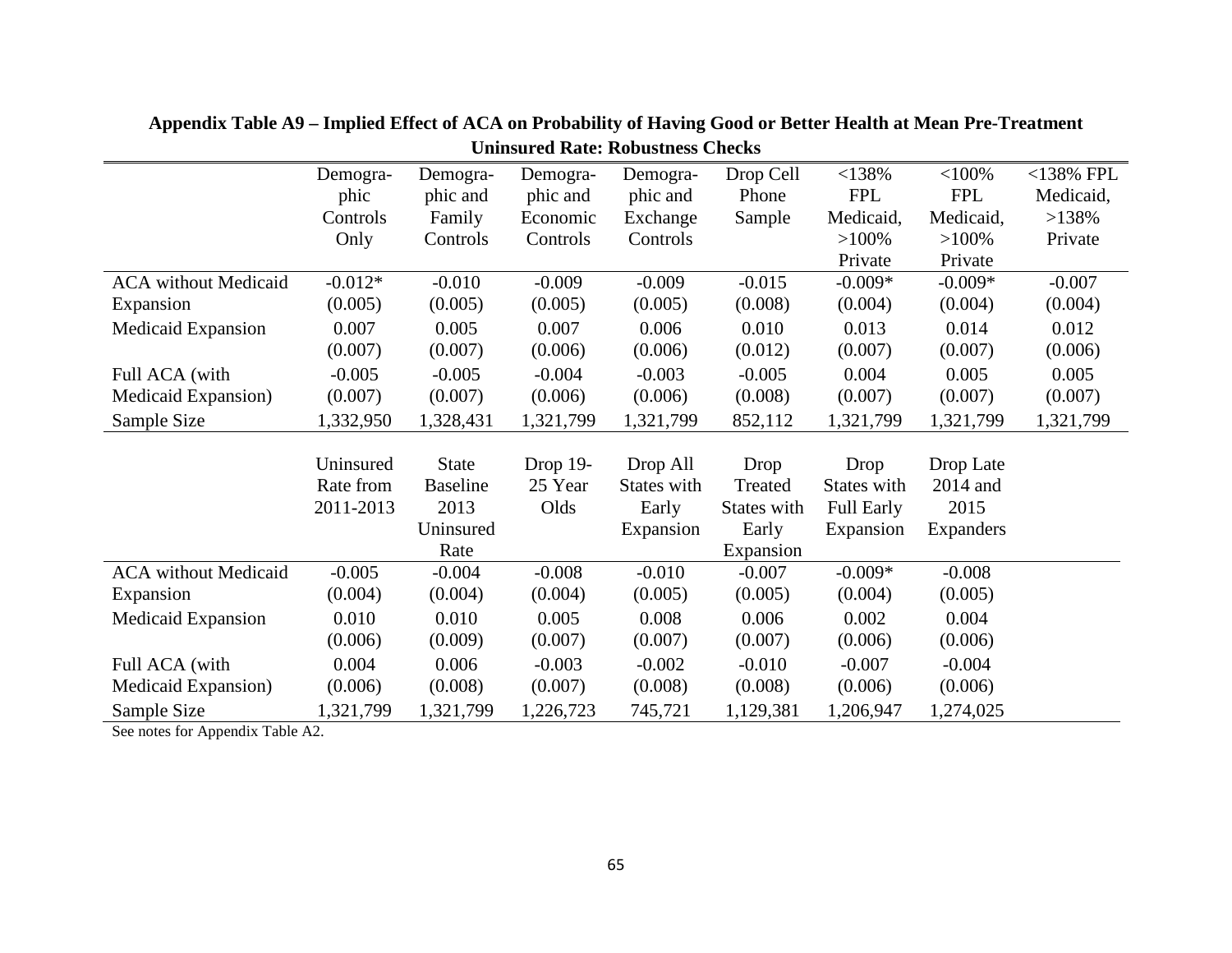**Appendix Table A9 – Implied Effect of ACA on Probability of Having Good or Better Health at Mean Pre-Treatment Uninsured Rate: Robustness Checks**

| | Demographic Controls Only | Demographic and Family Controls | Demographic and Economic Controls | Demographic and Exchange Controls | Drop Cell Phone Sample | <138% FPL Medicaid, >100% Private | <100% FPL Medicaid, >100% Private | <138% FPL Medicaid, >138% Private |
|---|---|---|---|---|---|---|---|---|
| ACA without Medicaid Expansion | -0.012* | -0.010 | -0.009 | -0.009 | -0.015 | -0.009* | -0.009* | -0.007 |
| | (0.005) | (0.005) | (0.005) | (0.005) | (0.008) | (0.004) | (0.004) | (0.004) |
| Medicaid Expansion | 0.007 | 0.005 | 0.007 | 0.006 | 0.010 | 0.013 | 0.014 | 0.012 |
| | (0.007) | (0.007) | (0.006) | (0.006) | (0.012) | (0.007) | (0.007) | (0.006) |
| Full ACA (with Medicaid Expansion) | -0.005 | -0.005 | -0.004 | -0.003 | -0.005 | 0.004 | 0.005 | 0.005 |
| | (0.007) | (0.007) | (0.006) | (0.006) | (0.008) | (0.007) | (0.007) | (0.007) |
| Sample Size | 1,332,950 | 1,328,431 | 1,321,799 | 1,321,799 | 852,112 | 1,321,799 | 1,321,799 | 1,321,799 |

| | Uninsured Rate from 2011-2013 | State Baseline 2013 Uninsured Rate | Drop 19-25 Year Olds | Drop All States with Early Expansion | Drop Treated States with Early Expansion | Drop States with Full Early Expansion | Drop Late 2014 and 2015 Expanders |
|---|---|---|---|---|---|---|---|
| ACA without Medicaid Expansion | -0.005 | -0.004 | -0.008 | -0.010 | -0.007 | -0.009* | -0.008 |
| | (0.004) | (0.004) | (0.004) | (0.005) | (0.005) | (0.004) | (0.005) |
| Medicaid Expansion | 0.010 | 0.010 | 0.005 | 0.008 | 0.006 | 0.002 | 0.004 |
| | (0.006) | (0.009) | (0.007) | (0.007) | (0.007) | (0.006) | (0.006) |
| Full ACA (with Medicaid Expansion) | 0.004 | 0.006 | -0.003 | -0.002 | -0.010 | -0.007 | -0.004 |
| | (0.006) | (0.008) | (0.007) | (0.008) | (0.008) | (0.006) | (0.006) |
| Sample Size | 1,321,799 | 1,321,799 | 1,226,723 | 745,721 | 1,129,381 | 1,206,947 | 1,274,025 |

See notes for Appendix Table A2.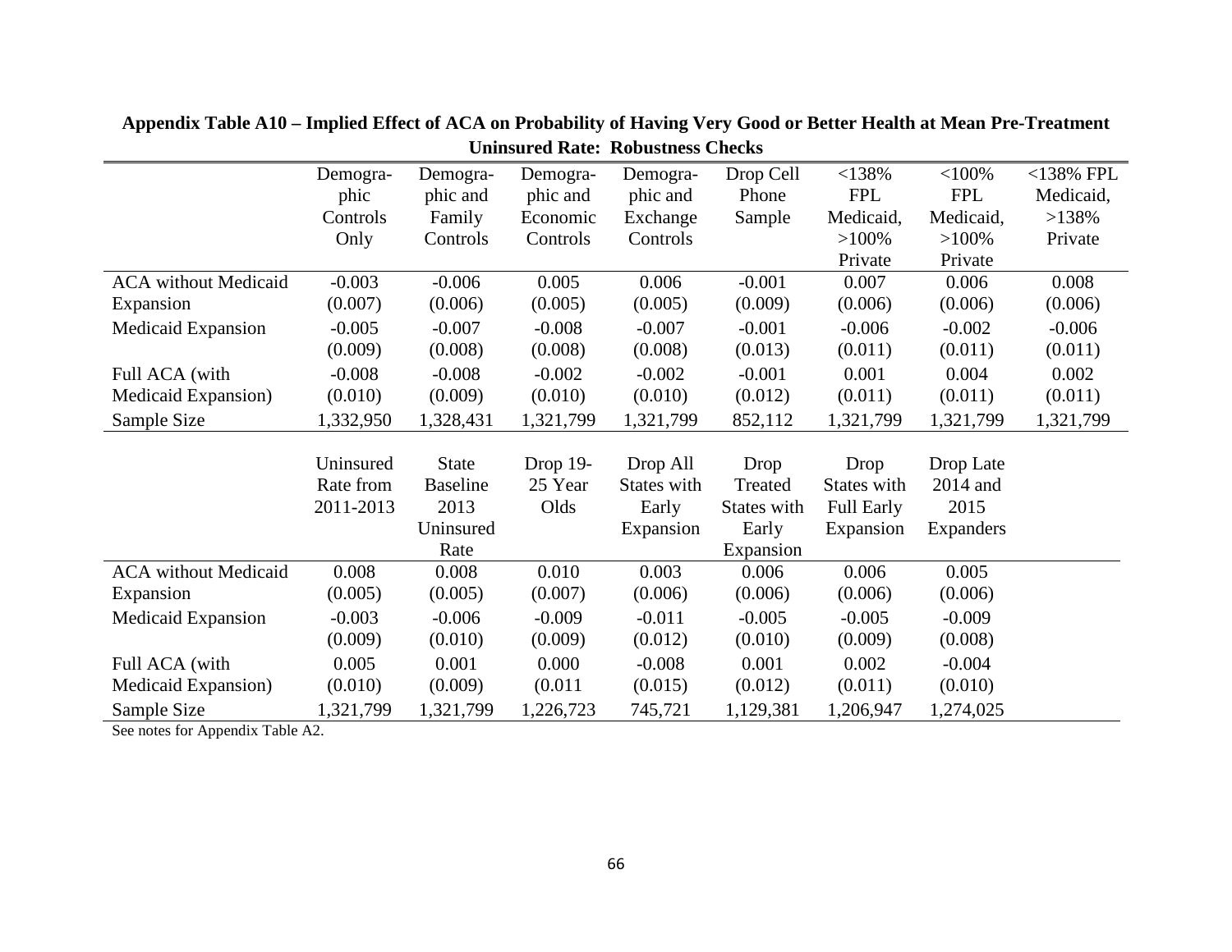**Appendix Table A10 – Implied Effect of ACA on Probability of Having Very Good or Better Health at Mean Pre-Treatment Uninsured Rate: Robustness Checks**

| | Demographic Controls Only | Demographic and Family Controls | Demographic and Economic Controls | Demographic and Exchange Controls | Drop Cell Phone Sample | <138% FPL Medicaid, >100% Private | <100% FPL Medicaid, >100% Private | <138% FPL Medicaid, >138% Private |
|---|---|---|---|---|---|---|---|---|
| ACA without Medicaid Expansion | -0.003 | -0.006 | 0.005 | 0.006 | -0.001 | 0.007 | 0.006 | 0.008 |
| | (0.007) | (0.006) | (0.005) | (0.005) | (0.009) | (0.006) | (0.006) | (0.006) |
| Medicaid Expansion | -0.005 | -0.007 | -0.008 | -0.007 | -0.001 | -0.006 | -0.002 | -0.006 |
| | (0.009) | (0.008) | (0.008) | (0.008) | (0.013) | (0.011) | (0.011) | (0.011) |
| Full ACA (with Medicaid Expansion) | -0.008 | -0.008 | -0.002 | -0.002 | -0.001 | 0.001 | 0.004 | 0.002 |
| | (0.010) | (0.009) | (0.010) | (0.010) | (0.012) | (0.011) | (0.011) | (0.011) |
| Sample Size | 1,332,950 | 1,328,431 | 1,321,799 | 1,321,799 | 852,112 | 1,321,799 | 1,321,799 | 1,321,799 |

| | Uninsured Rate from 2011-2013 | State Baseline 2013 Uninsured Rate | Drop 19-25 Year Olds | Drop All States with Early Expansion | Drop Treated States with Early Expansion | Drop States with Full Early Expansion | Drop Late 2014 and 2015 Expanders |
|---|---|---|---|---|---|---|---|
| ACA without Medicaid Expansion | 0.008 | 0.008 | 0.010 | 0.003 | 0.006 | 0.006 | 0.005 |
| | (0.005) | (0.005) | (0.007) | (0.006) | (0.006) | (0.006) | (0.006) |
| Medicaid Expansion | -0.003 | -0.006 | -0.009 | -0.011 | -0.005 | -0.005 | -0.009 |
| | (0.009) | (0.010) | (0.009) | (0.012) | (0.010) | (0.009) | (0.008) |
| Full ACA (with Medicaid Expansion) | 0.005 | 0.001 | 0.000 | -0.008 | 0.001 | 0.002 | -0.004 |
| | (0.010) | (0.009) | (0.011 | (0.015) | (0.012) | (0.011) | (0.010) |
| Sample Size | 1,321,799 | 1,321,799 | 1,226,723 | 745,721 | 1,129,381 | 1,206,947 | 1,274,025 |

See notes for Appendix Table A2.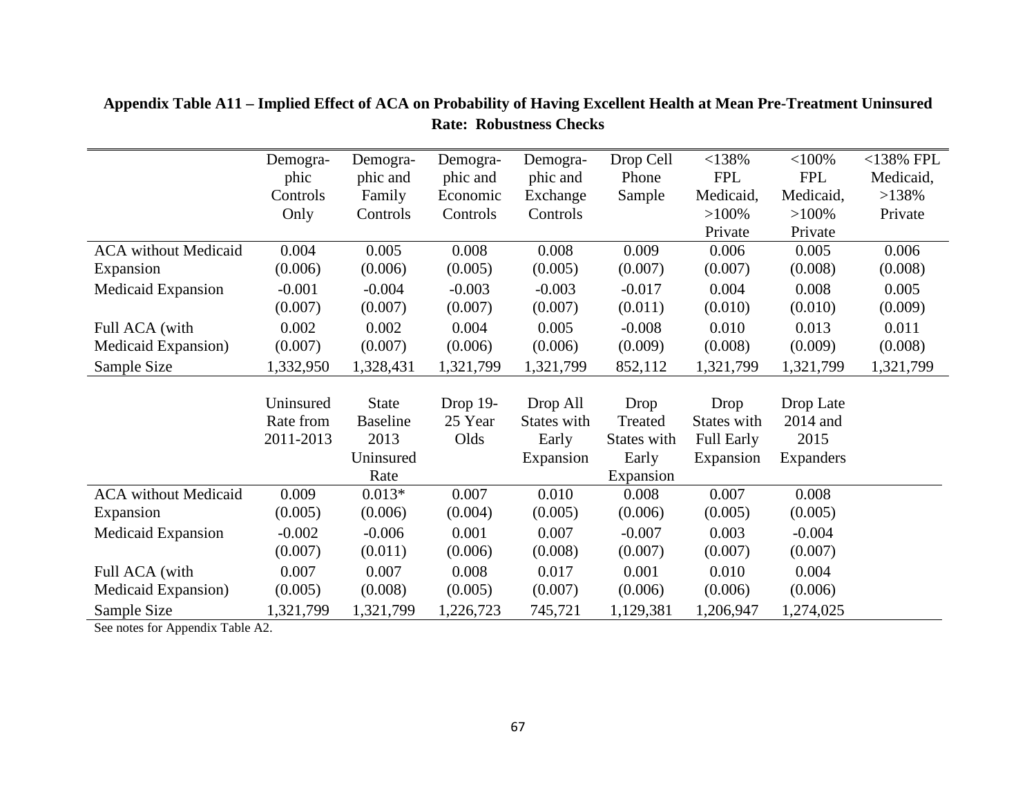**Appendix Table A11 – Implied Effect of ACA on Probability of Having Excellent Health at Mean Pre-Treatment Uninsured Rate: Robustness Checks**

| | Demographic Controls Only | Demographic and Family Controls | Demographic and Economic Controls | Demographic and Exchange Controls | Drop Cell Phone Sample | <138% FPL Medicaid, >100% Private | <100% FPL Medicaid, >100% Private | <138% FPL Medicaid, >138% Private |
|---|---|---|---|---|---|---|---|---|
| ACA without Medicaid Expansion | 0.004 | 0.005 | 0.008 | 0.008 | 0.009 | 0.006 | 0.005 | 0.006 |
| | (0.006) | (0.006) | (0.005) | (0.005) | (0.007) | (0.007) | (0.008) | (0.008) |
| Medicaid Expansion | -0.001 | -0.004 | -0.003 | -0.003 | -0.017 | 0.004 | 0.008 | 0.005 |
| | (0.007) | (0.007) | (0.007) | (0.007) | (0.011) | (0.010) | (0.010) | (0.009) |
| Full ACA (with Medicaid Expansion) | 0.002 | 0.002 | 0.004 | 0.005 | -0.008 | 0.010 | 0.013 | 0.011 |
| | (0.007) | (0.007) | (0.006) | (0.006) | (0.009) | (0.008) | (0.009) | (0.008) |
| Sample Size | 1,332,950 | 1,328,431 | 1,321,799 | 1,321,799 | 852,112 | 1,321,799 | 1,321,799 | 1,321,799 |

| | Uninsured Rate from 2011-2013 | State Baseline 2013 Uninsured Rate | Drop 19-25 Year Olds | Drop All States with Early Expansion | Drop Treated States with Early Expansion | Drop States with Full Early Expansion | Drop Late 2014 and 2015 Expanders |
|---|---|---|---|---|---|---|---|
| ACA without Medicaid Expansion | 0.009 | 0.013* | 0.007 | 0.010 | 0.008 | 0.007 | 0.008 |
| | (0.005) | (0.006) | (0.004) | (0.005) | (0.006) | (0.005) | (0.005) |
| Medicaid Expansion | -0.002 | -0.006 | 0.001 | 0.007 | -0.007 | 0.003 | -0.004 |
| | (0.007) | (0.011) | (0.006) | (0.008) | (0.007) | (0.007) | (0.007) |
| Full ACA (with Medicaid Expansion) | 0.007 | 0.007 | 0.008 | 0.017 | 0.001 | 0.010 | 0.004 |
| | (0.005) | (0.008) | (0.005) | (0.007) | (0.006) | (0.006) | (0.006) |
| Sample Size | 1,321,799 | 1,321,799 | 1,226,723 | 745,721 | 1,129,381 | 1,206,947 | 1,274,025 |

See notes for Appendix Table A2.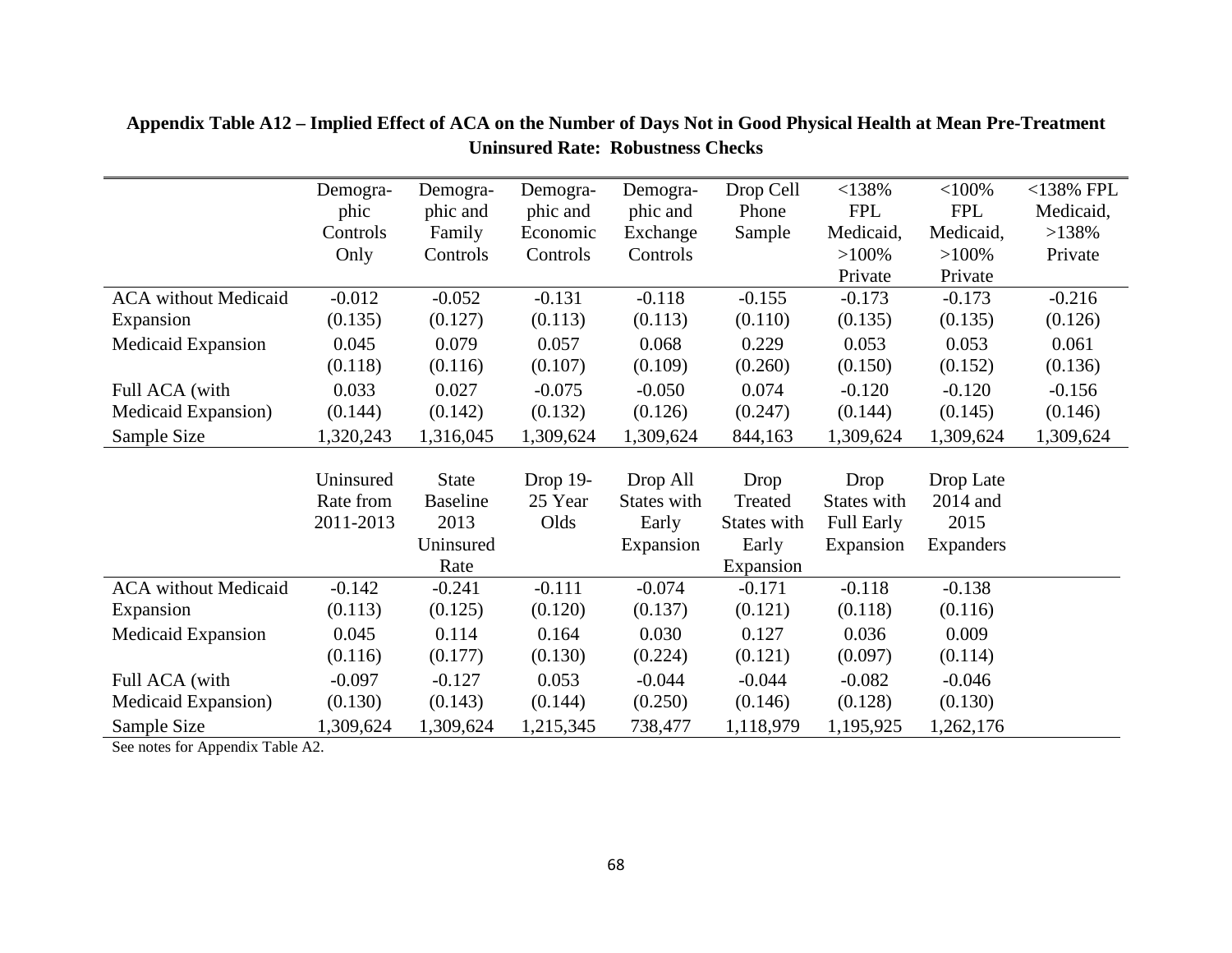**Appendix Table A12 – Implied Effect of ACA on the Number of Days Not in Good Physical Health at Mean Pre-Treatment Uninsured Rate: Robustness Checks**

| | Demographic Controls Only | Demographic and Family Controls | Demographic and Economic Controls | Demographic and Exchange Controls | Drop Cell Phone Sample | <138% FPL Medicaid, >100% Private | <100% FPL Medicaid, >100% Private | <138% FPL Medicaid, >138% Private |
|---|---|---|---|---|---|---|---|---|
| ACA without Medicaid Expansion | -0.012 | -0.052 | -0.131 | -0.118 | -0.155 | -0.173 | -0.173 | -0.216 |
| | (0.135) | (0.127) | (0.113) | (0.113) | (0.110) | (0.135) | (0.135) | (0.126) |
| Medicaid Expansion | 0.045 | 0.079 | 0.057 | 0.068 | 0.229 | 0.053 | 0.053 | 0.061 |
| | (0.118) | (0.116) | (0.107) | (0.109) | (0.260) | (0.150) | (0.152) | (0.136) |
| Full ACA (with Medicaid Expansion) | 0.033 | 0.027 | -0.075 | -0.050 | 0.074 | -0.120 | -0.120 | -0.156 |
| | (0.144) | (0.142) | (0.132) | (0.126) | (0.247) | (0.144) | (0.145) | (0.146) |
| Sample Size | 1,320,243 | 1,316,045 | 1,309,624 | 1,309,624 | 844,163 | 1,309,624 | 1,309,624 | 1,309,624 |

| | Uninsured Rate from 2011-2013 | State Baseline 2013 Uninsured Rate | Drop 19-25 Year Olds | Drop All States with Early Expansion | Drop Treated States with Early Expansion | Drop States with Full Early Expansion | Drop Late 2014 and 2015 Expanders |
|---|---|---|---|---|---|---|---|
| ACA without Medicaid Expansion | -0.142 | -0.241 | -0.111 | -0.074 | -0.171 | -0.118 | -0.138 |
| | (0.113) | (0.125) | (0.120) | (0.137) | (0.121) | (0.118) | (0.116) |
| Medicaid Expansion | 0.045 | 0.114 | 0.164 | 0.030 | 0.127 | 0.036 | 0.009 |
| | (0.116) | (0.177) | (0.130) | (0.224) | (0.121) | (0.097) | (0.114) |
| Full ACA (with Medicaid Expansion) | -0.097 | -0.127 | 0.053 | -0.044 | -0.044 | -0.082 | -0.046 |
| | (0.130) | (0.143) | (0.144) | (0.250) | (0.146) | (0.128) | (0.130) |
| Sample Size | 1,309,624 | 1,309,624 | 1,215,345 | 738,477 | 1,118,979 | 1,195,925 | 1,262,176 |

See notes for Appendix Table A2.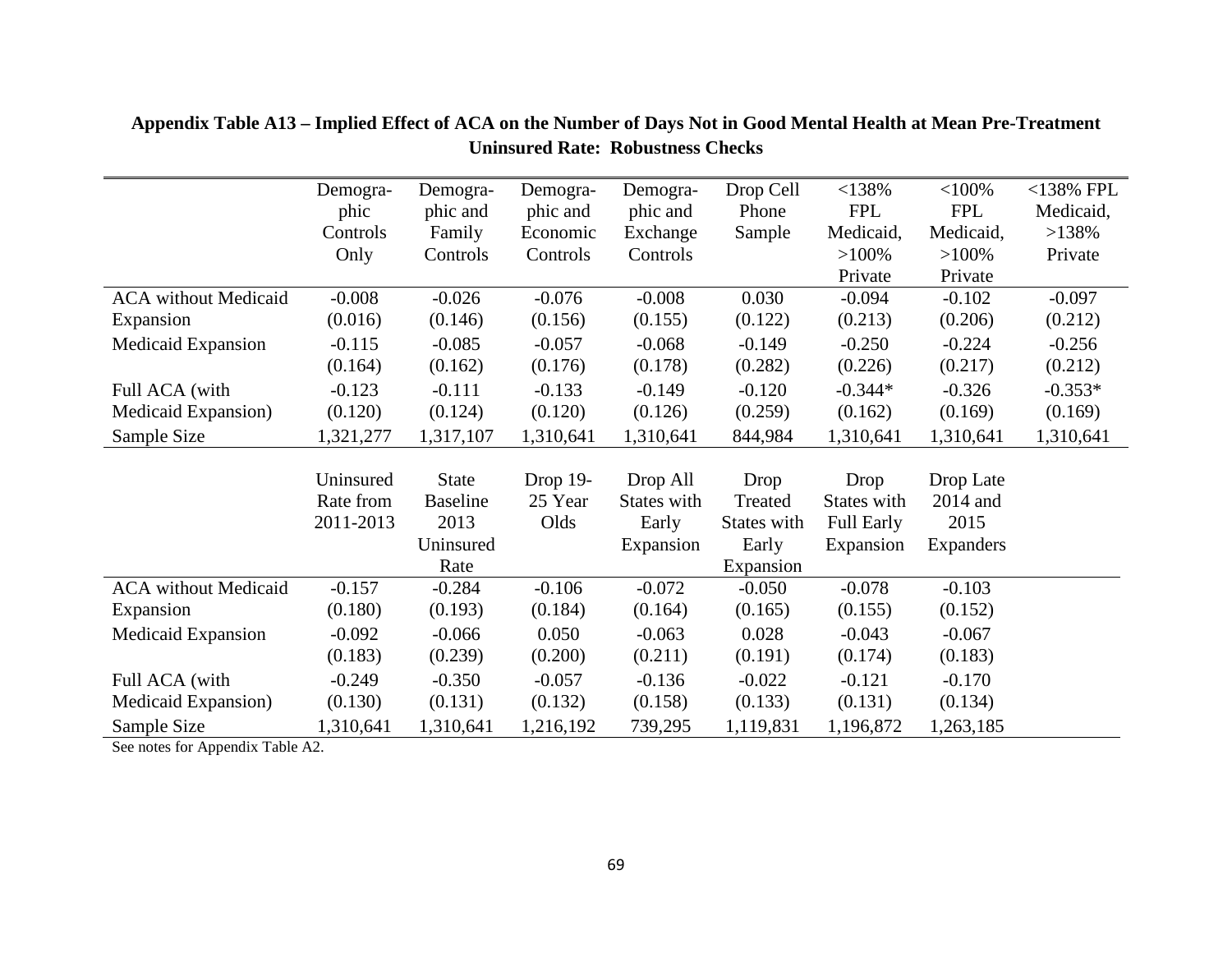**Appendix Table A13 – Implied Effect of ACA on the Number of Days Not in Good Mental Health at Mean Pre-Treatment Uninsured Rate: Robustness Checks**

| | Demographic Controls Only | Demographic and Family Controls | Demographic and Economic Controls | Demographic and Exchange Controls | Drop Cell Phone Sample | <138% FPL Medicaid, >100% Private | <100% FPL Medicaid, >100% Private | <138% FPL Medicaid, >138% Private |
|---|---|---|---|---|---|---|---|---|
| ACA without Medicaid Expansion | -0.008 | -0.026 | -0.076 | -0.008 | 0.030 | -0.094 | -0.102 | -0.097 |
| | (0.016) | (0.146) | (0.156) | (0.155) | (0.122) | (0.213) | (0.206) | (0.212) |
| Medicaid Expansion | -0.115 | -0.085 | -0.057 | -0.068 | -0.149 | -0.250 | -0.224 | -0.256 |
| | (0.164) | (0.162) | (0.176) | (0.178) | (0.282) | (0.226) | (0.217) | (0.212) |
| Full ACA (with Medicaid Expansion) | -0.123 | -0.111 | -0.133 | -0.149 | -0.120 | -0.344* | -0.326 | -0.353* |
| | (0.120) | (0.124) | (0.120) | (0.126) | (0.259) | (0.162) | (0.169) | (0.169) |
| Sample Size | 1,321,277 | 1,317,107 | 1,310,641 | 1,310,641 | 844,984 | 1,310,641 | 1,310,641 | 1,310,641 |

| | Uninsured Rate from 2011-2013 | State Baseline 2013 Uninsured Rate | Drop 19-25 Year Olds | Drop All States with Early Expansion | Drop Treated States with Early Expansion | Drop States with Full Early Expansion | Drop Late 2014 and 2015 Expanders |
|---|---|---|---|---|---|---|---|
| ACA without Medicaid Expansion | -0.157 | -0.284 | -0.106 | -0.072 | -0.050 | -0.078 | -0.103 |
| | (0.180) | (0.193) | (0.184) | (0.164) | (0.165) | (0.155) | (0.152) |
| Medicaid Expansion | -0.092 | -0.066 | 0.050 | -0.063 | 0.028 | -0.043 | -0.067 |
| | (0.183) | (0.239) | (0.200) | (0.211) | (0.191) | (0.174) | (0.183) |
| Full ACA (with Medicaid Expansion) | -0.249 | -0.350 | -0.057 | -0.136 | -0.022 | -0.121 | -0.170 |
| | (0.130) | (0.131) | (0.132) | (0.158) | (0.133) | (0.131) | (0.134) |
| Sample Size | 1,310,641 | 1,310,641 | 1,216,192 | 739,295 | 1,119,831 | 1,196,872 | 1,263,185 |

See notes for Appendix Table A2.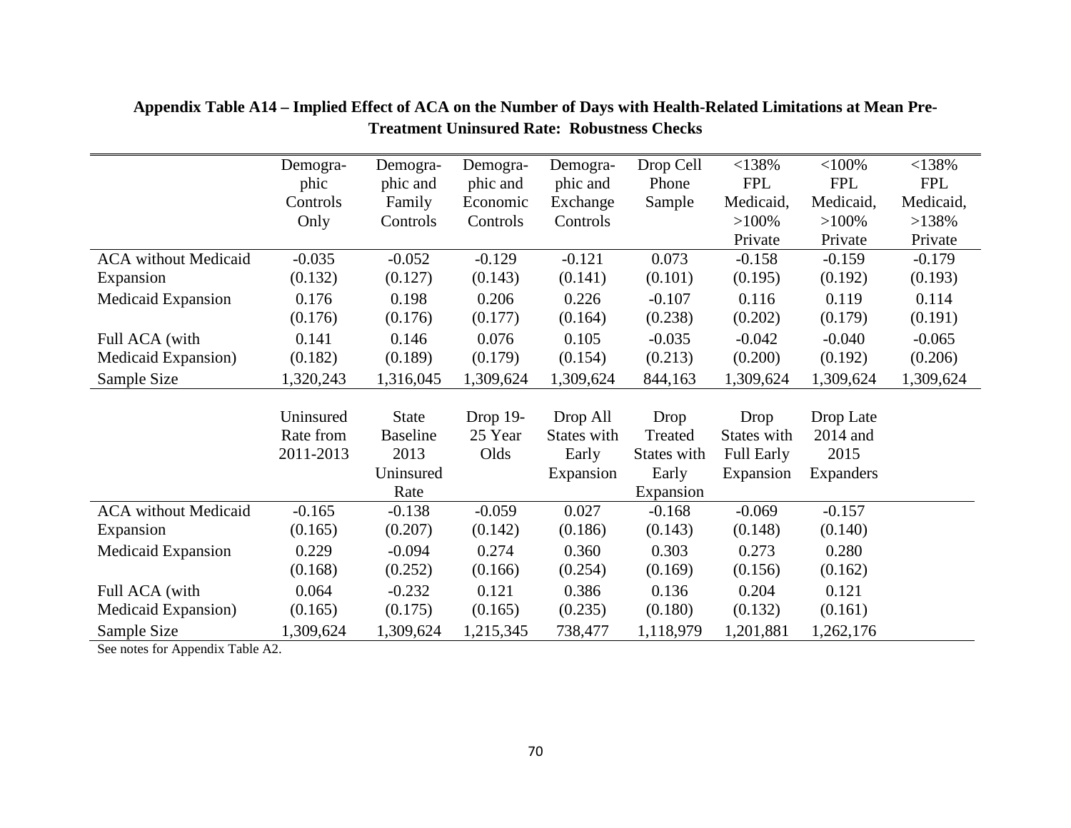**Appendix Table A14 – Implied Effect of ACA on the Number of Days with Health-Related Limitations at Mean Pre-Treatment Uninsured Rate: Robustness Checks**

| | Demographic Controls Only | Demographic and Family Controls | Demographic and Economic Controls | Demographic and Exchange Controls | Drop Cell Phone Sample | <138% FPL Medicaid, >100% Private | <100% FPL Medicaid, >100% Private | <138% FPL Medicaid, >138% Private |
|---|---|---|---|---|---|---|---|---|
| ACA without Medicaid Expansion | -0.035 | -0.052 | -0.129 | -0.121 | 0.073 | -0.158 | -0.159 | -0.179 |
| | (0.132) | (0.127) | (0.143) | (0.141) | (0.101) | (0.195) | (0.192) | (0.193) |
| Medicaid Expansion | 0.176 | 0.198 | 0.206 | 0.226 | -0.107 | 0.116 | 0.119 | 0.114 |
| | (0.176) | (0.176) | (0.177) | (0.164) | (0.238) | (0.202) | (0.179) | (0.191) |
| Full ACA (with Medicaid Expansion) | 0.141 | 0.146 | 0.076 | 0.105 | -0.035 | -0.042 | -0.040 | -0.065 |
| | (0.182) | (0.189) | (0.179) | (0.154) | (0.213) | (0.200) | (0.192) | (0.206) |
| Sample Size | 1,320,243 | 1,316,045 | 1,309,624 | 1,309,624 | 844,163 | 1,309,624 | 1,309,624 | 1,309,624 |

| | Uninsured Rate from 2011-2013 | State Baseline 2013 Uninsured Rate | Drop 19-25 Year Olds | Drop All States with Early Expansion | Drop Treated States with Early Expansion | Drop States with Full Early Expansion | Drop Late 2014 and 2015 Expanders |
|---|---|---|---|---|---|---|---|
| ACA without Medicaid Expansion | -0.165 | -0.138 | -0.059 | 0.027 | -0.168 | -0.069 | -0.157 |
| | (0.165) | (0.207) | (0.142) | (0.186) | (0.143) | (0.148) | (0.140) |
| Medicaid Expansion | 0.229 | -0.094 | 0.274 | 0.360 | 0.303 | 0.273 | 0.280 |
| | (0.168) | (0.252) | (0.166) | (0.254) | (0.169) | (0.156) | (0.162) |
| Full ACA (with Medicaid Expansion) | 0.064 | -0.232 | 0.121 | 0.386 | 0.136 | 0.204 | 0.121 |
| | (0.165) | (0.175) | (0.165) | (0.235) | (0.180) | (0.132) | (0.161) |
| Sample Size | 1,309,624 | 1,309,624 | 1,215,345 | 738,477 | 1,118,979 | 1,201,881 | 1,262,176 |

See notes for Appendix Table A2.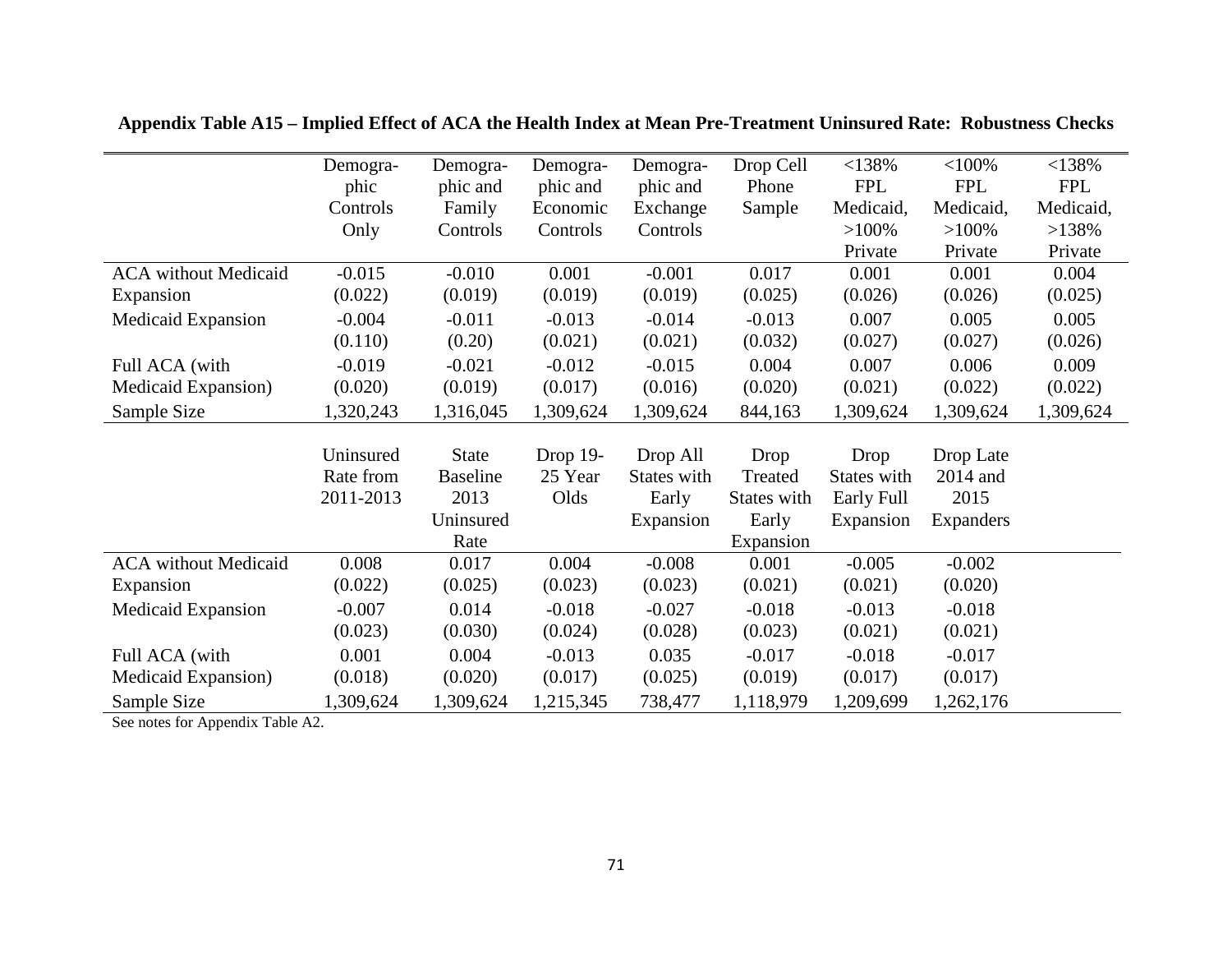**Appendix Table A15 – Implied Effect of ACA the Health Index at Mean Pre-Treatment Uninsured Rate: Robustness Checks**

| | Demographic Controls Only | Demographic and Family Controls | Demographic and Economic Controls | Demographic and Exchange Controls | Drop Cell Phone Sample | <138% FPL Medicaid, >100% Private | <100% FPL Medicaid, >100% Private | <138% FPL Medicaid, >138% Private |
|---|---|---|---|---|---|---|---|---|
| ACA without Medicaid Expansion | -0.015 | -0.010 | 0.001 | -0.001 | 0.017 | 0.001 | 0.001 | 0.004 |
| | (0.022) | (0.019) | (0.019) | (0.019) | (0.025) | (0.026) | (0.026) | (0.025) |
| Medicaid Expansion | -0.004 | -0.011 | -0.013 | -0.014 | -0.013 | 0.007 | 0.005 | 0.005 |
| | (0.110) | (0.20) | (0.021) | (0.021) | (0.032) | (0.027) | (0.027) | (0.026) |
| Full ACA (with Medicaid Expansion) | -0.019 | -0.021 | -0.012 | -0.015 | 0.004 | 0.007 | 0.006 | 0.009 |
| | (0.020) | (0.019) | (0.017) | (0.016) | (0.020) | (0.021) | (0.022) | (0.022) |
| Sample Size | 1,320,243 | 1,316,045 | 1,309,624 | 1,309,624 | 844,163 | 1,309,624 | 1,309,624 | 1,309,624 |

| | Uninsured Rate from 2011-2013 | State Baseline 2013 Uninsured Rate | Drop 19-25 Year Olds | Drop All States with Early Expansion | Drop Treated States with Early Expansion | Drop States with Early Full Expansion | Drop Late 2014 and 2015 Expanders |
|---|---|---|---|---|---|---|---|
| ACA without Medicaid Expansion | 0.008 | 0.017 | 0.004 | -0.008 | 0.001 | -0.005 | -0.002 |
| | (0.022) | (0.025) | (0.023) | (0.023) | (0.021) | (0.021) | (0.020) |
| Medicaid Expansion | -0.007 | 0.014 | -0.018 | -0.027 | -0.018 | -0.013 | -0.018 |
| | (0.023) | (0.030) | (0.024) | (0.028) | (0.023) | (0.021) | (0.021) |
| Full ACA (with Medicaid Expansion) | 0.001 | 0.004 | -0.013 | 0.035 | -0.017 | -0.018 | -0.017 |
| | (0.018) | (0.020) | (0.017) | (0.025) | (0.019) | (0.017) | (0.017) |
| Sample Size | 1,309,624 | 1,309,624 | 1,215,345 | 738,477 | 1,118,979 | 1,209,699 | 1,262,176 |

See notes for Appendix Table A2.